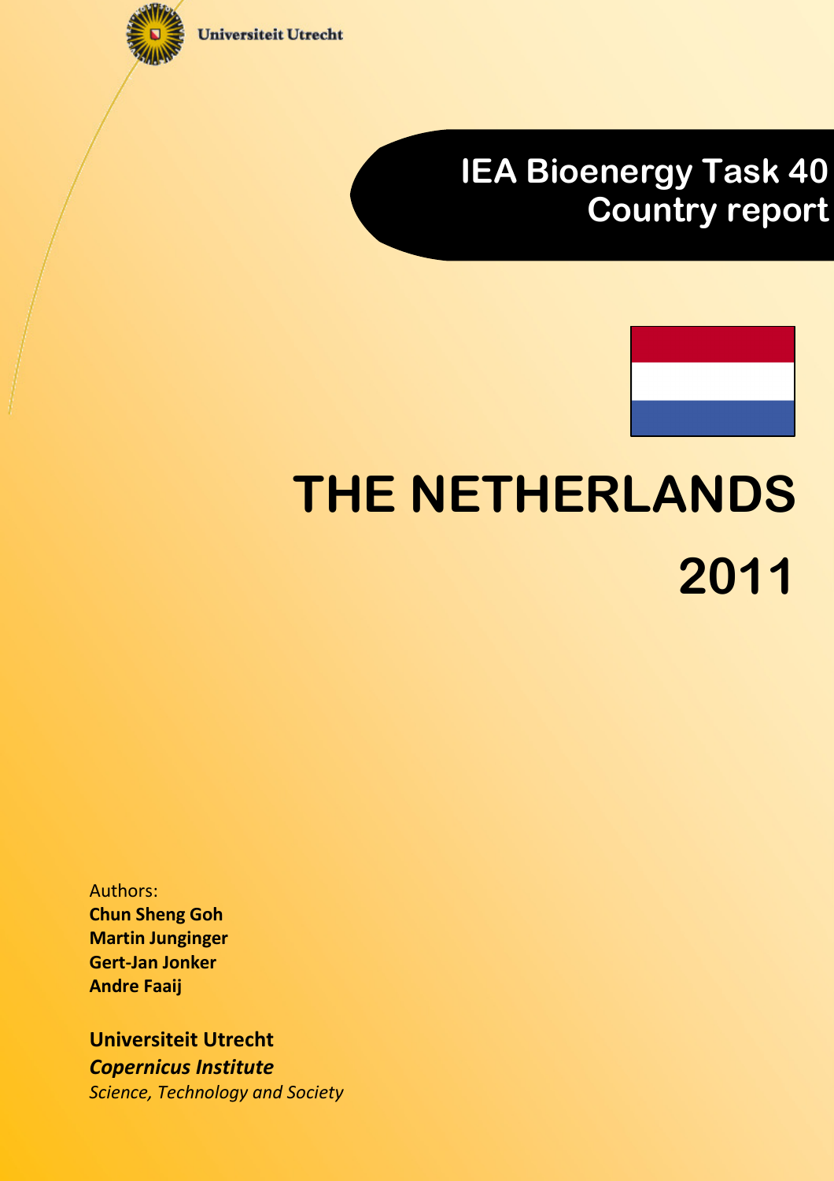Universiteit Utrecht

# IEA Bioenergy Task 40
# Country report

# THE NETHERLANDS

# 2011

Authors:
**Chun Sheng Goh**
**Martin Junginger**
**Gert-Jan Jonker**
**Andre Faaij**

**Universiteit Utrecht**
***Copernicus Institute***
*Science, Technology and Society*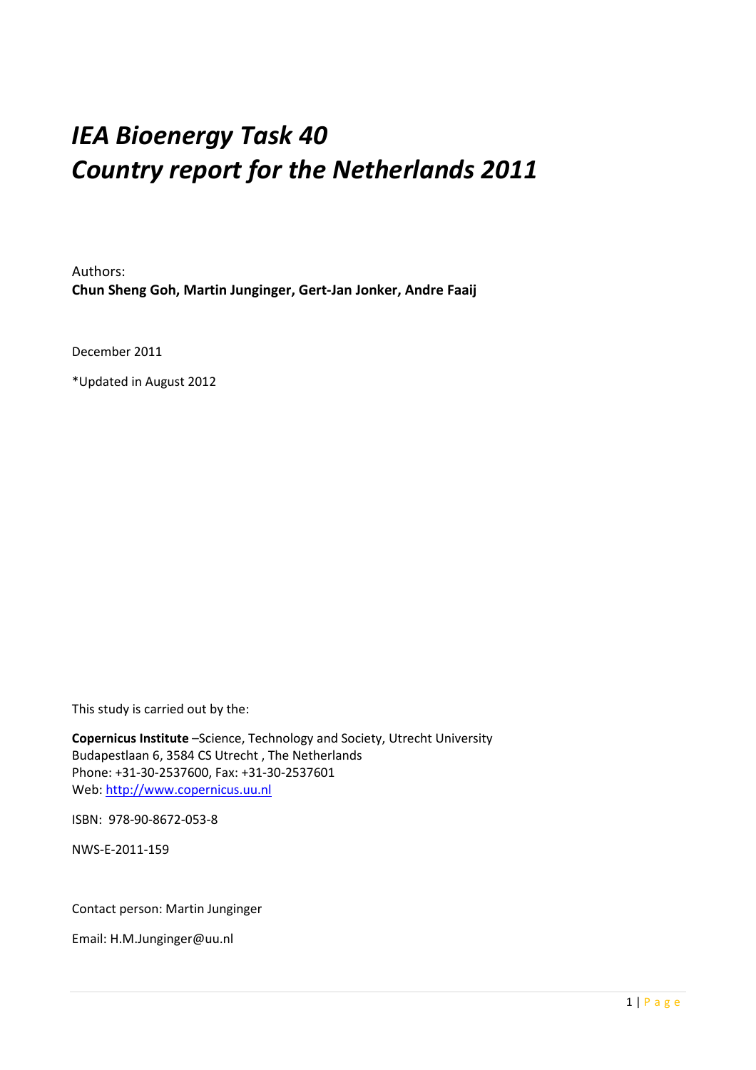# *IEA Bioenergy Task 40*
# *Country report for the Netherlands 2011*

Authors:
**Chun Sheng Goh, Martin Junginger, Gert-Jan Jonker, Andre Faaij**

December 2011

*Updated in August 2012

This study is carried out by the:

**Copernicus Institute** –Science, Technology and Society, Utrecht University
Budapestlaan 6, 3584 CS Utrecht , The Netherlands
Phone: +31-30-2537600, Fax: +31-30-2537601
Web: http://www.copernicus.uu.nl

ISBN: 978-90-8672-053-8

NWS-E-2011-159

Contact person: Martin Junginger

Email: H.M.Junginger@uu.nl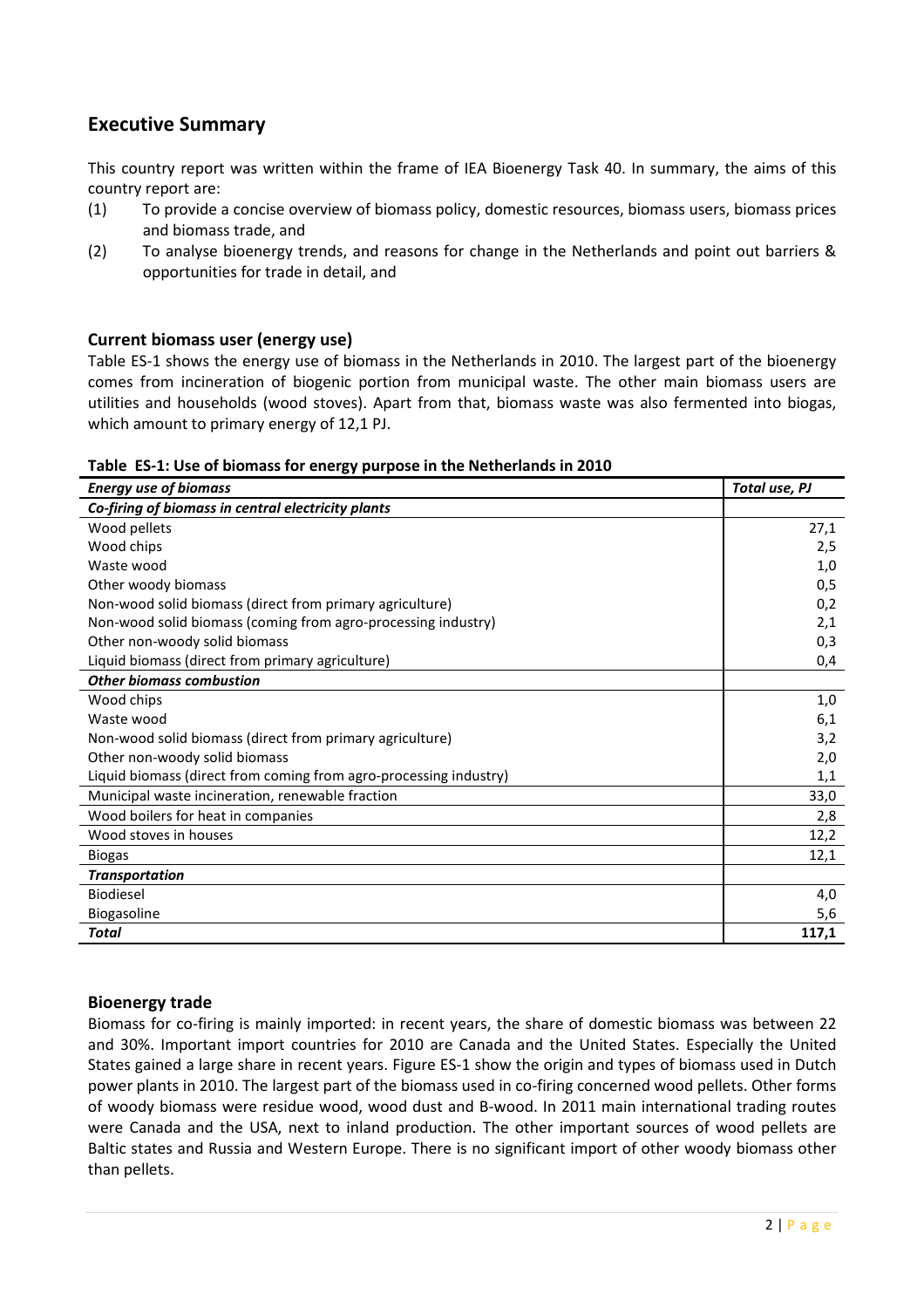## Executive Summary

This country report was written within the frame of IEA Bioenergy Task 40. In summary, the aims of this country report are:

(1) To provide a concise overview of biomass policy, domestic resources, biomass users, biomass prices and biomass trade, and

(2) To analyse bioenergy trends, and reasons for change in the Netherlands and point out barriers & opportunities for trade in detail, and

### Current biomass user (energy use)

Table ES-1 shows the energy use of biomass in the Netherlands in 2010. The largest part of the bioenergy comes from incineration of biogenic portion from municipal waste. The other main biomass users are utilities and households (wood stoves). Apart from that, biomass waste was also fermented into biogas, which amount to primary energy of 12,1 PJ.

**Table ES-1: Use of biomass for energy purpose in the Netherlands in 2010**

| ***Energy use of biomass*** | ***Total use, PJ*** |
|---|---|
| ***Co-firing of biomass in central electricity plants*** | |
| Wood pellets | 27,1 |
| Wood chips | 2,5 |
| Waste wood | 1,0 |
| Other woody biomass | 0,5 |
| Non-wood solid biomass (direct from primary agriculture) | 0,2 |
| Non-wood solid biomass (coming from agro-processing industry) | 2,1 |
| Other non-woody solid biomass | 0,3 |
| Liquid biomass (direct from primary agriculture) | 0,4 |
| ***Other biomass combustion*** | |
| Wood chips | 1,0 |
| Waste wood | 6,1 |
| Non-wood solid biomass (direct from primary agriculture) | 3,2 |
| Other non-woody solid biomass | 2,0 |
| Liquid biomass (direct from coming from agro-processing industry) | 1,1 |
| Municipal waste incineration, renewable fraction | 33,0 |
| Wood boilers for heat in companies | 2,8 |
| Wood stoves in houses | 12,2 |
| Biogas | 12,1 |
| ***Transportation*** | |
| Biodiesel | 4,0 |
| Biogasoline | 5,6 |
| ***Total*** | ***117,1*** |

### Bioenergy trade

Biomass for co-firing is mainly imported: in recent years, the share of domestic biomass was between 22 and 30%. Important import countries for 2010 are Canada and the United States. Especially the United States gained a large share in recent years. Figure ES-1 show the origin and types of biomass used in Dutch power plants in 2010. The largest part of the biomass used in co-firing concerned wood pellets. Other forms of woody biomass were residue wood, wood dust and B-wood. In 2011 main international trading routes were Canada and the USA, next to inland production. The other important sources of wood pellets are Baltic states and Russia and Western Europe. There is no significant import of other woody biomass other than pellets.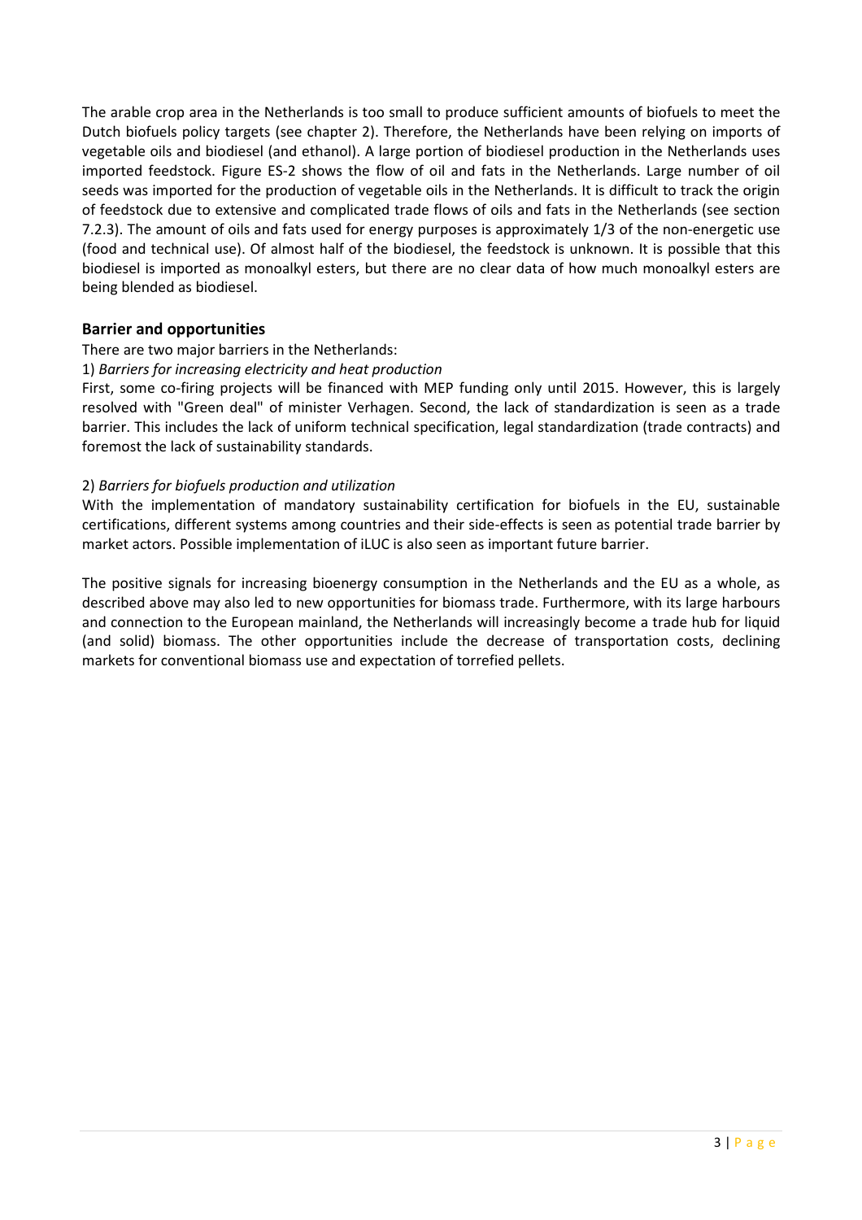The arable crop area in the Netherlands is too small to produce sufficient amounts of biofuels to meet the Dutch biofuels policy targets (see chapter 2). Therefore, the Netherlands have been relying on imports of vegetable oils and biodiesel (and ethanol). A large portion of biodiesel production in the Netherlands uses imported feedstock. Figure ES-2 shows the flow of oil and fats in the Netherlands. Large number of oil seeds was imported for the production of vegetable oils in the Netherlands. It is difficult to track the origin of feedstock due to extensive and complicated trade flows of oils and fats in the Netherlands (see section 7.2.3). The amount of oils and fats used for energy purposes is approximately 1/3 of the non-energetic use (food and technical use). Of almost half of the biodiesel, the feedstock is unknown. It is possible that this biodiesel is imported as monoalkyl esters, but there are no clear data of how much monoalkyl esters are being blended as biodiesel.

## Barrier and opportunities

There are two major barriers in the Netherlands:

1) *Barriers for increasing electricity and heat production*

First, some co-firing projects will be financed with MEP funding only until 2015. However, this is largely resolved with "Green deal" of minister Verhagen. Second, the lack of standardization is seen as a trade barrier. This includes the lack of uniform technical specification, legal standardization (trade contracts) and foremost the lack of sustainability standards.

2) *Barriers for biofuels production and utilization*

With the implementation of mandatory sustainability certification for biofuels in the EU, sustainable certifications, different systems among countries and their side-effects is seen as potential trade barrier by market actors. Possible implementation of iLUC is also seen as important future barrier.

The positive signals for increasing bioenergy consumption in the Netherlands and the EU as a whole, as described above may also led to new opportunities for biomass trade. Furthermore, with its large harbours and connection to the European mainland, the Netherlands will increasingly become a trade hub for liquid (and solid) biomass. The other opportunities include the decrease of transportation costs, declining markets for conventional biomass use and expectation of torrefied pellets.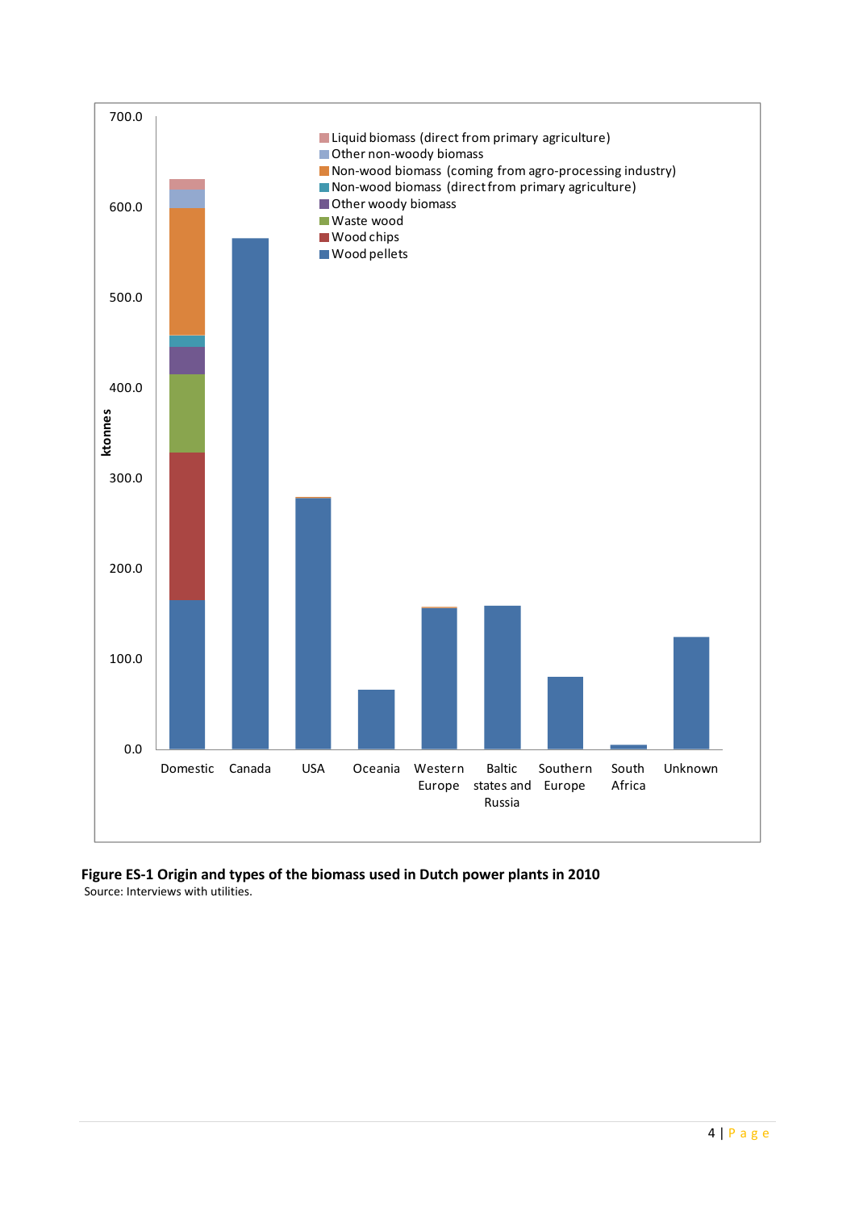**Figure ES-1 Origin and types of the biomass used in Dutch power plants in 2010**

Source: Interviews with utilities.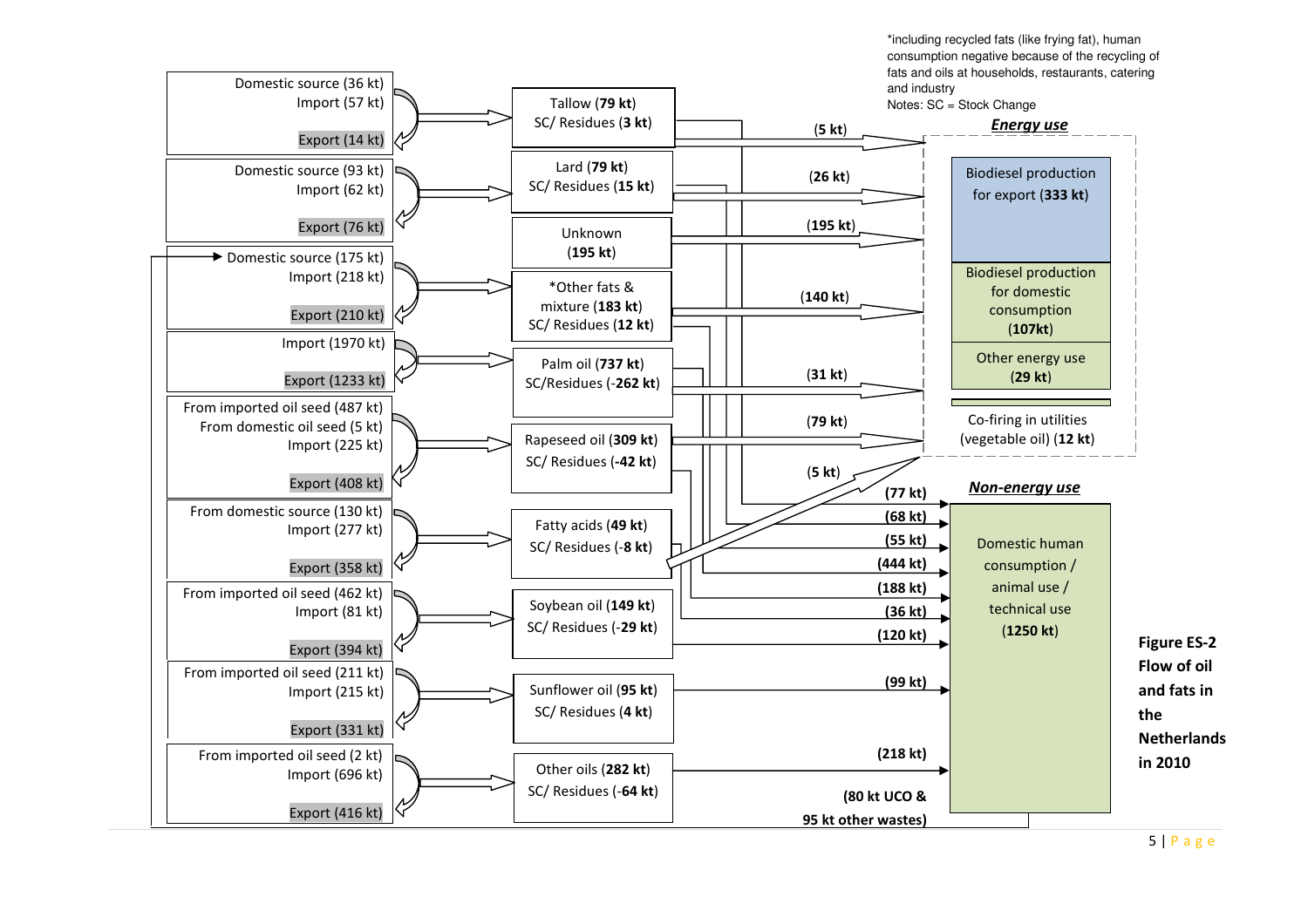*including recycled fats (like frying fat), human consumption negative because of the recycling of fats and oils at households, restaurants, catering and industry

Notes: SC = Stock Change

| Sources | Oil/fat type | Flow to energy use | Flow to non-energy use |
|---|---|---|---|
| Domestic source (36 kt); Import (57 kt); Export (14 kt) | Tallow (**79 kt**); SC/ Residues (**3 kt**) | (**5 kt**) | **(77 kt)** |
| Domestic source (93 kt); Import (62 kt); Export (76 kt) | Lard (**79 kt**); SC/ Residues (**15 kt**) | (**26 kt**) | **(68 kt)** |
| | Unknown (**195 kt**) | (**195 kt**) | |
| Domestic source (175 kt); Import (218 kt); Export (210 kt) | *Other fats & mixture (**183 kt**); SC/ Residues (**12 kt**) | (**140 kt**) | **(55 kt)** |
| Import (1970 kt); Export (1233 kt) | Palm oil (**737 kt**); SC/Residues (-**262 kt**) | (**31 kt**) | **(444 kt)** |
| From imported oil seed (487 kt); From domestic oil seed (5 kt); Import (225 kt); Export (408 kt) | Rapeseed oil (**309 kt**); SC/ Residues (**-42 kt**) | (**79 kt**) | **(188 kt)** |
| From domestic source (130 kt); Import (277 kt); Export (358 kt) | Fatty acids (**49 kt**); SC/ Residues (-**8 kt**) | (**5 kt**) | **(36 kt)** |
| From imported oil seed (462 kt); Import (81 kt); Export (394 kt) | Soybean oil (**149 kt**); SC/ Residues (-**29 kt**) | | **(120 kt)** |
| From imported oil seed (211 kt); Import (215 kt); Export (331 kt) | Sunflower oil (**95 kt**); SC/ Residues (**4 kt**) | | **(99 kt)** |
| From imported oil seed (2 kt); Import (696 kt); Export (416 kt) | Other oils (**282 kt**); SC/ Residues (-**64 kt**) | | **(218 kt)** |

***Energy use***

- Biodiesel production for export (**333 kt**)
- Biodiesel production for domestic consumption (**107kt**)
- Other energy use (**29 kt**)
- Co-firing in utilities (vegetable oil) (**12 kt**)

***Non-energy use***

- Domestic human consumption / animal use / technical use (**1250 kt**)

**(80 kt UCO & 95 kt other wastes)** (returned to domestic source)

**Figure ES-2 Flow of oil and fats in the Netherlands in 2010**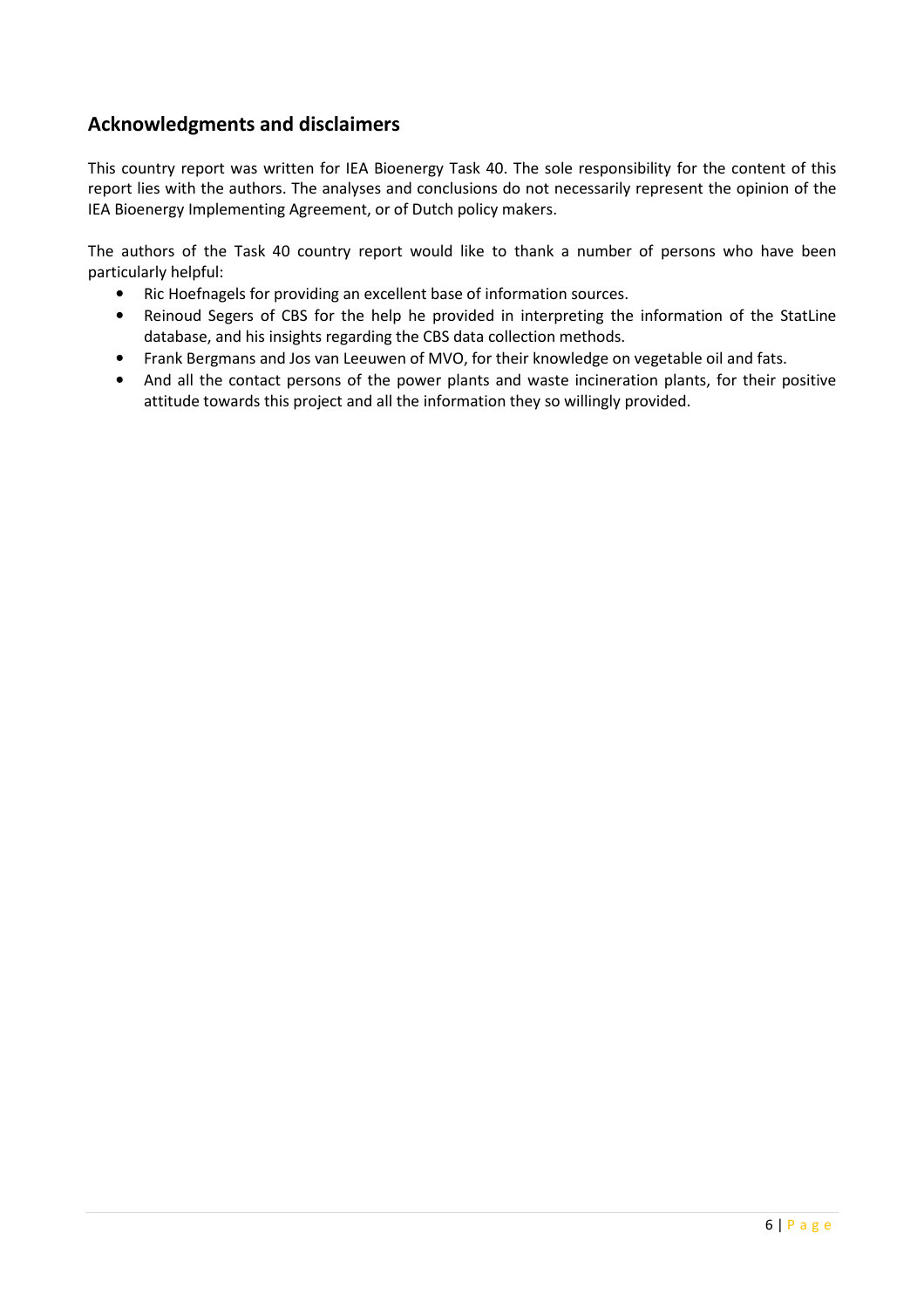## Acknowledgments and disclaimers

This country report was written for IEA Bioenergy Task 40. The sole responsibility for the content of this report lies with the authors. The analyses and conclusions do not necessarily represent the opinion of the IEA Bioenergy Implementing Agreement, or of Dutch policy makers.

The authors of the Task 40 country report would like to thank a number of persons who have been particularly helpful:

- Ric Hoefnagels for providing an excellent base of information sources.
- Reinoud Segers of CBS for the help he provided in interpreting the information of the StatLine database, and his insights regarding the CBS data collection methods.
- Frank Bergmans and Jos van Leeuwen of MVO, for their knowledge on vegetable oil and fats.
- And all the contact persons of the power plants and waste incineration plants, for their positive attitude towards this project and all the information they so willingly provided.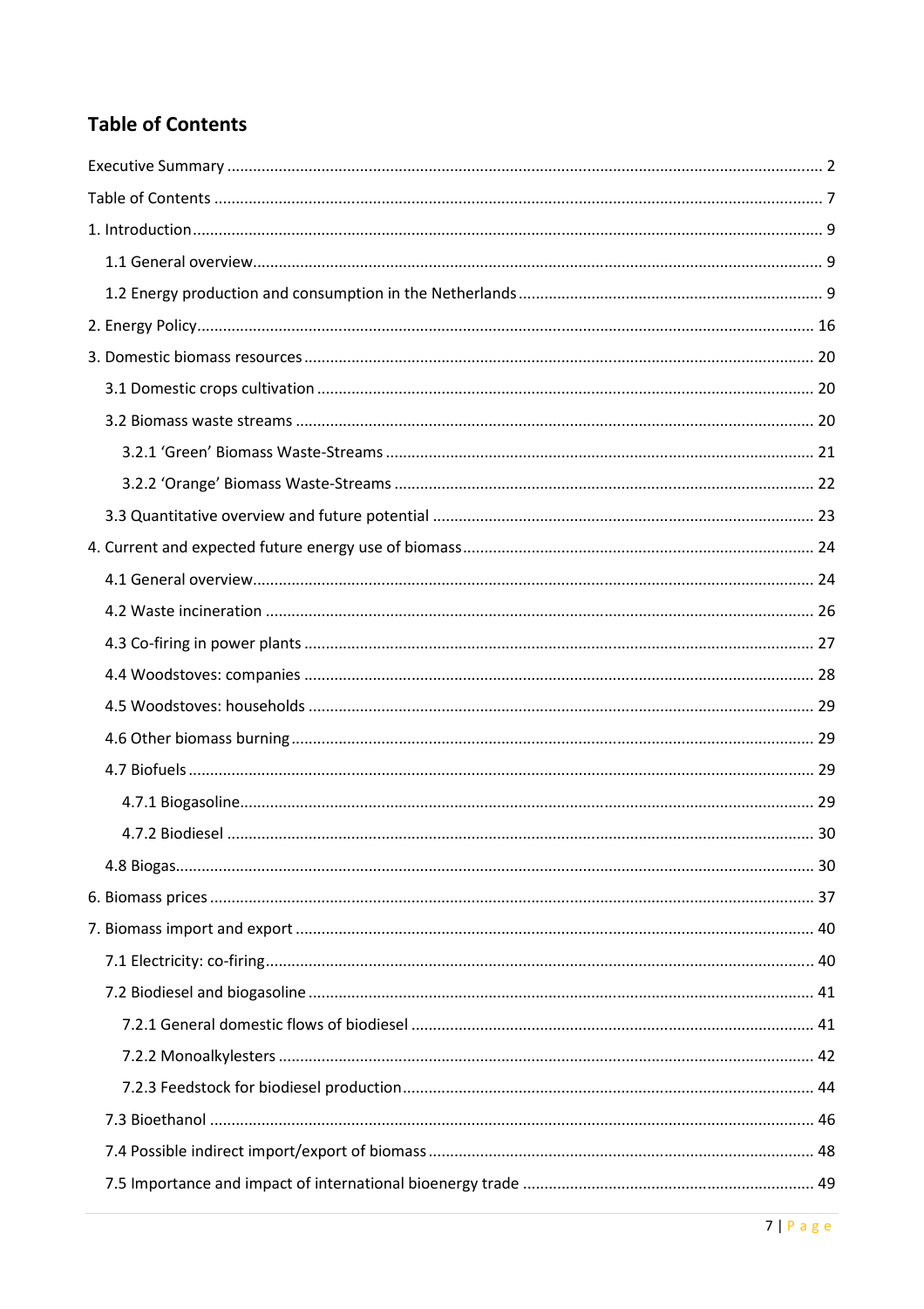## Table of Contents

Executive Summary ........................................................................................................................ 2

Table of Contents ........................................................................................................................... 7

1. Introduction ................................................................................................................................ 9

   1.1 General overview .................................................................................................................. 9

   1.2 Energy production and consumption in the Netherlands ...................................................... 9

2. Energy Policy ............................................................................................................................. 16

3. Domestic biomass resources ..................................................................................................... 20

   3.1 Domestic crops cultivation .................................................................................................. 20

   3.2 Biomass waste streams ....................................................................................................... 20

      3.2.1 'Green' Biomass Waste-Streams .................................................................................. 21

      3.2.2 'Orange' Biomass Waste-Streams ................................................................................ 22

   3.3 Quantitative overview and future potential ....................................................................... 23

4. Current and expected future energy use of biomass ................................................................ 24

   4.1 General overview ................................................................................................................ 24

   4.2 Waste incineration ............................................................................................................. 26

   4.3 Co-firing in power plants ..................................................................................................... 27

   4.4 Woodstoves: companies .................................................................................................... 28

   4.5 Woodstoves: households .................................................................................................... 29

   4.6 Other biomass burning ........................................................................................................ 29

   4.7 Biofuels ............................................................................................................................... 29

      4.7.1 Biogasoline .................................................................................................................. 29

      4.7.2 Biodiesel ...................................................................................................................... 30

   4.8 Biogas ................................................................................................................................. 30

6. Biomass prices .......................................................................................................................... 37

7. Biomass import and export ....................................................................................................... 40

   7.1 Electricity: co-firing .............................................................................................................. 40

   7.2 Biodiesel and biogasoline .................................................................................................... 41

      7.2.1 General domestic flows of biodiesel ............................................................................ 41

      7.2.2 Monoalkylesters .......................................................................................................... 42

      7.2.3 Feedstock for biodiesel production .............................................................................. 44

   7.3 Bioethanol ........................................................................................................................... 46

   7.4 Possible indirect import/export of biomass ........................................................................ 48

   7.5 Importance and impact of international bioenergy trade ................................................... 49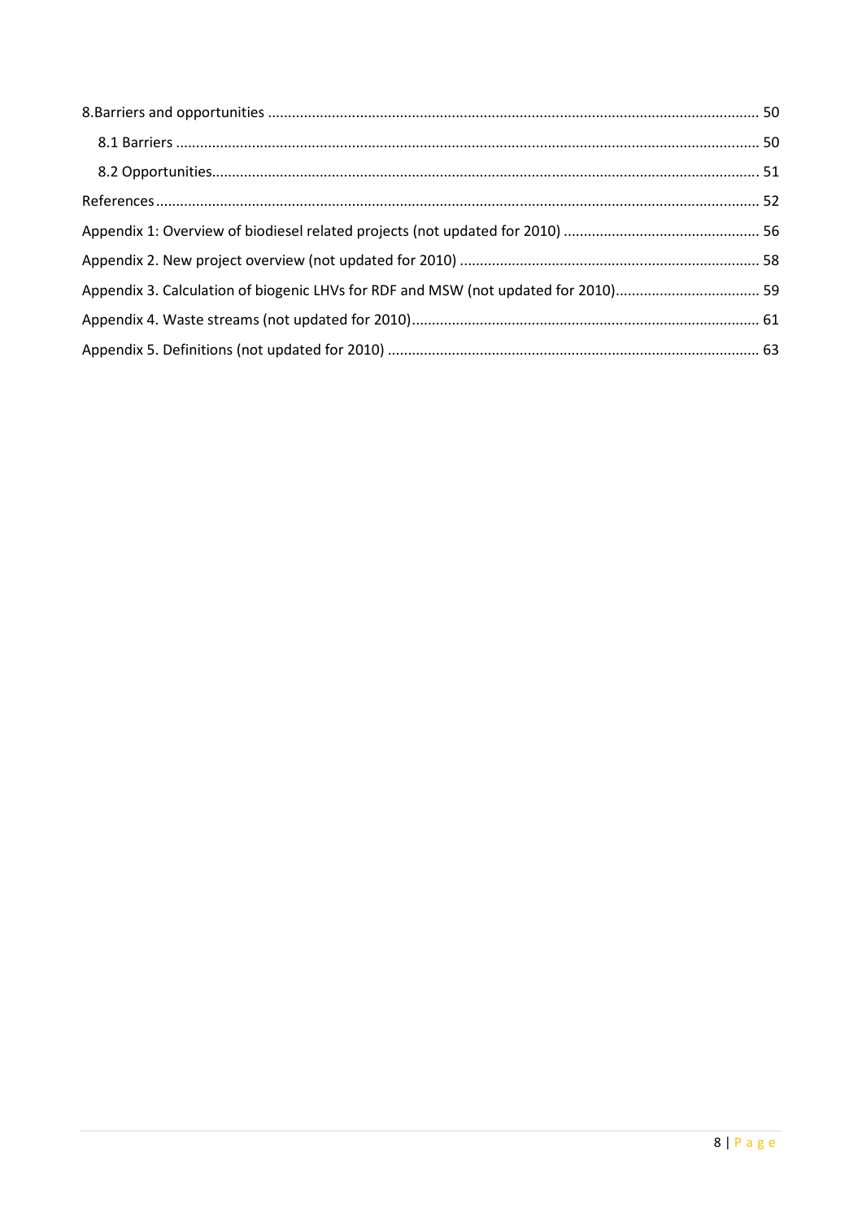8.Barriers and opportunities ........................................................................................................................ 50

8.1 Barriers ............................................................................................................................................... 50

8.2 Opportunities...................................................................................................................................... 51

References ................................................................................................................................................... 52

Appendix 1: Overview of biodiesel related projects (not updated for 2010) ................................................ 56

Appendix 2. New project overview (not updated for 2010) .......................................................................... 58

Appendix 3. Calculation of biogenic LHVs for RDF and MSW (not updated for 2010).................................... 59

Appendix 4. Waste streams (not updated for 2010)...................................................................................... 61

Appendix 5. Definitions (not updated for 2010) ............................................................................................ 63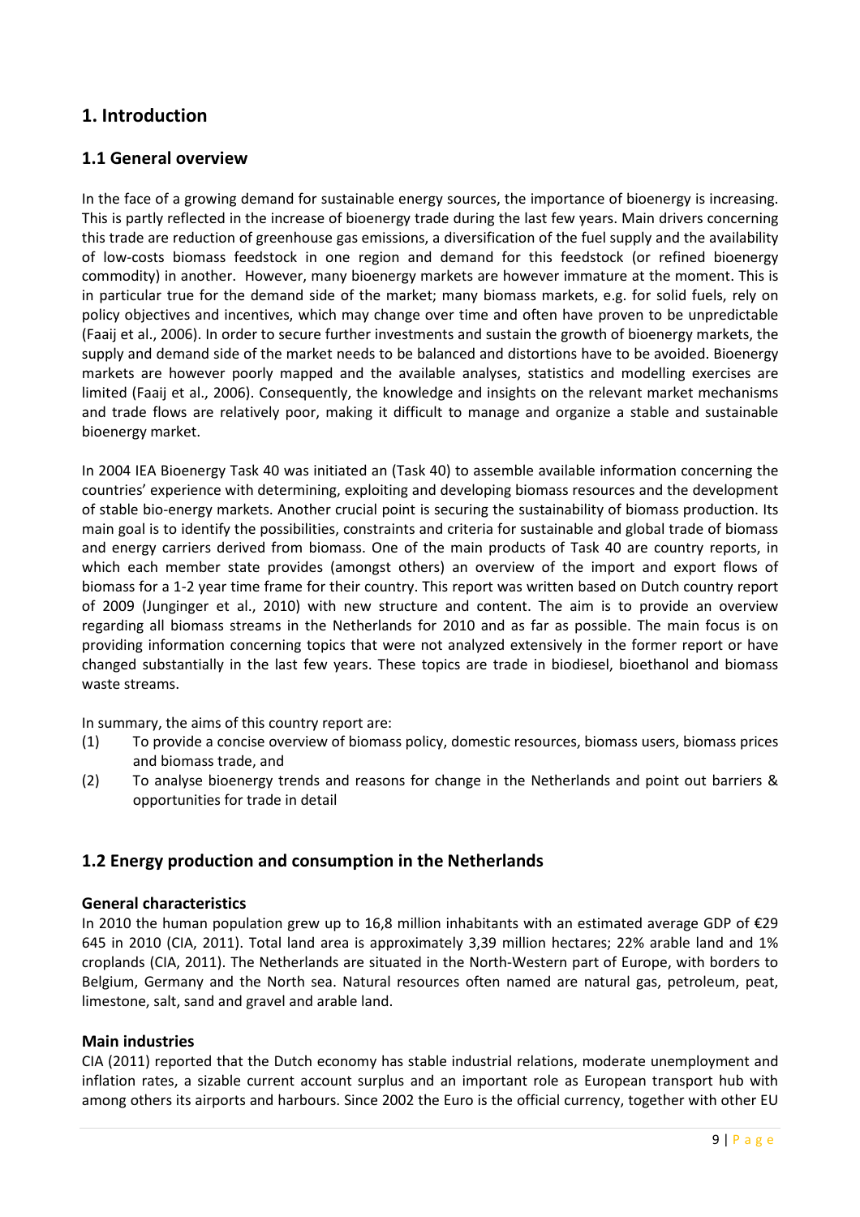# 1. Introduction

## 1.1 General overview

In the face of a growing demand for sustainable energy sources, the importance of bioenergy is increasing. This is partly reflected in the increase of bioenergy trade during the last few years. Main drivers concerning this trade are reduction of greenhouse gas emissions, a diversification of the fuel supply and the availability of low-costs biomass feedstock in one region and demand for this feedstock (or refined bioenergy commodity) in another. However, many bioenergy markets are however immature at the moment. This is in particular true for the demand side of the market; many biomass markets, e.g. for solid fuels, rely on policy objectives and incentives, which may change over time and often have proven to be unpredictable (Faaij et al., 2006). In order to secure further investments and sustain the growth of bioenergy markets, the supply and demand side of the market needs to be balanced and distortions have to be avoided. Bioenergy markets are however poorly mapped and the available analyses, statistics and modelling exercises are limited (Faaij et al., 2006). Consequently, the knowledge and insights on the relevant market mechanisms and trade flows are relatively poor, making it difficult to manage and organize a stable and sustainable bioenergy market.

In 2004 IEA Bioenergy Task 40 was initiated an (Task 40) to assemble available information concerning the countries' experience with determining, exploiting and developing biomass resources and the development of stable bio-energy markets. Another crucial point is securing the sustainability of biomass production. Its main goal is to identify the possibilities, constraints and criteria for sustainable and global trade of biomass and energy carriers derived from biomass. One of the main products of Task 40 are country reports, in which each member state provides (amongst others) an overview of the import and export flows of biomass for a 1-2 year time frame for their country. This report was written based on Dutch country report of 2009 (Junginger et al., 2010) with new structure and content. The aim is to provide an overview regarding all biomass streams in the Netherlands for 2010 and as far as possible. The main focus is on providing information concerning topics that were not analyzed extensively in the former report or have changed substantially in the last few years. These topics are trade in biodiesel, bioethanol and biomass waste streams.

In summary, the aims of this country report are:

(1) To provide a concise overview of biomass policy, domestic resources, biomass users, biomass prices and biomass trade, and
(2) To analyse bioenergy trends and reasons for change in the Netherlands and point out barriers & opportunities for trade in detail

## 1.2 Energy production and consumption in the Netherlands

### General characteristics

In 2010 the human population grew up to 16,8 million inhabitants with an estimated average GDP of €29 645 in 2010 (CIA, 2011). Total land area is approximately 3,39 million hectares; 22% arable land and 1% croplands (CIA, 2011). The Netherlands are situated in the North-Western part of Europe, with borders to Belgium, Germany and the North sea. Natural resources often named are natural gas, petroleum, peat, limestone, salt, sand and gravel and arable land.

### Main industries

CIA (2011) reported that the Dutch economy has stable industrial relations, moderate unemployment and inflation rates, a sizable current account surplus and an important role as European transport hub with among others its airports and harbours. Since 2002 the Euro is the official currency, together with other EU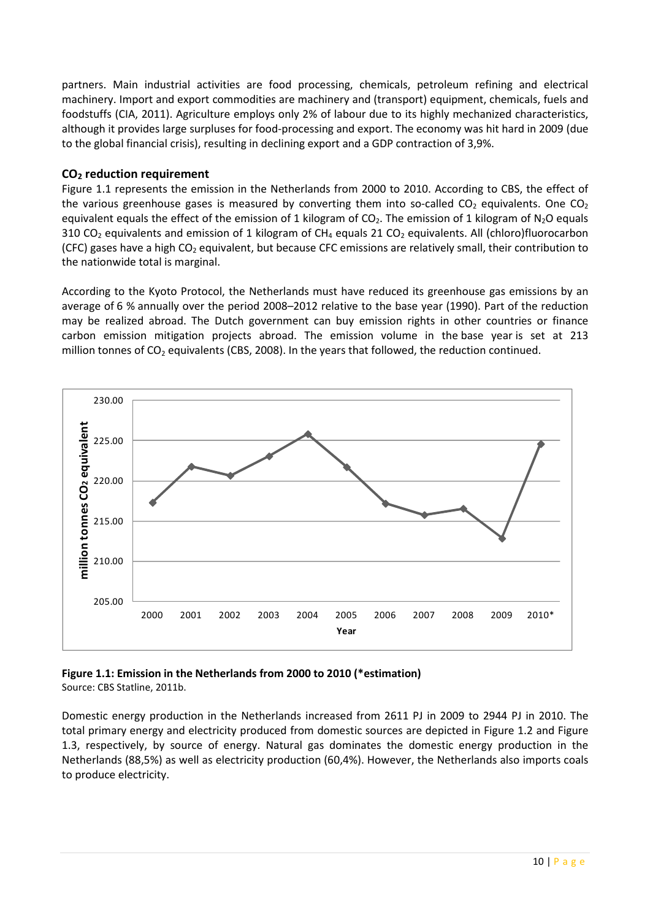partners. Main industrial activities are food processing, chemicals, petroleum refining and electrical machinery. Import and export commodities are machinery and (transport) equipment, chemicals, fuels and foodstuffs (CIA, 2011). Agriculture employs only 2% of labour due to its highly mechanized characteristics, although it provides large surpluses for food-processing and export. The economy was hit hard in 2009 (due to the global financial crisis), resulting in declining export and a GDP contraction of 3,9%.

### $CO_2$ reduction requirement

Figure 1.1 represents the emission in the Netherlands from 2000 to 2010. According to CBS, the effect of the various greenhouse gases is measured by converting them into so-called $CO_2$ equivalents. One $CO_2$ equivalent equals the effect of the emission of 1 kilogram of $CO_2$. The emission of 1 kilogram of $N_2O$ equals 310 $CO_2$ equivalents and emission of 1 kilogram of $CH_4$ equals 21 $CO_2$ equivalents. All (chloro)fluorocarbon (CFC) gases have a high $CO_2$ equivalent, but because CFC emissions are relatively small, their contribution to the nationwide total is marginal.

According to the Kyoto Protocol, the Netherlands must have reduced its greenhouse gas emissions by an average of 6 % annually over the period 2008–2012 relative to the base year (1990). Part of the reduction may be realized abroad. The Dutch government can buy emission rights in other countries or finance carbon emission mitigation projects abroad. The emission volume in the base year is set at 213 million tonnes of $CO_2$ equivalents (CBS, 2008). In the years that followed, the reduction continued.

**Figure 1.1: Emission in the Netherlands from 2000 to 2010 (*estimation)**
Source: CBS Statline, 2011b.

Domestic energy production in the Netherlands increased from 2611 PJ in 2009 to 2944 PJ in 2010. The total primary energy and electricity produced from domestic sources are depicted in Figure 1.2 and Figure 1.3, respectively, by source of energy. Natural gas dominates the domestic energy production in the Netherlands (88,5%) as well as electricity production (60,4%). However, the Netherlands also imports coals to produce electricity.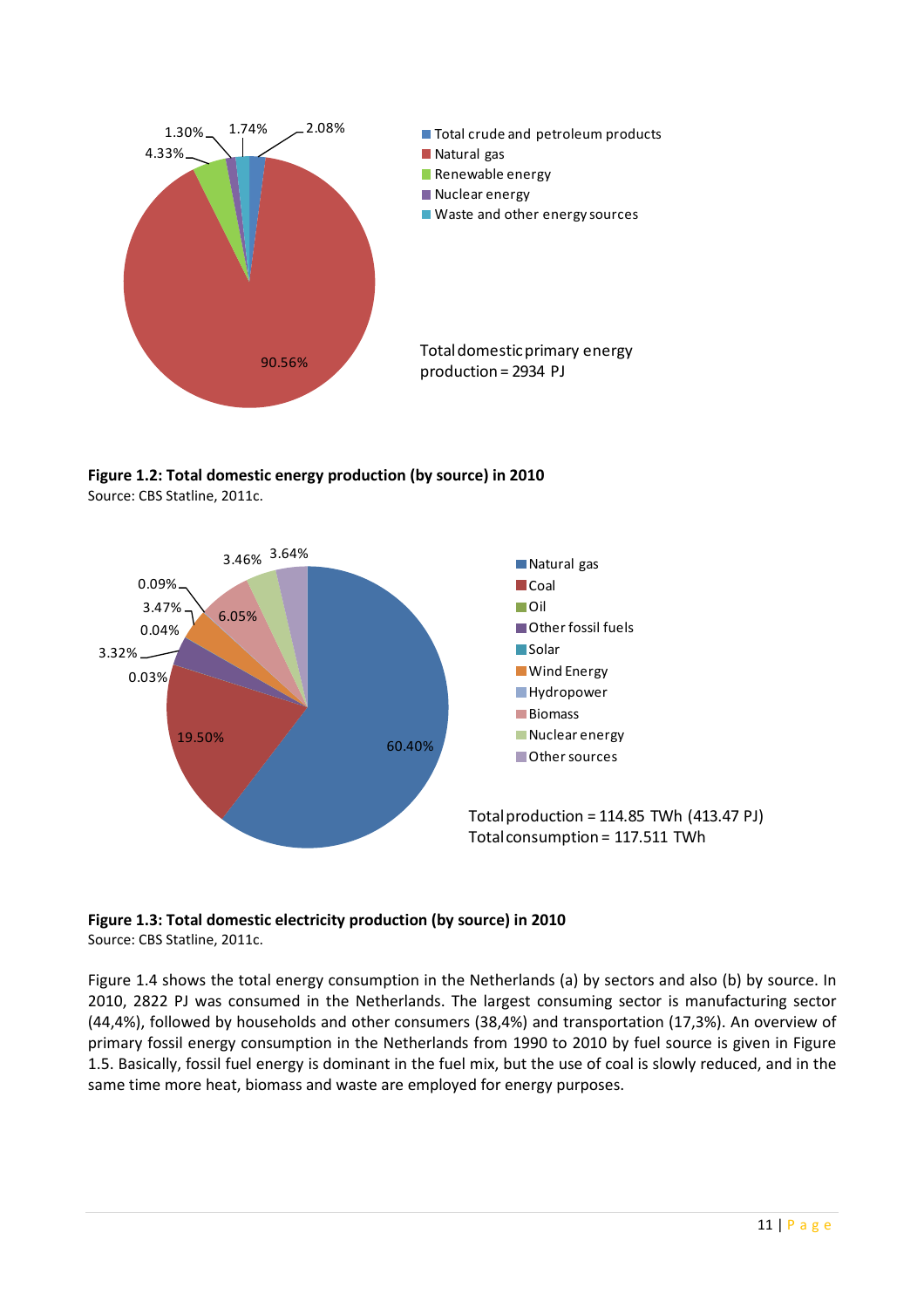**Figure 1.2: Total domestic energy production (by source) in 2010**
Source: CBS Statline, 2011c.

**Figure 1.3: Total domestic electricity production (by source) in 2010**
Source: CBS Statline, 2011c.

Figure 1.4 shows the total energy consumption in the Netherlands (a) by sectors and also (b) by source. In 2010, 2822 PJ was consumed in the Netherlands. The largest consuming sector is manufacturing sector (44,4%), followed by households and other consumers (38,4%) and transportation (17,3%). An overview of primary fossil energy consumption in the Netherlands from 1990 to 2010 by fuel source is given in Figure 1.5. Basically, fossil fuel energy is dominant in the fuel mix, but the use of coal is slowly reduced, and in the same time more heat, biomass and waste are employed for energy purposes.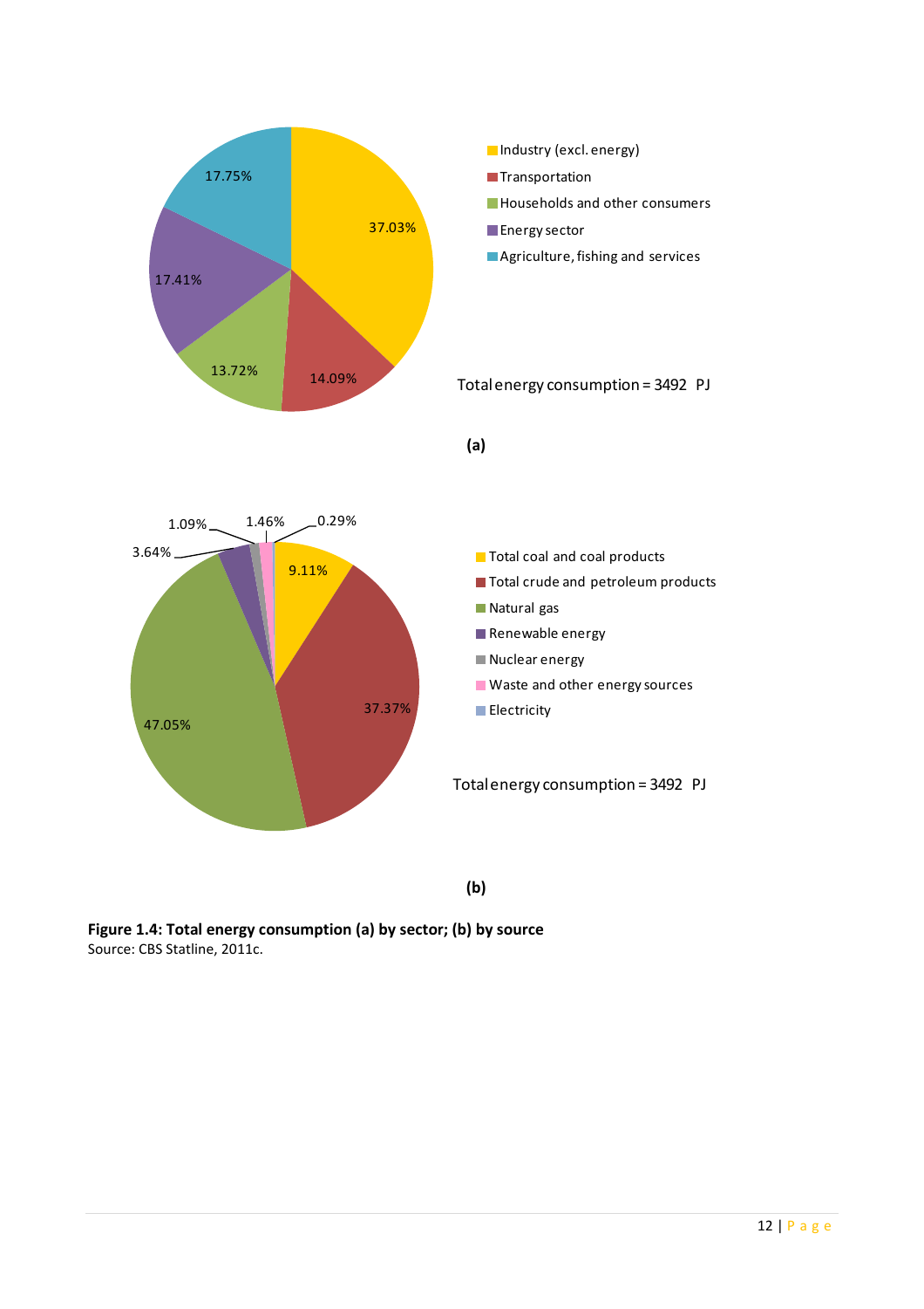Industry (excl. energy) 37.03%

Transportation 14.09%

Households and other consumers 13.72%

Energy sector 17.41%

Agriculture, fishing and services 17.75%

Total energy consumption = 3492 PJ

**(a)**

Total coal and coal products 9.11%

Total crude and petroleum products 37.37%

Natural gas 47.05%

Renewable energy 3.64%

Nuclear energy 1.09%

Waste and other energy sources 1.46%

Electricity 0.29%

Total energy consumption = 3492 PJ

**(b)**

**Figure 1.4: Total energy consumption (a) by sector; (b) by source**
Source: CBS Statline, 2011c.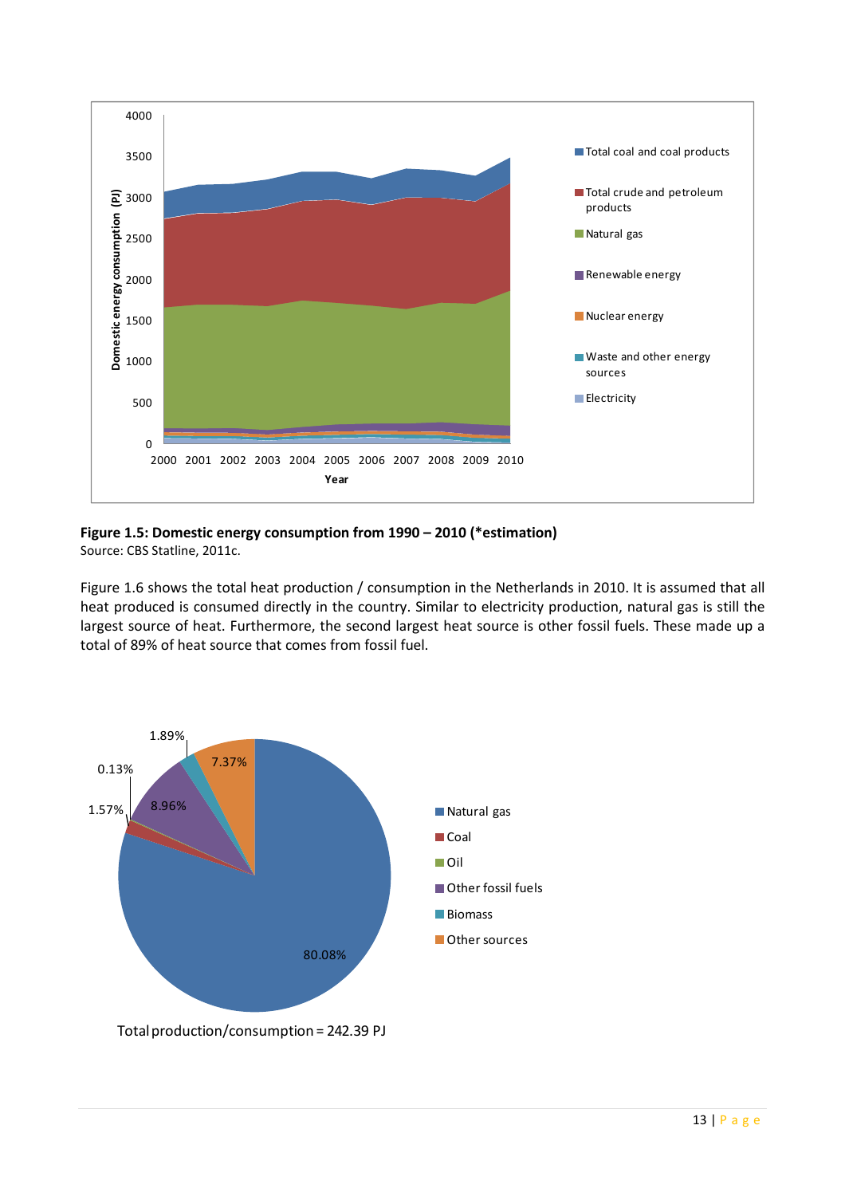**Figure 1.5: Domestic energy consumption from 1990 – 2010 (*estimation)**
Source: CBS Statline, 2011c.

Figure 1.6 shows the total heat production / consumption in the Netherlands in 2010. It is assumed that all heat produced is consumed directly in the country. Similar to electricity production, natural gas is still the largest source of heat. Furthermore, the second largest heat source is other fossil fuels. These made up a total of 89% of heat source that comes from fossil fuel.

Total production/consumption = 242.39 PJ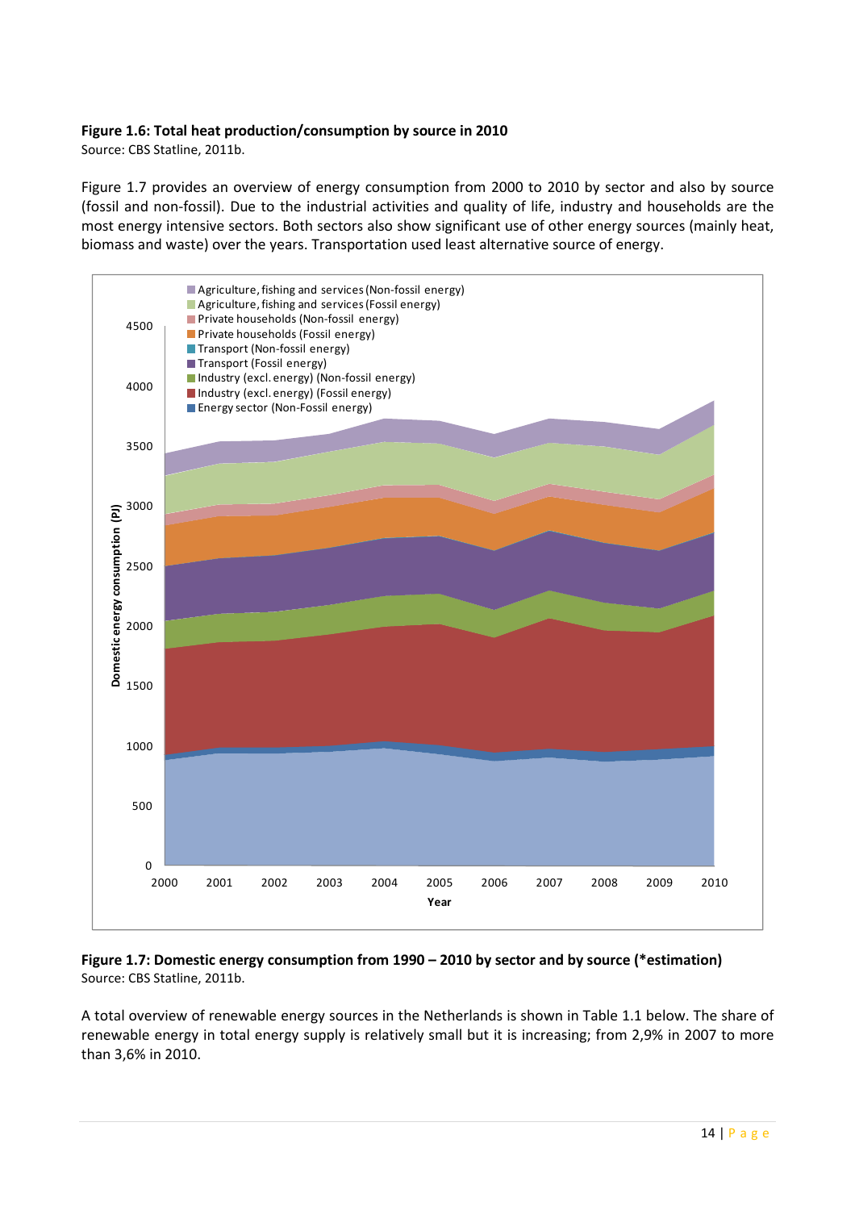**Figure 1.6: Total heat production/consumption by source in 2010**
Source: CBS Statline, 2011b.

Figure 1.7 provides an overview of energy consumption from 2000 to 2010 by sector and also by source (fossil and non-fossil). Due to the industrial activities and quality of life, industry and households are the most energy intensive sectors. Both sectors also show significant use of other energy sources (mainly heat, biomass and waste) over the years. Transportation used least alternative source of energy.

**Figure 1.7: Domestic energy consumption from 1990 – 2010 by sector and by source (*estimation)**
Source: CBS Statline, 2011b.

A total overview of renewable energy sources in the Netherlands is shown in Table 1.1 below. The share of renewable energy in total energy supply is relatively small but it is increasing; from 2,9% in 2007 to more than 3,6% in 2010.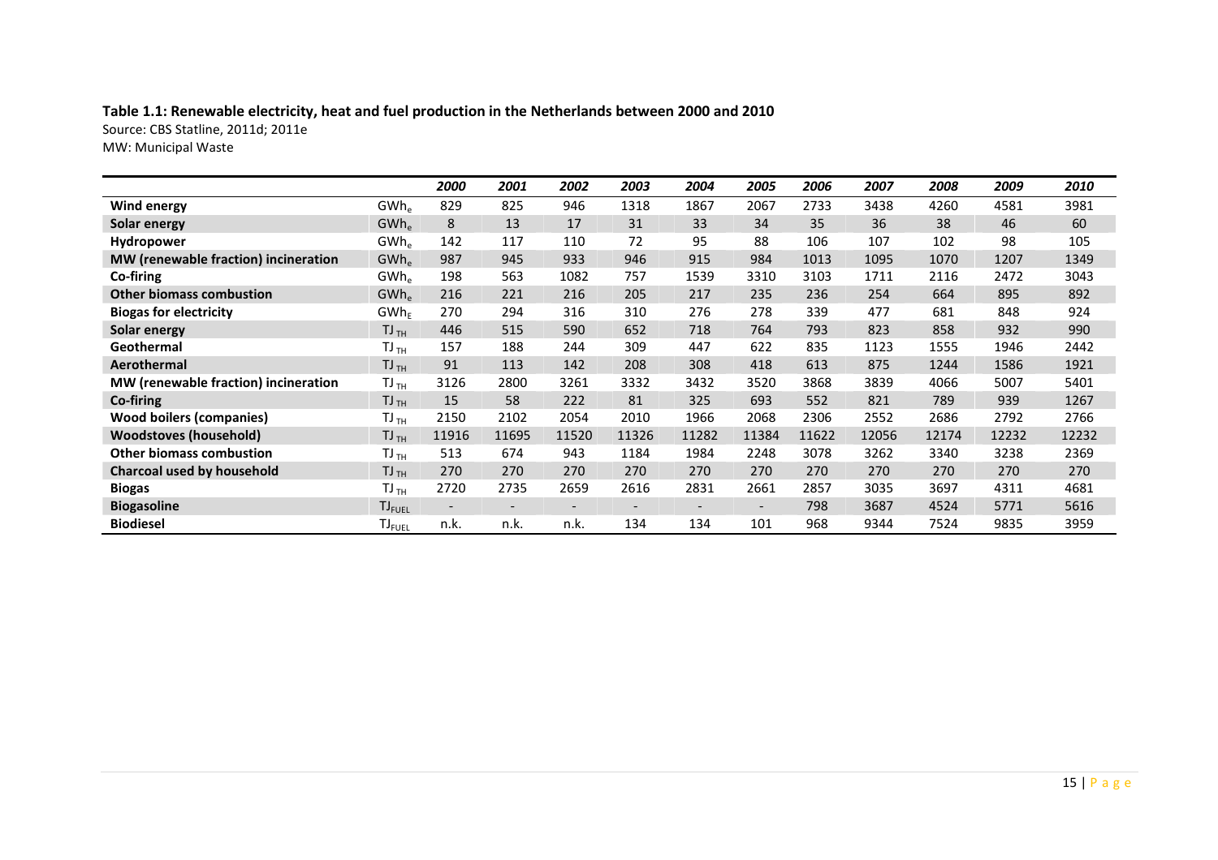**Table 1.1: Renewable electricity, heat and fuel production in the Netherlands between 2000 and 2010**

Source: CBS Statline, 2011d; 2011e

MW: Municipal Waste

| | | *2000* | *2001* | *2002* | *2003* | *2004* | *2005* | *2006* | *2007* | *2008* | *2009* | *2010* |
|---|---|---|---|---|---|---|---|---|---|---|---|---|
| **Wind energy** | $GWh_e$ | 829 | 825 | 946 | 1318 | 1867 | 2067 | 2733 | 3438 | 4260 | 4581 | 3981 |
| **Solar energy** | $GWh_e$ | 8 | 13 | 17 | 31 | 33 | 34 | 35 | 36 | 38 | 46 | 60 |
| **Hydropower** | $GWh_e$ | 142 | 117 | 110 | 72 | 95 | 88 | 106 | 107 | 102 | 98 | 105 |
| **MW (renewable fraction) incineration** | $GWh_e$ | 987 | 945 | 933 | 946 | 915 | 984 | 1013 | 1095 | 1070 | 1207 | 1349 |
| **Co-firing** | $GWh_e$ | 198 | 563 | 1082 | 757 | 1539 | 3310 | 3103 | 1711 | 2116 | 2472 | 3043 |
| **Other biomass combustion** | $GWh_e$ | 216 | 221 | 216 | 205 | 217 | 235 | 236 | 254 | 664 | 895 | 892 |
| **Biogas for electricity** | $GWh_E$ | 270 | 294 | 316 | 310 | 276 | 278 | 339 | 477 | 681 | 848 | 924 |
| **Solar energy** | $TJ_{TH}$ | 446 | 515 | 590 | 652 | 718 | 764 | 793 | 823 | 858 | 932 | 990 |
| **Geothermal** | $TJ_{TH}$ | 157 | 188 | 244 | 309 | 447 | 622 | 835 | 1123 | 1555 | 1946 | 2442 |
| **Aerothermal** | $TJ_{TH}$ | 91 | 113 | 142 | 208 | 308 | 418 | 613 | 875 | 1244 | 1586 | 1921 |
| **MW (renewable fraction) incineration** | $TJ_{TH}$ | 3126 | 2800 | 3261 | 3332 | 3432 | 3520 | 3868 | 3839 | 4066 | 5007 | 5401 |
| **Co-firing** | $TJ_{TH}$ | 15 | 58 | 222 | 81 | 325 | 693 | 552 | 821 | 789 | 939 | 1267 |
| **Wood boilers (companies)** | $TJ_{TH}$ | 2150 | 2102 | 2054 | 2010 | 1966 | 2068 | 2306 | 2552 | 2686 | 2792 | 2766 |
| **Woodstoves (household)** | $TJ_{TH}$ | 11916 | 11695 | 11520 | 11326 | 11282 | 11384 | 11622 | 12056 | 12174 | 12232 | 12232 |
| **Other biomass combustion** | $TJ_{TH}$ | 513 | 674 | 943 | 1184 | 1984 | 2248 | 3078 | 3262 | 3340 | 3238 | 2369 |
| **Charcoal used by household** | $TJ_{TH}$ | 270 | 270 | 270 | 270 | 270 | 270 | 270 | 270 | 270 | 270 | 270 |
| **Biogas** | $TJ_{TH}$ | 2720 | 2735 | 2659 | 2616 | 2831 | 2661 | 2857 | 3035 | 3697 | 4311 | 4681 |
| **Biogasoline** | $TJ_{FUEL}$ | - | - | - | - | - | - | 798 | 3687 | 4524 | 5771 | 5616 |
| **Biodiesel** | $TJ_{FUEL}$ | n.k. | n.k. | n.k. | 134 | 134 | 101 | 968 | 9344 | 7524 | 9835 | 3959 |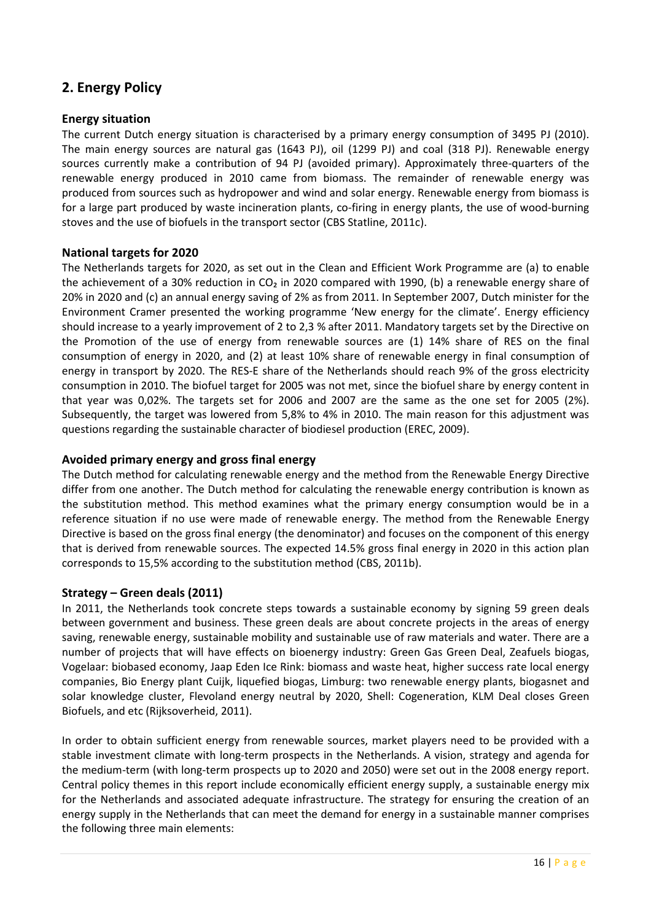## 2. Energy Policy

### Energy situation

The current Dutch energy situation is characterised by a primary energy consumption of 3495 PJ (2010). The main energy sources are natural gas (1643 PJ), oil (1299 PJ) and coal (318 PJ). Renewable energy sources currently make a contribution of 94 PJ (avoided primary). Approximately three-quarters of the renewable energy produced in 2010 came from biomass. The remainder of renewable energy was produced from sources such as hydropower and wind and solar energy. Renewable energy from biomass is for a large part produced by waste incineration plants, co-firing in energy plants, the use of wood-burning stoves and the use of biofuels in the transport sector (CBS Statline, 2011c).

### National targets for 2020

The Netherlands targets for 2020, as set out in the Clean and Efficient Work Programme are (a) to enable the achievement of a 30% reduction in $CO_2$ in 2020 compared with 1990, (b) a renewable energy share of 20% in 2020 and (c) an annual energy saving of 2% as from 2011. In September 2007, Dutch minister for the Environment Cramer presented the working programme 'New energy for the climate'. Energy efficiency should increase to a yearly improvement of 2 to 2,3 % after 2011. Mandatory targets set by the Directive on the Promotion of the use of energy from renewable sources are (1) 14% share of RES on the final consumption of energy in 2020, and (2) at least 10% share of renewable energy in final consumption of energy in transport by 2020. The RES-E share of the Netherlands should reach 9% of the gross electricity consumption in 2010. The biofuel target for 2005 was not met, since the biofuel share by energy content in that year was 0,02%. The targets set for 2006 and 2007 are the same as the one set for 2005 (2%). Subsequently, the target was lowered from 5,8% to 4% in 2010. The main reason for this adjustment was questions regarding the sustainable character of biodiesel production (EREC, 2009).

### Avoided primary energy and gross final energy

The Dutch method for calculating renewable energy and the method from the Renewable Energy Directive differ from one another. The Dutch method for calculating the renewable energy contribution is known as the substitution method. This method examines what the primary energy consumption would be in a reference situation if no use were made of renewable energy. The method from the Renewable Energy Directive is based on the gross final energy (the denominator) and focuses on the component of this energy that is derived from renewable sources. The expected 14.5% gross final energy in 2020 in this action plan corresponds to 15,5% according to the substitution method (CBS, 2011b).

### Strategy – Green deals (2011)

In 2011, the Netherlands took concrete steps towards a sustainable economy by signing 59 green deals between government and business. These green deals are about concrete projects in the areas of energy saving, renewable energy, sustainable mobility and sustainable use of raw materials and water. There are a number of projects that will have effects on bioenergy industry: Green Gas Green Deal, Zeafuels biogas, Vogelaar: biobased economy, Jaap Eden Ice Rink: biomass and waste heat, higher success rate local energy companies, Bio Energy plant Cuijk, liquefied biogas, Limburg: two renewable energy plants, biogasnet and solar knowledge cluster, Flevoland energy neutral by 2020, Shell: Cogeneration, KLM Deal closes Green Biofuels, and etc (Rijksoverheid, 2011).

In order to obtain sufficient energy from renewable sources, market players need to be provided with a stable investment climate with long-term prospects in the Netherlands. A vision, strategy and agenda for the medium-term (with long-term prospects up to 2020 and 2050) were set out in the 2008 energy report. Central policy themes in this report include economically efficient energy supply, a sustainable energy mix for the Netherlands and associated adequate infrastructure. The strategy for ensuring the creation of an energy supply in the Netherlands that can meet the demand for energy in a sustainable manner comprises the following three main elements: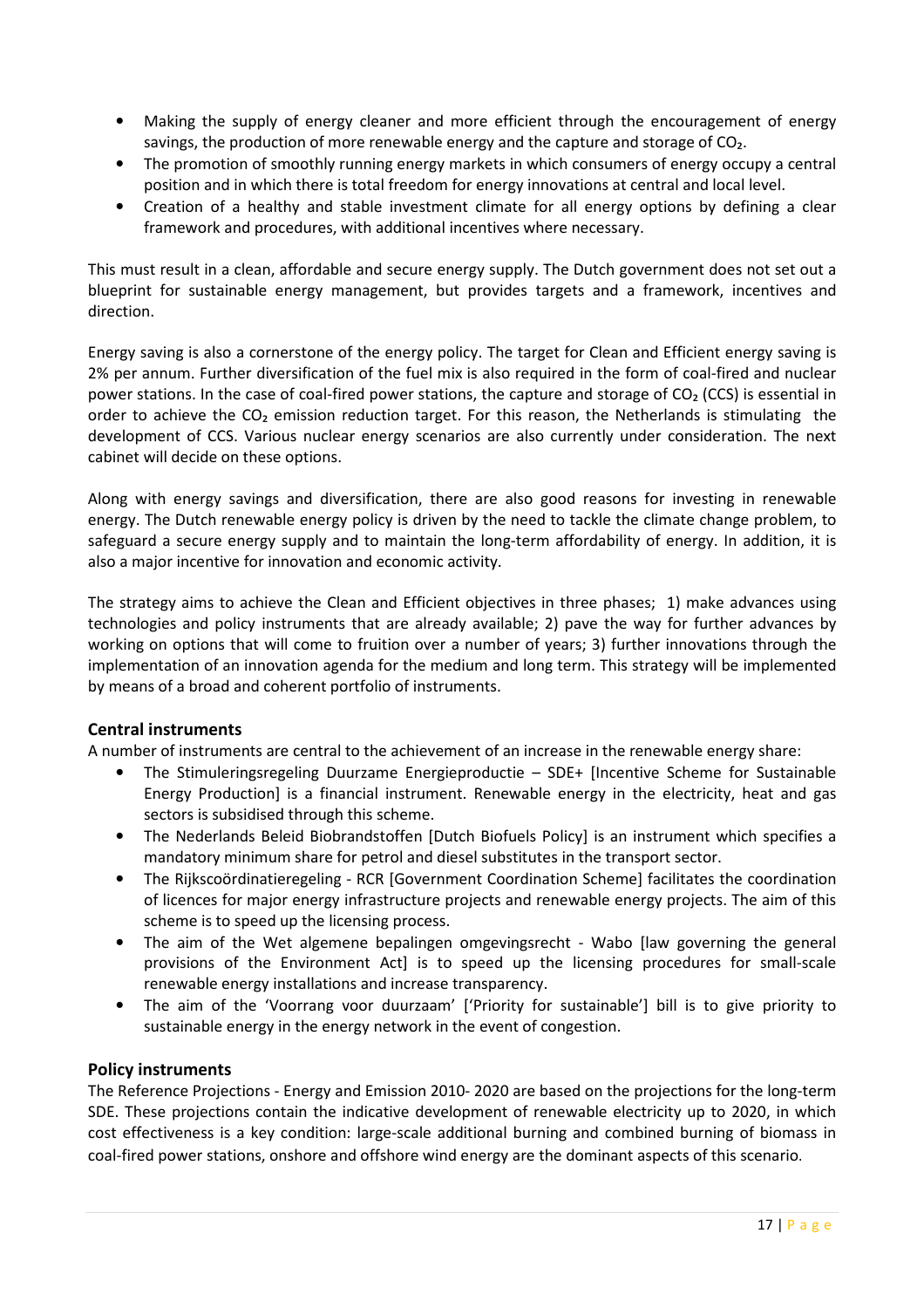- Making the supply of energy cleaner and more efficient through the encouragement of energy savings, the production of more renewable energy and the capture and storage of $CO_2$.
- The promotion of smoothly running energy markets in which consumers of energy occupy a central position and in which there is total freedom for energy innovations at central and local level.
- Creation of a healthy and stable investment climate for all energy options by defining a clear framework and procedures, with additional incentives where necessary.

This must result in a clean, affordable and secure energy supply. The Dutch government does not set out a blueprint for sustainable energy management, but provides targets and a framework, incentives and direction.

Energy saving is also a cornerstone of the energy policy. The target for Clean and Efficient energy saving is 2% per annum. Further diversification of the fuel mix is also required in the form of coal-fired and nuclear power stations. In the case of coal-fired power stations, the capture and storage of $CO_2$ (CCS) is essential in order to achieve the $CO_2$ emission reduction target. For this reason, the Netherlands is stimulating the development of CCS. Various nuclear energy scenarios are also currently under consideration. The next cabinet will decide on these options.

Along with energy savings and diversification, there are also good reasons for investing in renewable energy. The Dutch renewable energy policy is driven by the need to tackle the climate change problem, to safeguard a secure energy supply and to maintain the long-term affordability of energy. In addition, it is also a major incentive for innovation and economic activity.

The strategy aims to achieve the Clean and Efficient objectives in three phases; 1) make advances using technologies and policy instruments that are already available; 2) pave the way for further advances by working on options that will come to fruition over a number of years; 3) further innovations through the implementation of an innovation agenda for the medium and long term. This strategy will be implemented by means of a broad and coherent portfolio of instruments.

### Central instruments

A number of instruments are central to the achievement of an increase in the renewable energy share:

- The Stimuleringsregeling Duurzame Energieproductie – SDE+ [Incentive Scheme for Sustainable Energy Production] is a financial instrument. Renewable energy in the electricity, heat and gas sectors is subsidised through this scheme.
- The Nederlands Beleid Biobrandstoffen [Dutch Biofuels Policy] is an instrument which specifies a mandatory minimum share for petrol and diesel substitutes in the transport sector.
- The Rijkscoördinatieregeling - RCR [Government Coordination Scheme] facilitates the coordination of licences for major energy infrastructure projects and renewable energy projects. The aim of this scheme is to speed up the licensing process.
- The aim of the Wet algemene bepalingen omgevingsrecht - Wabo [law governing the general provisions of the Environment Act] is to speed up the licensing procedures for small-scale renewable energy installations and increase transparency.
- The aim of the 'Voorrang voor duurzaam' ['Priority for sustainable'] bill is to give priority to sustainable energy in the energy network in the event of congestion.

### Policy instruments

The Reference Projections - Energy and Emission 2010- 2020 are based on the projections for the long-term SDE. These projections contain the indicative development of renewable electricity up to 2020, in which cost effectiveness is a key condition: large-scale additional burning and combined burning of biomass in coal-fired power stations, onshore and offshore wind energy are the dominant aspects of this scenario.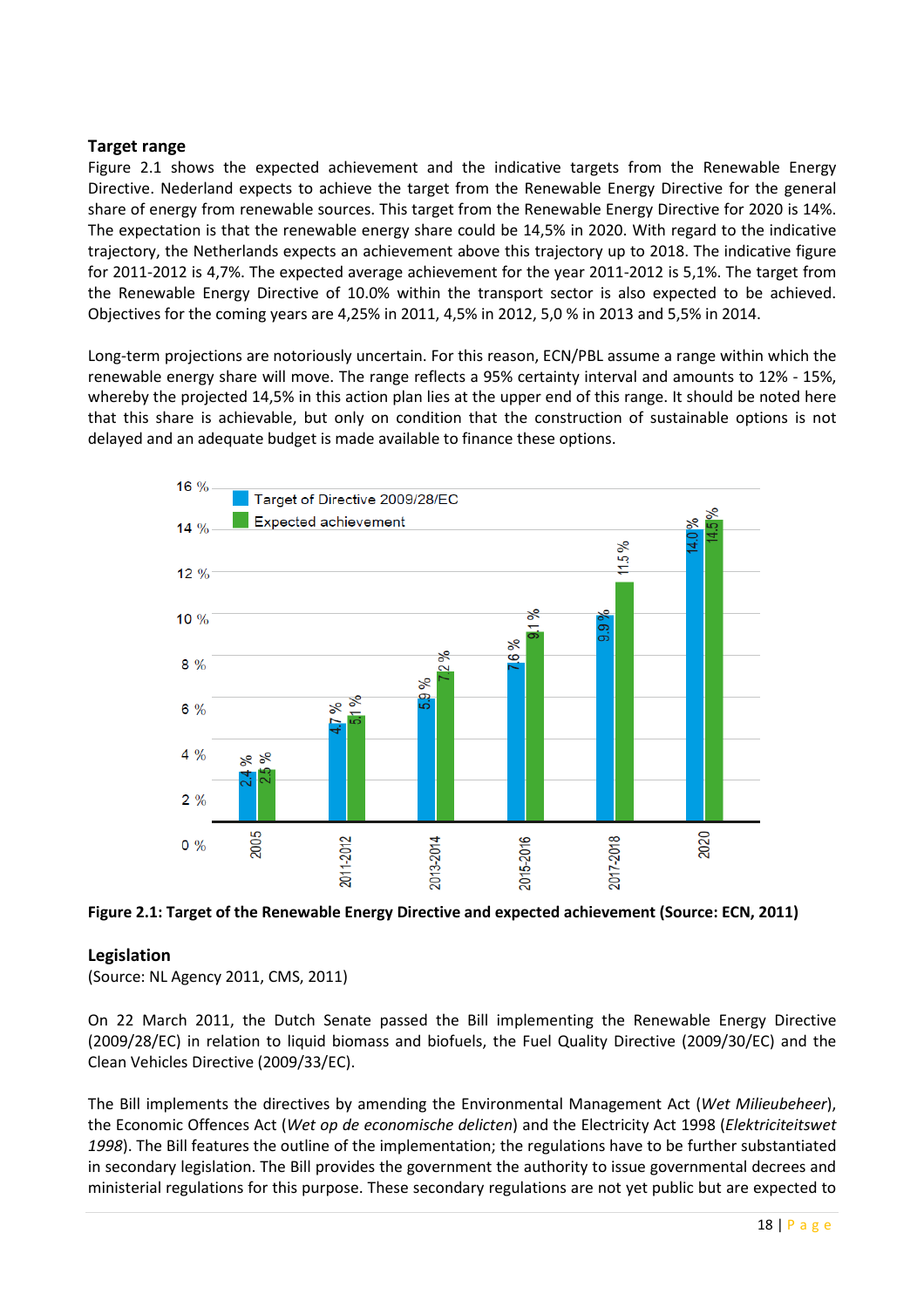## Target range

Figure 2.1 shows the expected achievement and the indicative targets from the Renewable Energy Directive. Nederland expects to achieve the target from the Renewable Energy Directive for the general share of energy from renewable sources. This target from the Renewable Energy Directive for 2020 is 14%. The expectation is that the renewable energy share could be 14,5% in 2020. With regard to the indicative trajectory, the Netherlands expects an achievement above this trajectory up to 2018. The indicative figure for 2011-2012 is 4,7%. The expected average achievement for the year 2011-2012 is 5,1%. The target from the Renewable Energy Directive of 10.0% within the transport sector is also expected to be achieved. Objectives for the coming years are 4,25% in 2011, 4,5% in 2012, 5,0 % in 2013 and 5,5% in 2014.

Long-term projections are notoriously uncertain. For this reason, ECN/PBL assume a range within which the renewable energy share will move. The range reflects a 95% certainty interval and amounts to 12% - 15%, whereby the projected 14,5% in this action plan lies at the upper end of this range. It should be noted here that this share is achievable, but only on condition that the construction of sustainable options is not delayed and an adequate budget is made available to finance these options.

| | Target of Directive 2009/28/EC | Expected achievement |
|---|---|---|
| 2005 | 2.4 % | 2.5 % |
| 2011-2012 | 4.7 % | 5.1 % |
| 2013-2014 | 5.9 % | 7.2 % |
| 2015-2016 | 7.6 % | 9.1 % |
| 2017-2018 | 9.9 % | 11.5 % |
| 2020 | 14.0 % | 14.5 % |

**Figure 2.1: Target of the Renewable Energy Directive and expected achievement (Source: ECN, 2011)**

## Legislation

(Source: NL Agency 2011, CMS, 2011)

On 22 March 2011, the Dutch Senate passed the Bill implementing the Renewable Energy Directive (2009/28/EC) in relation to liquid biomass and biofuels, the Fuel Quality Directive (2009/30/EC) and the Clean Vehicles Directive (2009/33/EC).

The Bill implements the directives by amending the Environmental Management Act (*Wet Milieubeheer*), the Economic Offences Act (*Wet op de economische delicten*) and the Electricity Act 1998 (*Elektriciteitswet 1998*). The Bill features the outline of the implementation; the regulations have to be further substantiated in secondary legislation. The Bill provides the government the authority to issue governmental decrees and ministerial regulations for this purpose. These secondary regulations are not yet public but are expected to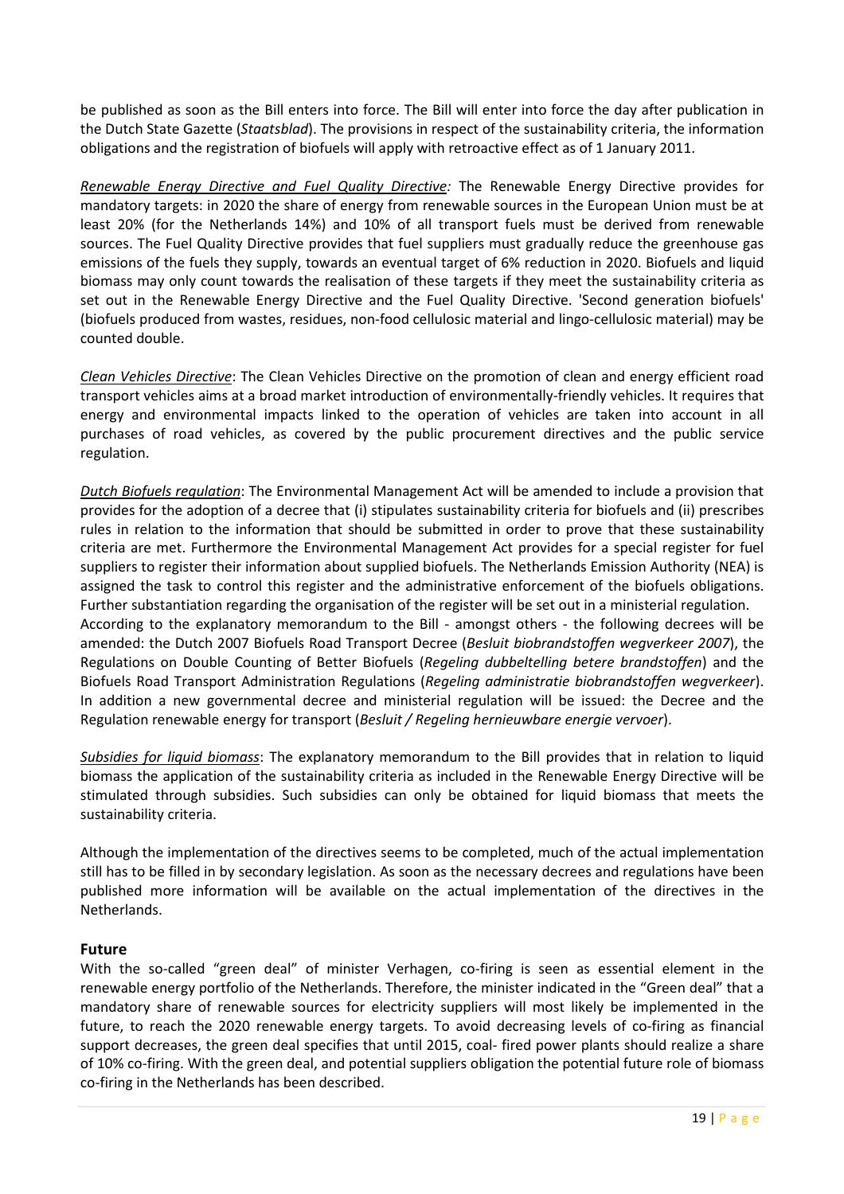be published as soon as the Bill enters into force. The Bill will enter into force the day after publication in the Dutch State Gazette (*Staatsblad*). The provisions in respect of the sustainability criteria, the information obligations and the registration of biofuels will apply with retroactive effect as of 1 January 2011.

*Renewable Energy Directive and Fuel Quality Directive:* The Renewable Energy Directive provides for mandatory targets: in 2020 the share of energy from renewable sources in the European Union must be at least 20% (for the Netherlands 14%) and 10% of all transport fuels must be derived from renewable sources. The Fuel Quality Directive provides that fuel suppliers must gradually reduce the greenhouse gas emissions of the fuels they supply, towards an eventual target of 6% reduction in 2020. Biofuels and liquid biomass may only count towards the realisation of these targets if they meet the sustainability criteria as set out in the Renewable Energy Directive and the Fuel Quality Directive. 'Second generation biofuels' (biofuels produced from wastes, residues, non-food cellulosic material and lingo-cellulosic material) may be counted double.

*Clean Vehicles Directive*: The Clean Vehicles Directive on the promotion of clean and energy efficient road transport vehicles aims at a broad market introduction of environmentally-friendly vehicles. It requires that energy and environmental impacts linked to the operation of vehicles are taken into account in all purchases of road vehicles, as covered by the public procurement directives and the public service regulation.

*Dutch Biofuels regulation*: The Environmental Management Act will be amended to include a provision that provides for the adoption of a decree that (i) stipulates sustainability criteria for biofuels and (ii) prescribes rules in relation to the information that should be submitted in order to prove that these sustainability criteria are met. Furthermore the Environmental Management Act provides for a special register for fuel suppliers to register their information about supplied biofuels. The Netherlands Emission Authority (NEA) is assigned the task to control this register and the administrative enforcement of the biofuels obligations. Further substantiation regarding the organisation of the register will be set out in a ministerial regulation.
According to the explanatory memorandum to the Bill - amongst others - the following decrees will be amended: the Dutch 2007 Biofuels Road Transport Decree (*Besluit biobrandstoffen wegverkeer 2007*), the Regulations on Double Counting of Better Biofuels (*Regeling dubbeltelling betere brandstoffen*) and the Biofuels Road Transport Administration Regulations (*Regeling administratie biobrandstoffen wegverkeer*). In addition a new governmental decree and ministerial regulation will be issued: the Decree and the Regulation renewable energy for transport (*Besluit / Regeling hernieuwbare energie vervoer*).

*Subsidies for liquid biomass*: The explanatory memorandum to the Bill provides that in relation to liquid biomass the application of the sustainability criteria as included in the Renewable Energy Directive will be stimulated through subsidies. Such subsidies can only be obtained for liquid biomass that meets the sustainability criteria.

Although the implementation of the directives seems to be completed, much of the actual implementation still has to be filled in by secondary legislation. As soon as the necessary decrees and regulations have been published more information will be available on the actual implementation of the directives in the Netherlands.

## Future

With the so-called "green deal" of minister Verhagen, co-firing is seen as essential element in the renewable energy portfolio of the Netherlands. Therefore, the minister indicated in the "Green deal" that a mandatory share of renewable sources for electricity suppliers will most likely be implemented in the future, to reach the 2020 renewable energy targets. To avoid decreasing levels of co-firing as financial support decreases, the green deal specifies that until 2015, coal- fired power plants should realize a share of 10% co-firing. With the green deal, and potential suppliers obligation the potential future role of biomass co-firing in the Netherlands has been described.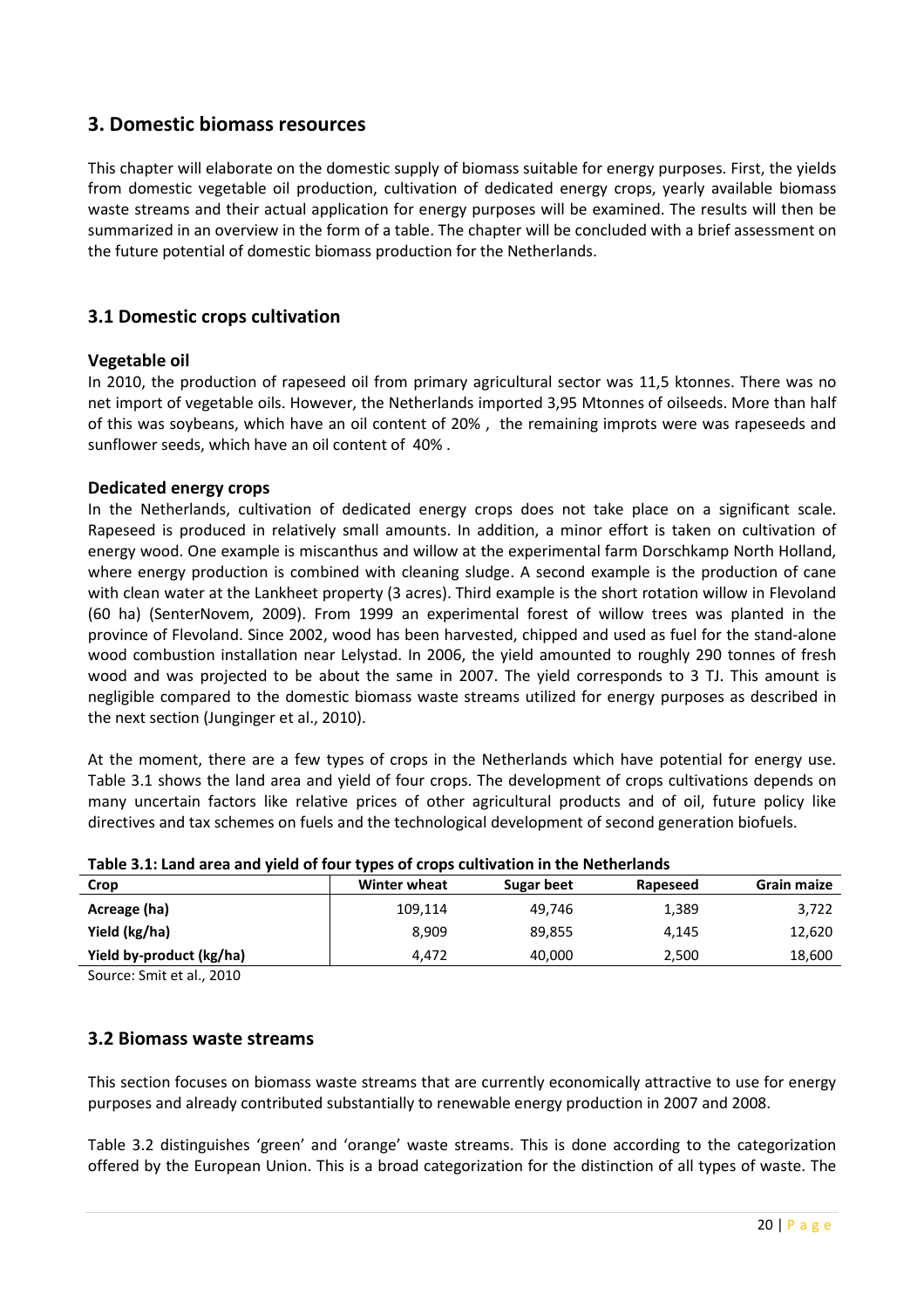# 3. Domestic biomass resources

This chapter will elaborate on the domestic supply of biomass suitable for energy purposes. First, the yields from domestic vegetable oil production, cultivation of dedicated energy crops, yearly available biomass waste streams and their actual application for energy purposes will be examined. The results will then be summarized in an overview in the form of a table. The chapter will be concluded with a brief assessment on the future potential of domestic biomass production for the Netherlands.

## 3.1 Domestic crops cultivation

### Vegetable oil

In 2010, the production of rapeseed oil from primary agricultural sector was 11,5 ktonnes. There was no net import of vegetable oils. However, the Netherlands imported 3,95 Mtonnes of oilseeds. More than half of this was soybeans, which have an oil content of 20% , the remaining improts were was rapeseeds and sunflower seeds, which have an oil content of 40% .

### Dedicated energy crops

In the Netherlands, cultivation of dedicated energy crops does not take place on a significant scale. Rapeseed is produced in relatively small amounts. In addition, a minor effort is taken on cultivation of energy wood. One example is miscanthus and willow at the experimental farm Dorschkamp North Holland, where energy production is combined with cleaning sludge. A second example is the production of cane with clean water at the Lankheet property (3 acres). Third example is the short rotation willow in Flevoland (60 ha) (SenterNovem, 2009). From 1999 an experimental forest of willow trees was planted in the province of Flevoland. Since 2002, wood has been harvested, chipped and used as fuel for the stand-alone wood combustion installation near Lelystad. In 2006, the yield amounted to roughly 290 tonnes of fresh wood and was projected to be about the same in 2007. The yield corresponds to 3 TJ. This amount is negligible compared to the domestic biomass waste streams utilized for energy purposes as described in the next section (Junginger et al., 2010).

At the moment, there are a few types of crops in the Netherlands which have potential for energy use. Table 3.1 shows the land area and yield of four crops. The development of crops cultivations depends on many uncertain factors like relative prices of other agricultural products and of oil, future policy like directives and tax schemes on fuels and the technological development of second generation biofuels.

**Table 3.1: Land area and yield of four types of crops cultivation in the Netherlands**

| Crop | Winter wheat | Sugar beet | Rapeseed | Grain maize |
|---|---|---|---|---|
| **Acreage (ha)** | 109,114 | 49,746 | 1,389 | 3,722 |
| **Yield (kg/ha)** | 8,909 | 89,855 | 4,145 | 12,620 |
| **Yield by-product (kg/ha)** | 4,472 | 40,000 | 2,500 | 18,600 |

Source: Smit et al., 2010

## 3.2 Biomass waste streams

This section focuses on biomass waste streams that are currently economically attractive to use for energy purposes and already contributed substantially to renewable energy production in 2007 and 2008.

Table 3.2 distinguishes 'green' and 'orange' waste streams. This is done according to the categorization offered by the European Union. This is a broad categorization for the distinction of all types of waste. The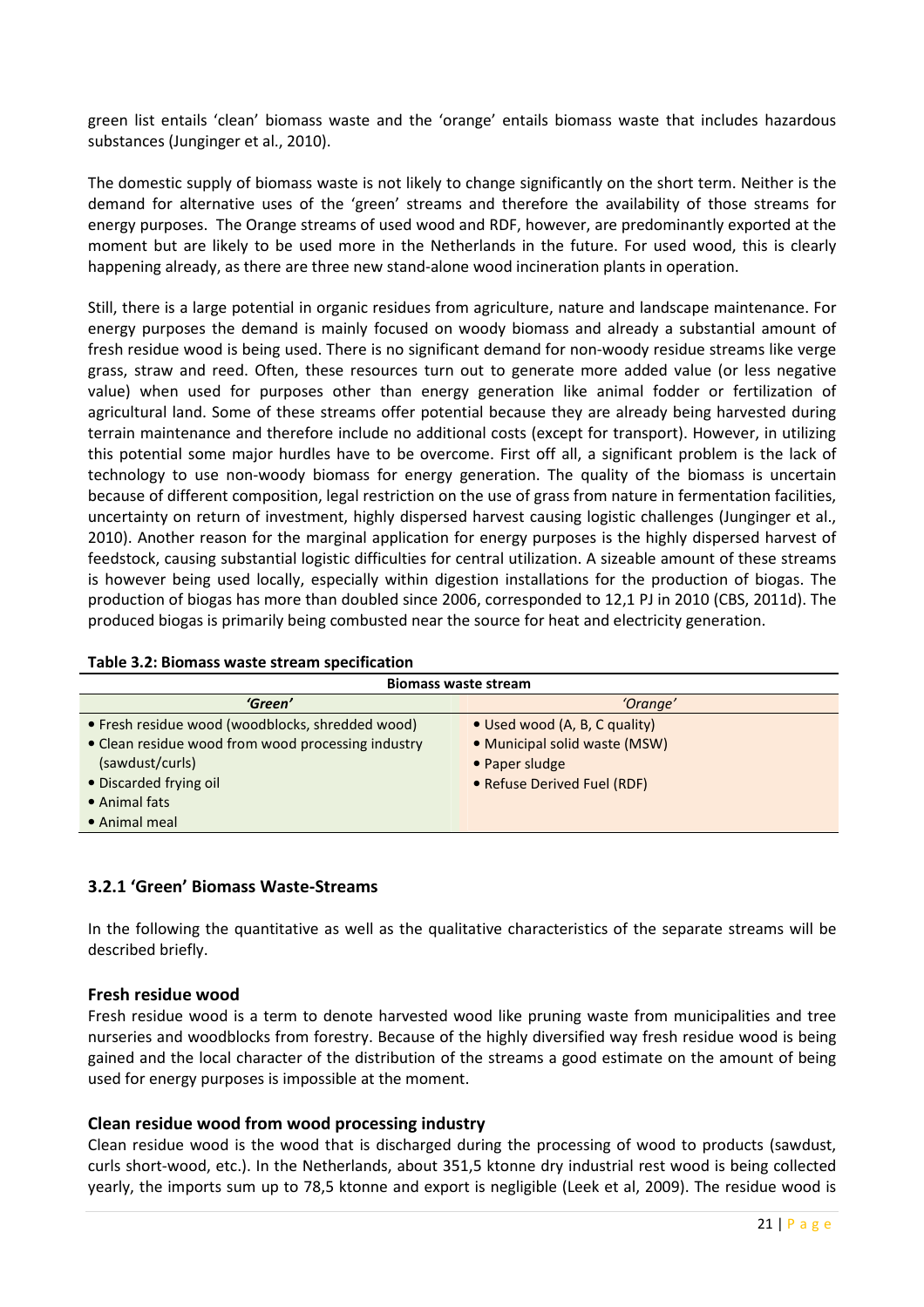green list entails 'clean' biomass waste and the 'orange' entails biomass waste that includes hazardous substances (Junginger et al., 2010).

The domestic supply of biomass waste is not likely to change significantly on the short term. Neither is the demand for alternative uses of the 'green' streams and therefore the availability of those streams for energy purposes. The Orange streams of used wood and RDF, however, are predominantly exported at the moment but are likely to be used more in the Netherlands in the future. For used wood, this is clearly happening already, as there are three new stand-alone wood incineration plants in operation.

Still, there is a large potential in organic residues from agriculture, nature and landscape maintenance. For energy purposes the demand is mainly focused on woody biomass and already a substantial amount of fresh residue wood is being used. There is no significant demand for non-woody residue streams like verge grass, straw and reed. Often, these resources turn out to generate more added value (or less negative value) when used for purposes other than energy generation like animal fodder or fertilization of agricultural land. Some of these streams offer potential because they are already being harvested during terrain maintenance and therefore include no additional costs (except for transport). However, in utilizing this potential some major hurdles have to be overcome. First off all, a significant problem is the lack of technology to use non-woody biomass for energy generation. The quality of the biomass is uncertain because of different composition, legal restriction on the use of grass from nature in fermentation facilities, uncertainty on return of investment, highly dispersed harvest causing logistic challenges (Junginger et al., 2010). Another reason for the marginal application for energy purposes is the highly dispersed harvest of feedstock, causing substantial logistic difficulties for central utilization. A sizeable amount of these streams is however being used locally, especially within digestion installations for the production of biogas. The production of biogas has more than doubled since 2006, corresponded to 12,1 PJ in 2010 (CBS, 2011d). The produced biogas is primarily being combusted near the source for heat and electricity generation.

**Table 3.2: Biomass waste stream specification**

| Biomass waste stream | |
|---|---|
| *'Green'* | *'Orange'* |
| • Fresh residue wood (woodblocks, shredded wood)<br>• Clean residue wood from wood processing industry (sawdust/curls)<br>• Discarded frying oil<br>• Animal fats<br>• Animal meal | • Used wood (A, B, C quality)<br>• Municipal solid waste (MSW)<br>• Paper sludge<br>• Refuse Derived Fuel (RDF) |

### 3.2.1 'Green' Biomass Waste-Streams

In the following the quantitative as well as the qualitative characteristics of the separate streams will be described briefly.

#### Fresh residue wood

Fresh residue wood is a term to denote harvested wood like pruning waste from municipalities and tree nurseries and woodblocks from forestry. Because of the highly diversified way fresh residue wood is being gained and the local character of the distribution of the streams a good estimate on the amount of being used for energy purposes is impossible at the moment.

#### Clean residue wood from wood processing industry

Clean residue wood is the wood that is discharged during the processing of wood to products (sawdust, curls short-wood, etc.). In the Netherlands, about 351,5 ktonne dry industrial rest wood is being collected yearly, the imports sum up to 78,5 ktonne and export is negligible (Leek et al, 2009). The residue wood is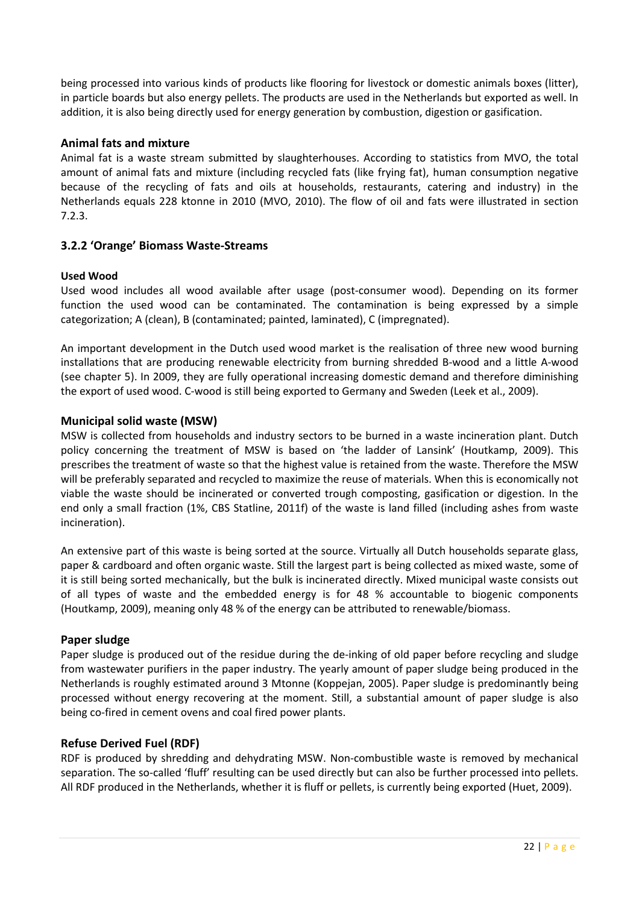being processed into various kinds of products like flooring for livestock or domestic animals boxes (litter), in particle boards but also energy pellets. The products are used in the Netherlands but exported as well. In addition, it is also being directly used for energy generation by combustion, digestion or gasification.

### Animal fats and mixture

Animal fat is a waste stream submitted by slaughterhouses. According to statistics from MVO, the total amount of animal fats and mixture (including recycled fats (like frying fat), human consumption negative because of the recycling of fats and oils at households, restaurants, catering and industry) in the Netherlands equals 228 ktonne in 2010 (MVO, 2010). The flow of oil and fats were illustrated in section 7.2.3.

## 3.2.2 'Orange' Biomass Waste-Streams

#### Used Wood

Used wood includes all wood available after usage (post-consumer wood). Depending on its former function the used wood can be contaminated. The contamination is being expressed by a simple categorization; A (clean), B (contaminated; painted, laminated), C (impregnated).

An important development in the Dutch used wood market is the realisation of three new wood burning installations that are producing renewable electricity from burning shredded B-wood and a little A-wood (see chapter 5). In 2009, they are fully operational increasing domestic demand and therefore diminishing the export of used wood. C-wood is still being exported to Germany and Sweden (Leek et al., 2009).

### Municipal solid waste (MSW)

MSW is collected from households and industry sectors to be burned in a waste incineration plant. Dutch policy concerning the treatment of MSW is based on 'the ladder of Lansink' (Houtkamp, 2009). This prescribes the treatment of waste so that the highest value is retained from the waste. Therefore the MSW will be preferably separated and recycled to maximize the reuse of materials. When this is economically not viable the waste should be incinerated or converted trough composting, gasification or digestion. In the end only a small fraction (1%, CBS Statline, 2011f) of the waste is land filled (including ashes from waste incineration).

An extensive part of this waste is being sorted at the source. Virtually all Dutch households separate glass, paper & cardboard and often organic waste. Still the largest part is being collected as mixed waste, some of it is still being sorted mechanically, but the bulk is incinerated directly. Mixed municipal waste consists out of all types of waste and the embedded energy is for 48 % accountable to biogenic components (Houtkamp, 2009), meaning only 48 % of the energy can be attributed to renewable/biomass.

### Paper sludge

Paper sludge is produced out of the residue during the de-inking of old paper before recycling and sludge from wastewater purifiers in the paper industry. The yearly amount of paper sludge being produced in the Netherlands is roughly estimated around 3 Mtonne (Koppejan, 2005). Paper sludge is predominantly being processed without energy recovering at the moment. Still, a substantial amount of paper sludge is also being co-fired in cement ovens and coal fired power plants.

### Refuse Derived Fuel (RDF)

RDF is produced by shredding and dehydrating MSW. Non-combustible waste is removed by mechanical separation. The so-called 'fluff' resulting can be used directly but can also be further processed into pellets. All RDF produced in the Netherlands, whether it is fluff or pellets, is currently being exported (Huet, 2009).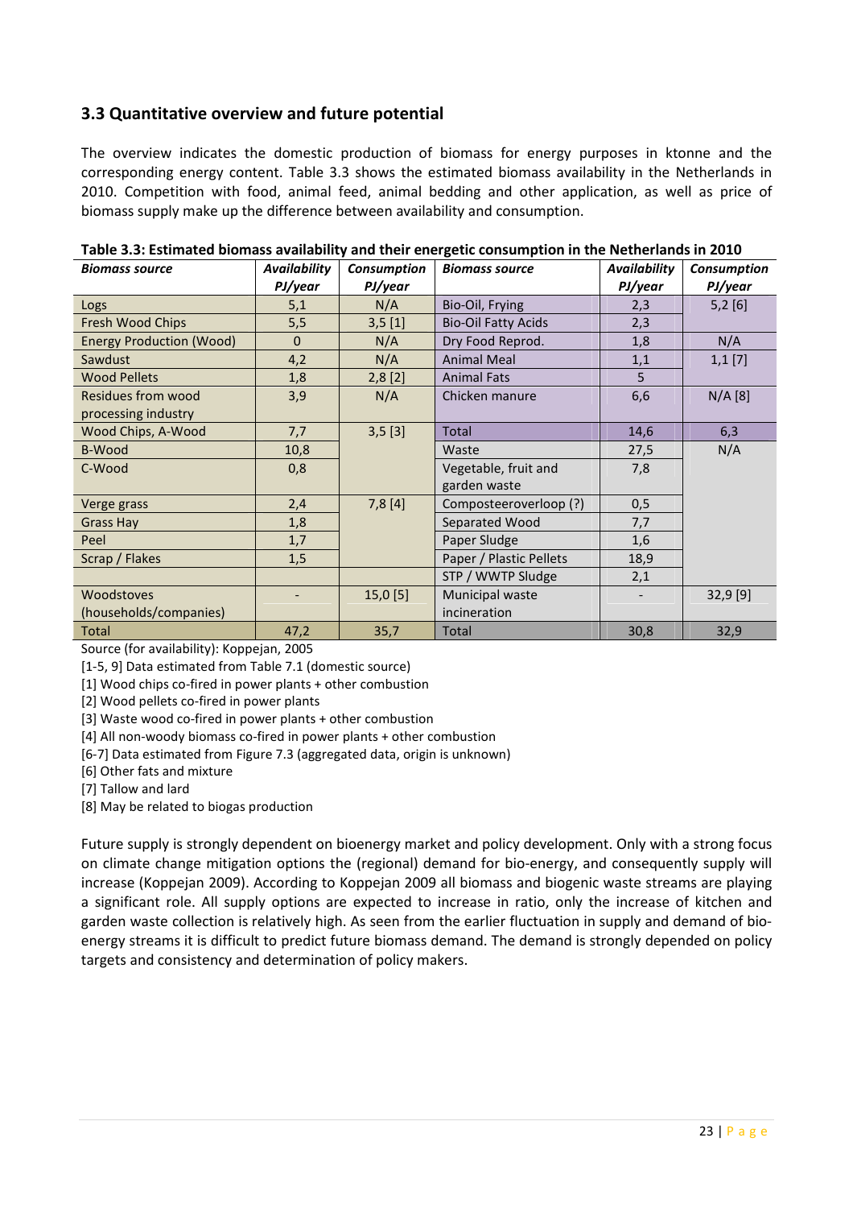## 3.3 Quantitative overview and future potential

The overview indicates the domestic production of biomass for energy purposes in ktonne and the corresponding energy content. Table 3.3 shows the estimated biomass availability in the Netherlands in 2010. Competition with food, animal feed, animal bedding and other application, as well as price of biomass supply make up the difference between availability and consumption.

**Table 3.3: Estimated biomass availability and their energetic consumption in the Netherlands in 2010**

| *Biomass source* | *Availability PJ/year* | *Consumption PJ/year* | *Biomass source* | *Availability PJ/year* | *Consumption PJ/year* |
|---|---|---|---|---|---|
| Logs | 5,1 | N/A | Bio-Oil, Frying | 2,3 | 5,2 [6] |
| Fresh Wood Chips | 5,5 | 3,5 [1] | Bio-Oil Fatty Acids | 2,3 | |
| Energy Production (Wood) | 0 | N/A | Dry Food Reprod. | 1,8 | N/A |
| Sawdust | 4,2 | N/A | Animal Meal | 1,1 | 1,1 [7] |
| Wood Pellets | 1,8 | 2,8 [2] | Animal Fats | 5 | |
| Residues from wood processing industry | 3,9 | N/A | Chicken manure | 6,6 | N/A [8] |
| Wood Chips, A-Wood | 7,7 | 3,5 [3] | Total | 14,6 | 6,3 |
| B-Wood | 10,8 | | Waste | 27,5 | N/A |
| C-Wood | 0,8 | | Vegetable, fruit and garden waste | 7,8 | |
| Verge grass | 2,4 | 7,8 [4] | Composteeroverloop (?) | 0,5 | |
| Grass Hay | 1,8 | | Separated Wood | 7,7 | |
| Peel | 1,7 | | Paper Sludge | 1,6 | |
| Scrap / Flakes | 1,5 | | Paper / Plastic Pellets | 18,9 | |
| | | | STP / WWTP Sludge | 2,1 | |
| Woodstoves (households/companies) | - | 15,0 [5] | Municipal waste incineration | - | 32,9 [9] |
| Total | 47,2 | 35,7 | Total | 30,8 | 32,9 |

Source (for availability): Koppejan, 2005

[1-5, 9] Data estimated from Table 7.1 (domestic source)

[1] Wood chips co-fired in power plants + other combustion

[2] Wood pellets co-fired in power plants

[3] Waste wood co-fired in power plants + other combustion

[4] All non-woody biomass co-fired in power plants + other combustion

[6-7] Data estimated from Figure 7.3 (aggregated data, origin is unknown)

[6] Other fats and mixture

[7] Tallow and lard

[8] May be related to biogas production

Future supply is strongly dependent on bioenergy market and policy development. Only with a strong focus on climate change mitigation options the (regional) demand for bio-energy, and consequently supply will increase (Koppejan 2009). According to Koppejan 2009 all biomass and biogenic waste streams are playing a significant role. All supply options are expected to increase in ratio, only the increase of kitchen and garden waste collection is relatively high. As seen from the earlier fluctuation in supply and demand of bio-energy streams it is difficult to predict future biomass demand. The demand is strongly depended on policy targets and consistency and determination of policy makers.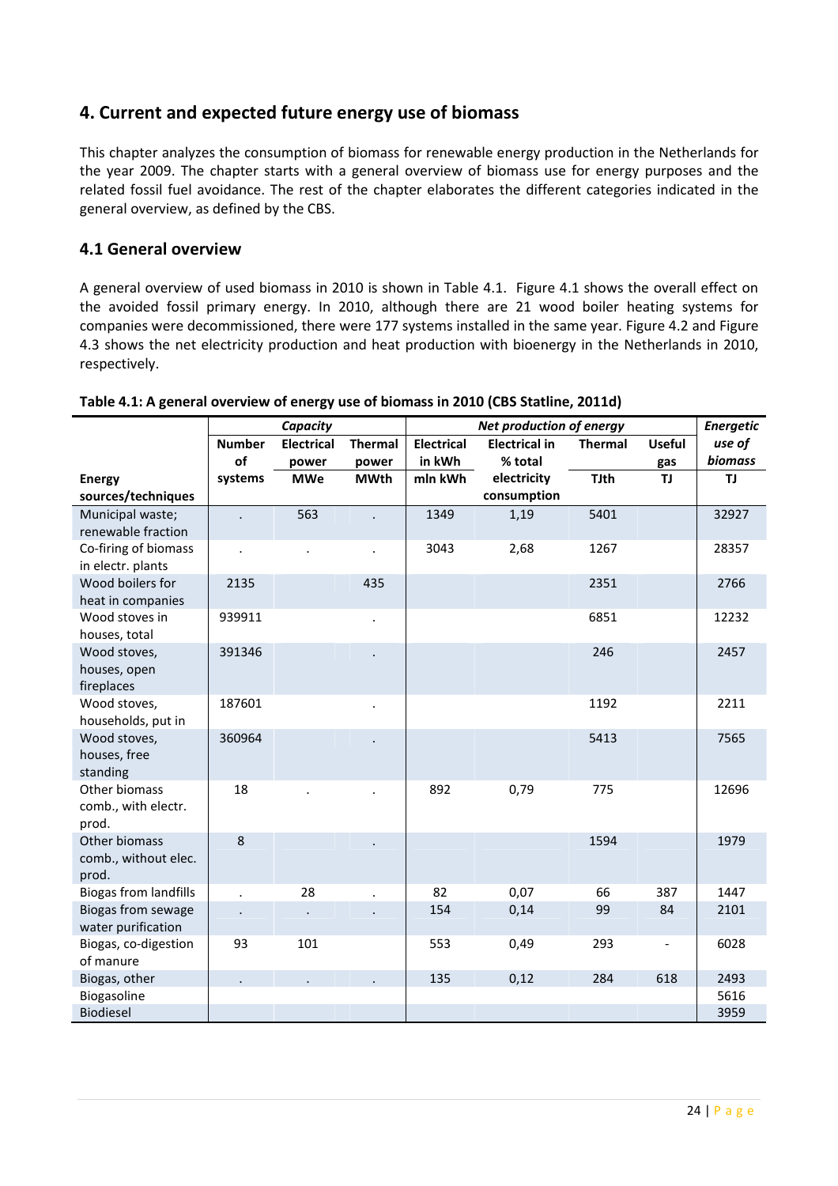## 4. Current and expected future energy use of biomass

This chapter analyzes the consumption of biomass for renewable energy production in the Netherlands for the year 2009. The chapter starts with a general overview of biomass use for energy purposes and the related fossil fuel avoidance. The rest of the chapter elaborates the different categories indicated in the general overview, as defined by the CBS.

### 4.1 General overview

A general overview of used biomass in 2010 is shown in Table 4.1. Figure 4.1 shows the overall effect on the avoided fossil primary energy. In 2010, although there are 21 wood boiler heating systems for companies were decommissioned, there were 177 systems installed in the same year. Figure 4.2 and Figure 4.3 shows the net electricity production and heat production with bioenergy in the Netherlands in 2010, respectively.

**Table 4.1: A general overview of energy use of biomass in 2010 (CBS Statline, 2011d)**

| | *Capacity* | | | *Net production of energy* | | | | *Energetic use of biomass* |
|---|---|---|---|---|---|---|---|---|
| **Energy sources/techniques** | **Number of systems** | **Electrical power MWe** | **Thermal power MWth** | **Electrical in kWh mln kWh** | **Electrical in % total electricity consumption** | **Thermal TJth** | **Useful gas TJ** | **TJ** |
| Municipal waste; renewable fraction | . | 563 | . | 1349 | 1,19 | 5401 | | 32927 |
| Co-firing of biomass in electr. plants | . | . | . | 3043 | 2,68 | 1267 | | 28357 |
| Wood boilers for heat in companies | 2135 | | 435 | | | 2351 | | 2766 |
| Wood stoves in houses, total | 939911 | | . | | | 6851 | | 12232 |
| Wood stoves, houses, open fireplaces | 391346 | | . | | | 246 | | 2457 |
| Wood stoves, households, put in | 187601 | | . | | | 1192 | | 2211 |
| Wood stoves, houses, free standing | 360964 | | . | | | 5413 | | 7565 |
| Other biomass comb., with electr. prod. | 18 | . | . | 892 | 0,79 | 775 | | 12696 |
| Other biomass comb., without elec. prod. | 8 | | . | | | 1594 | | 1979 |
| Biogas from landfills | . | 28 | . | 82 | 0,07 | 66 | 387 | 1447 |
| Biogas from sewage water purification | . | . | . | 154 | 0,14 | 99 | 84 | 2101 |
| Biogas, co-digestion of manure | 93 | 101 | | 553 | 0,49 | 293 | - | 6028 |
| Biogas, other | . | . | . | 135 | 0,12 | 284 | 618 | 2493 |
| Biogasoline | | | | | | | | 5616 |
| Biodiesel | | | | | | | | 3959 |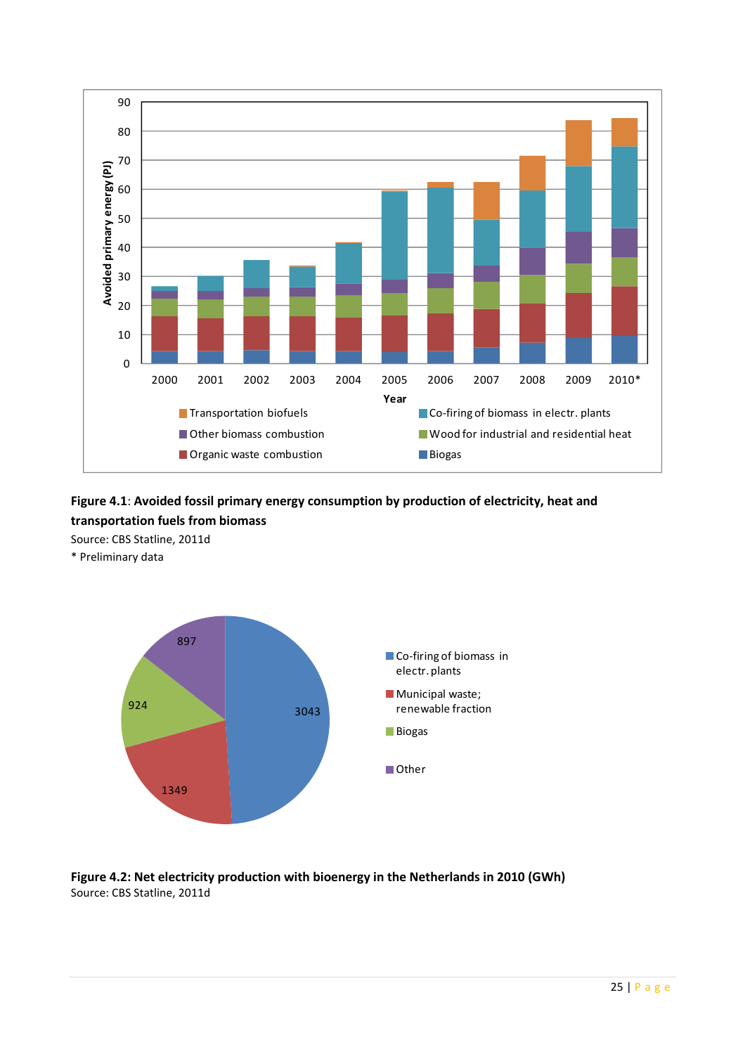**Figure 4.1**: **Avoided fossil primary energy consumption by production of electricity, heat and transportation fuels from biomass**

Source: CBS Statline, 2011d

\* Preliminary data

**Figure 4.2: Net electricity production with bioenergy in the Netherlands in 2010 (GWh)**

Source: CBS Statline, 2011d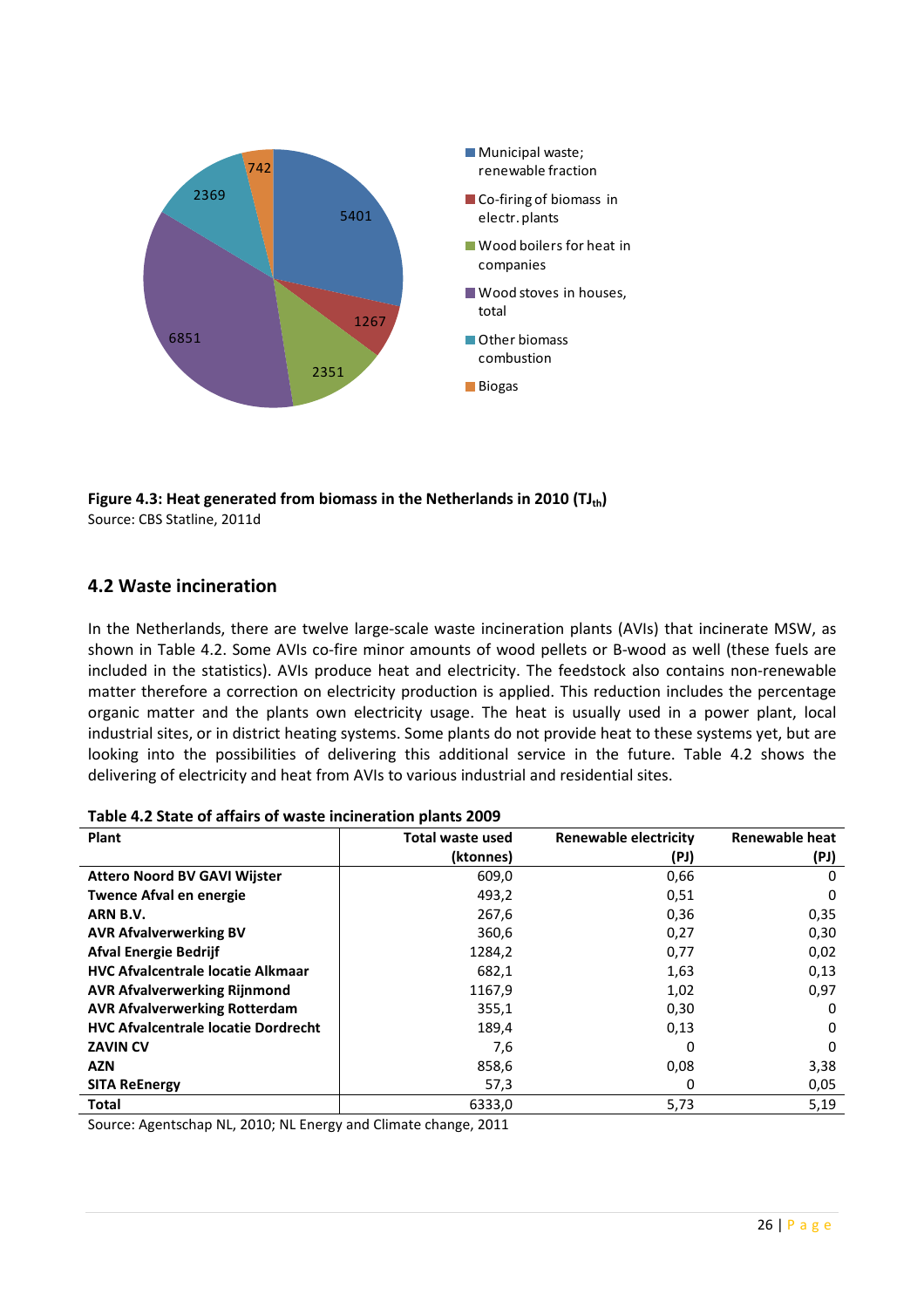Figure 4.3: Heat generated from biomass in the Netherlands in 2010 ($TJ_{th}$)

**Figure 4.3: Heat generated from biomass in the Netherlands in 2010 ($TJ_{th}$)**
Source: CBS Statline, 2011d

## 4.2 Waste incineration

In the Netherlands, there are twelve large-scale waste incineration plants (AVIs) that incinerate MSW, as shown in Table 4.2. Some AVIs co-fire minor amounts of wood pellets or B-wood as well (these fuels are included in the statistics). AVIs produce heat and electricity. The feedstock also contains non-renewable matter therefore a correction on electricity production is applied. This reduction includes the percentage organic matter and the plants own electricity usage. The heat is usually used in a power plant, local industrial sites, or in district heating systems. Some plants do not provide heat to these systems yet, but are looking into the possibilities of delivering this additional service in the future. Table 4.2 shows the delivering of electricity and heat from AVIs to various industrial and residential sites.

**Table 4.2 State of affairs of waste incineration plants 2009**

| Plant | Total waste used (ktonnes) | Renewable electricity (PJ) | Renewable heat (PJ) |
|---|---|---|---|
| **Attero Noord BV GAVI Wijster** | 609,0 | 0,66 | 0 |
| **Twence Afval en energie** | 493,2 | 0,51 | 0 |
| **ARN B.V.** | 267,6 | 0,36 | 0,35 |
| **AVR Afvalverwerking BV** | 360,6 | 0,27 | 0,30 |
| **Afval Energie Bedrijf** | 1284,2 | 0,77 | 0,02 |
| **HVC Afvalcentrale locatie Alkmaar** | 682,1 | 1,63 | 0,13 |
| **AVR Afvalverwerking Rijnmond** | 1167,9 | 1,02 | 0,97 |
| **AVR Afvalverwerking Rotterdam** | 355,1 | 0,30 | 0 |
| **HVC Afvalcentrale locatie Dordrecht** | 189,4 | 0,13 | 0 |
| **ZAVIN CV** | 7,6 | 0 | 0 |
| **AZN** | 858,6 | 0,08 | 3,38 |
| **SITA ReEnergy** | 57,3 | 0 | 0,05 |
| **Total** | 6333,0 | 5,73 | 5,19 |

Source: Agentschap NL, 2010; NL Energy and Climate change, 2011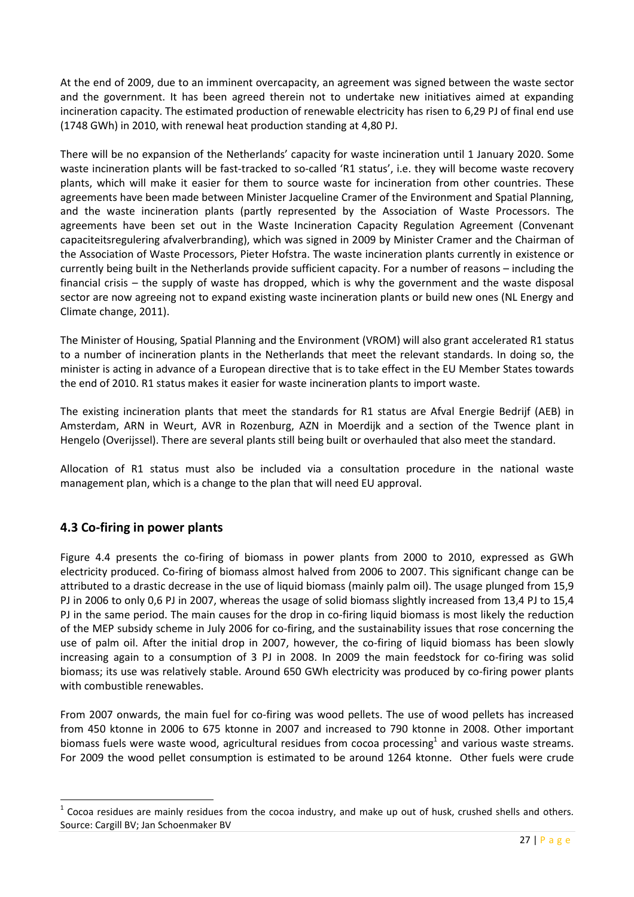At the end of 2009, due to an imminent overcapacity, an agreement was signed between the waste sector and the government. It has been agreed therein not to undertake new initiatives aimed at expanding incineration capacity. The estimated production of renewable electricity has risen to 6,29 PJ of final end use (1748 GWh) in 2010, with renewal heat production standing at 4,80 PJ.

There will be no expansion of the Netherlands' capacity for waste incineration until 1 January 2020. Some waste incineration plants will be fast-tracked to so-called 'R1 status', i.e. they will become waste recovery plants, which will make it easier for them to source waste for incineration from other countries. These agreements have been made between Minister Jacqueline Cramer of the Environment and Spatial Planning, and the waste incineration plants (partly represented by the Association of Waste Processors. The agreements have been set out in the Waste Incineration Capacity Regulation Agreement (Convenant capaciteitsregulering afvalverbranding), which was signed in 2009 by Minister Cramer and the Chairman of the Association of Waste Processors, Pieter Hofstra. The waste incineration plants currently in existence or currently being built in the Netherlands provide sufficient capacity. For a number of reasons – including the financial crisis – the supply of waste has dropped, which is why the government and the waste disposal sector are now agreeing not to expand existing waste incineration plants or build new ones (NL Energy and Climate change, 2011).

The Minister of Housing, Spatial Planning and the Environment (VROM) will also grant accelerated R1 status to a number of incineration plants in the Netherlands that meet the relevant standards. In doing so, the minister is acting in advance of a European directive that is to take effect in the EU Member States towards the end of 2010. R1 status makes it easier for waste incineration plants to import waste.

The existing incineration plants that meet the standards for R1 status are Afval Energie Bedrijf (AEB) in Amsterdam, ARN in Weurt, AVR in Rozenburg, AZN in Moerdijk and a section of the Twence plant in Hengelo (Overijssel). There are several plants still being built or overhauled that also meet the standard.

Allocation of R1 status must also be included via a consultation procedure in the national waste management plan, which is a change to the plan that will need EU approval.

## 4.3 Co-firing in power plants

Figure 4.4 presents the co-firing of biomass in power plants from 2000 to 2010, expressed as GWh electricity produced. Co-firing of biomass almost halved from 2006 to 2007. This significant change can be attributed to a drastic decrease in the use of liquid biomass (mainly palm oil). The usage plunged from 15,9 PJ in 2006 to only 0,6 PJ in 2007, whereas the usage of solid biomass slightly increased from 13,4 PJ to 15,4 PJ in the same period. The main causes for the drop in co-firing liquid biomass is most likely the reduction of the MEP subsidy scheme in July 2006 for co-firing, and the sustainability issues that rose concerning the use of palm oil. After the initial drop in 2007, however, the co-firing of liquid biomass has been slowly increasing again to a consumption of 3 PJ in 2008. In 2009 the main feedstock for co-firing was solid biomass; its use was relatively stable. Around 650 GWh electricity was produced by co-firing power plants with combustible renewables.

From 2007 onwards, the main fuel for co-firing was wood pellets. The use of wood pellets has increased from 450 ktonne in 2006 to 675 ktonne in 2007 and increased to 790 ktonne in 2008. Other important biomass fuels were waste wood, agricultural residues from cocoa processing[1] and various waste streams. For 2009 the wood pellet consumption is estimated to be around 1264 ktonne. Other fuels were crude

[1] Cocoa residues are mainly residues from the cocoa industry, and make up out of husk, crushed shells and others. Source: Cargill BV; Jan Schoenmaker BV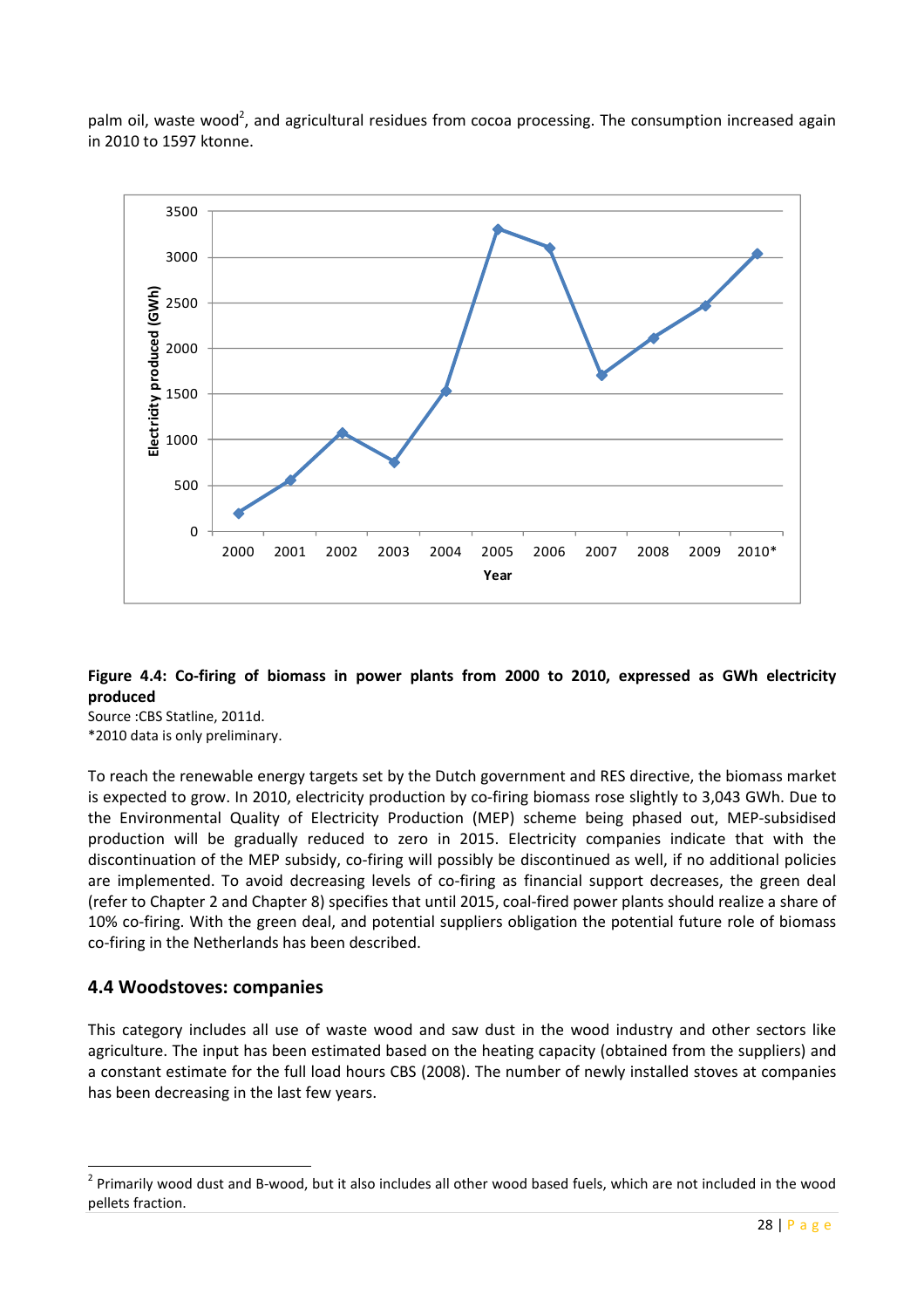palm oil, waste wood[2], and agricultural residues from cocoa processing. The consumption increased again in 2010 to 1597 ktonne.

**Figure 4.4: Co-firing of biomass in power plants from 2000 to 2010, expressed as GWh electricity produced**

Source :CBS Statline, 2011d.

*2010 data is only preliminary.

To reach the renewable energy targets set by the Dutch government and RES directive, the biomass market is expected to grow. In 2010, electricity production by co-firing biomass rose slightly to 3,043 GWh. Due to the Environmental Quality of Electricity Production (MEP) scheme being phased out, MEP-subsidised production will be gradually reduced to zero in 2015. Electricity companies indicate that with the discontinuation of the MEP subsidy, co-firing will possibly be discontinued as well, if no additional policies are implemented. To avoid decreasing levels of co-firing as financial support decreases, the green deal (refer to Chapter 2 and Chapter 8) specifies that until 2015, coal-fired power plants should realize a share of 10% co-firing. With the green deal, and potential suppliers obligation the potential future role of biomass co-firing in the Netherlands has been described.

## 4.4 Woodstoves: companies

This category includes all use of waste wood and saw dust in the wood industry and other sectors like agriculture. The input has been estimated based on the heating capacity (obtained from the suppliers) and a constant estimate for the full load hours CBS (2008). The number of newly installed stoves at companies has been decreasing in the last few years.

[2] Primarily wood dust and B-wood, but it also includes all other wood based fuels, which are not included in the wood pellets fraction.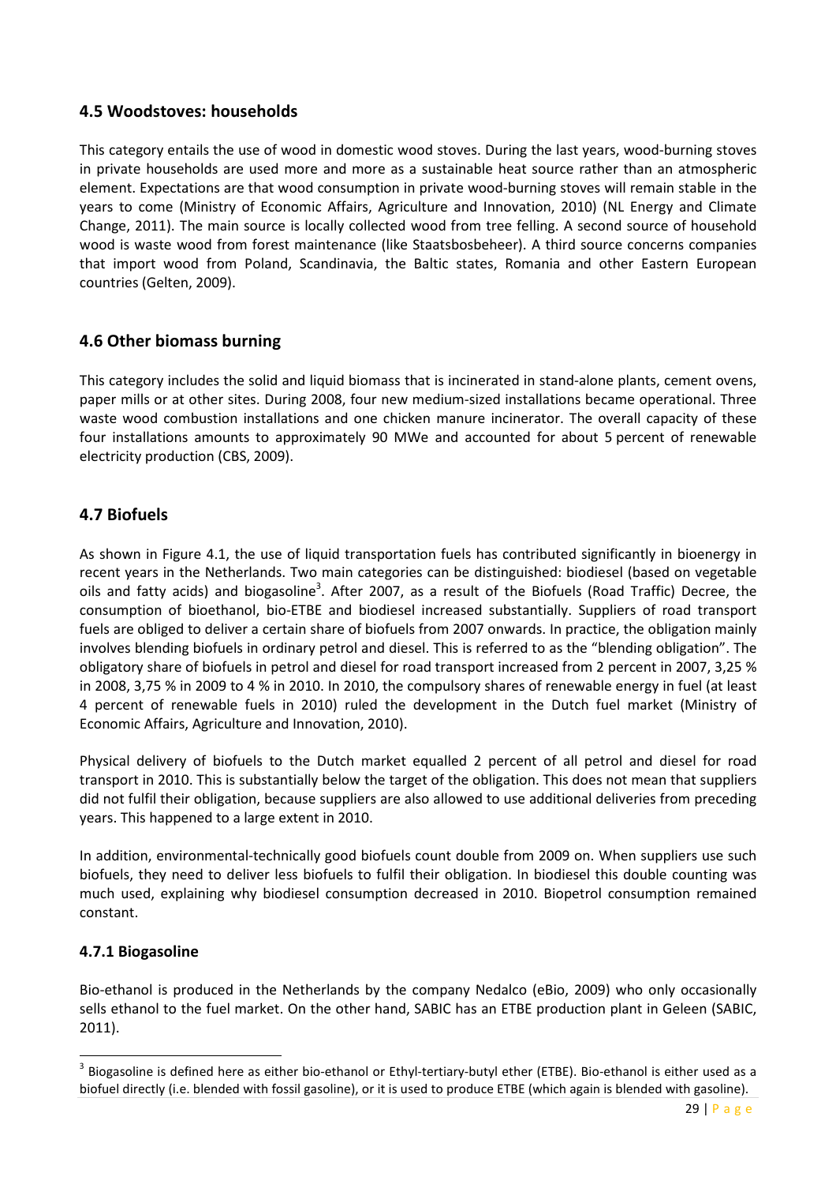## 4.5 Woodstoves: households

This category entails the use of wood in domestic wood stoves. During the last years, wood-burning stoves in private households are used more and more as a sustainable heat source rather than an atmospheric element. Expectations are that wood consumption in private wood-burning stoves will remain stable in the years to come (Ministry of Economic Affairs, Agriculture and Innovation, 2010) (NL Energy and Climate Change, 2011). The main source is locally collected wood from tree felling. A second source of household wood is waste wood from forest maintenance (like Staatsbosbeheer). A third source concerns companies that import wood from Poland, Scandinavia, the Baltic states, Romania and other Eastern European countries (Gelten, 2009).

## 4.6 Other biomass burning

This category includes the solid and liquid biomass that is incinerated in stand-alone plants, cement ovens, paper mills or at other sites. During 2008, four new medium-sized installations became operational. Three waste wood combustion installations and one chicken manure incinerator. The overall capacity of these four installations amounts to approximately 90 MWe and accounted for about 5 percent of renewable electricity production (CBS, 2009).

## 4.7 Biofuels

As shown in Figure 4.1, the use of liquid transportation fuels has contributed significantly in bioenergy in recent years in the Netherlands. Two main categories can be distinguished: biodiesel (based on vegetable oils and fatty acids) and biogasoline[3]. After 2007, as a result of the Biofuels (Road Traffic) Decree, the consumption of bioethanol, bio-ETBE and biodiesel increased substantially. Suppliers of road transport fuels are obliged to deliver a certain share of biofuels from 2007 onwards. In practice, the obligation mainly involves blending biofuels in ordinary petrol and diesel. This is referred to as the "blending obligation". The obligatory share of biofuels in petrol and diesel for road transport increased from 2 percent in 2007, 3,25 % in 2008, 3,75 % in 2009 to 4 % in 2010. In 2010, the compulsory shares of renewable energy in fuel (at least 4 percent of renewable fuels in 2010) ruled the development in the Dutch fuel market (Ministry of Economic Affairs, Agriculture and Innovation, 2010).

Physical delivery of biofuels to the Dutch market equalled 2 percent of all petrol and diesel for road transport in 2010. This is substantially below the target of the obligation. This does not mean that suppliers did not fulfil their obligation, because suppliers are also allowed to use additional deliveries from preceding years. This happened to a large extent in 2010.

In addition, environmental-technically good biofuels count double from 2009 on. When suppliers use such biofuels, they need to deliver less biofuels to fulfil their obligation. In biodiesel this double counting was much used, explaining why biodiesel consumption decreased in 2010. Biopetrol consumption remained constant.

### 4.7.1 Biogasoline

Bio-ethanol is produced in the Netherlands by the company Nedalco (eBio, 2009) who only occasionally sells ethanol to the fuel market. On the other hand, SABIC has an ETBE production plant in Geleen (SABIC, 2011).

[3] Biogasoline is defined here as either bio-ethanol or Ethyl-tertiary-butyl ether (ETBE). Bio-ethanol is either used as a biofuel directly (i.e. blended with fossil gasoline), or it is used to produce ETBE (which again is blended with gasoline).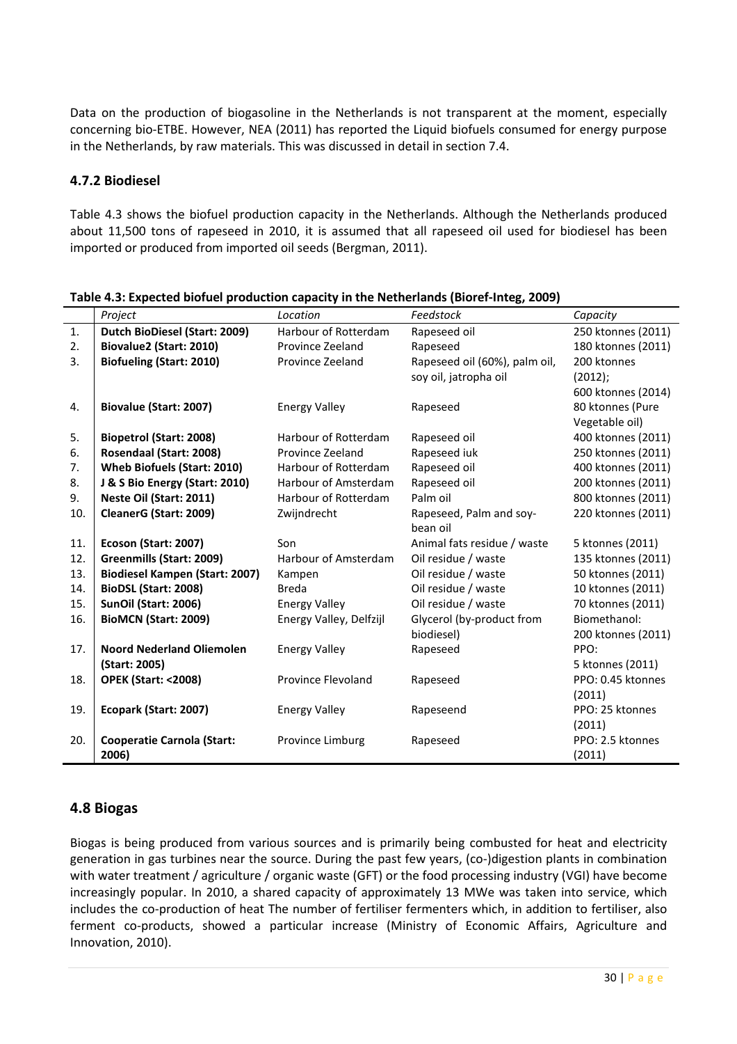Data on the production of biogasoline in the Netherlands is not transparent at the moment, especially concerning bio-ETBE. However, NEA (2011) has reported the Liquid biofuels consumed for energy purpose in the Netherlands, by raw materials. This was discussed in detail in section 7.4.

### 4.7.2 Biodiesel

Table 4.3 shows the biofuel production capacity in the Netherlands. Although the Netherlands produced about 11,500 tons of rapeseed in 2010, it is assumed that all rapeseed oil used for biodiesel has been imported or produced from imported oil seeds (Bergman, 2011).

**Table 4.3: Expected biofuel production capacity in the Netherlands (Bioref-Integ, 2009)**

| | *Project* | *Location* | *Feedstock* | *Capacity* |
|---|---|---|---|---|
| 1. | **Dutch BioDiesel (Start: 2009)** | Harbour of Rotterdam | Rapeseed oil | 250 ktonnes (2011) |
| 2. | **Biovalue2 (Start: 2010)** | Province Zeeland | Rapeseed | 180 ktonnes (2011) |
| 3. | **Biofueling (Start: 2010)** | Province Zeeland | Rapeseed oil (60%), palm oil, soy oil, jatropha oil | 200 ktonnes (2012); 600 ktonnes (2014) |
| 4. | **Biovalue (Start: 2007)** | Energy Valley | Rapeseed | 80 ktonnes (Pure Vegetable oil) |
| 5. | **Biopetrol (Start: 2008)** | Harbour of Rotterdam | Rapeseed oil | 400 ktonnes (2011) |
| 6. | **Rosendaal (Start: 2008)** | Province Zeeland | Rapeseed iuk | 250 ktonnes (2011) |
| 7. | **Wheb Biofuels (Start: 2010)** | Harbour of Rotterdam | Rapeseed oil | 400 ktonnes (2011) |
| 8. | **J & S Bio Energy (Start: 2010)** | Harbour of Amsterdam | Rapeseed oil | 200 ktonnes (2011) |
| 9. | **Neste Oil (Start: 2011)** | Harbour of Rotterdam | Palm oil | 800 ktonnes (2011) |
| 10. | **CleanerG (Start: 2009)** | Zwijndrecht | Rapeseed, Palm and soy-bean oil | 220 ktonnes (2011) |
| 11. | **Ecoson (Start: 2007)** | Son | Animal fats residue / waste | 5 ktonnes (2011) |
| 12. | **Greenmills (Start: 2009)** | Harbour of Amsterdam | Oil residue / waste | 135 ktonnes (2011) |
| 13. | **Biodiesel Kampen (Start: 2007)** | Kampen | Oil residue / waste | 50 ktonnes (2011) |
| 14. | **BioDSL (Start: 2008)** | Breda | Oil residue / waste | 10 ktonnes (2011) |
| 15. | **SunOil (Start: 2006)** | Energy Valley | Oil residue / waste | 70 ktonnes (2011) |
| 16. | **BioMCN (Start: 2009)** | Energy Valley, Delfzijl | Glycerol (by-product from biodiesel) | Biomethanol: 200 ktonnes (2011) |
| 17. | **Noord Nederland Oliemolen (Start: 2005)** | Energy Valley | Rapeseed | PPO: 5 ktonnes (2011) |
| 18. | **OPEK (Start: <2008)** | Province Flevoland | Rapeseed | PPO: 0.45 ktonnes (2011) |
| 19. | **Ecopark (Start: 2007)** | Energy Valley | Rapeseend | PPO: 25 ktonnes (2011) |
| 20. | **Cooperatie Carnola (Start: 2006)** | Province Limburg | Rapeseed | PPO: 2.5 ktonnes (2011) |

## 4.8 Biogas

Biogas is being produced from various sources and is primarily being combusted for heat and electricity generation in gas turbines near the source. During the past few years, (co-)digestion plants in combination with water treatment / agriculture / organic waste (GFT) or the food processing industry (VGI) have become increasingly popular. In 2010, a shared capacity of approximately 13 MWe was taken into service, which includes the co-production of heat The number of fertiliser fermenters which, in addition to fertiliser, also ferment co-products, showed a particular increase (Ministry of Economic Affairs, Agriculture and Innovation, 2010).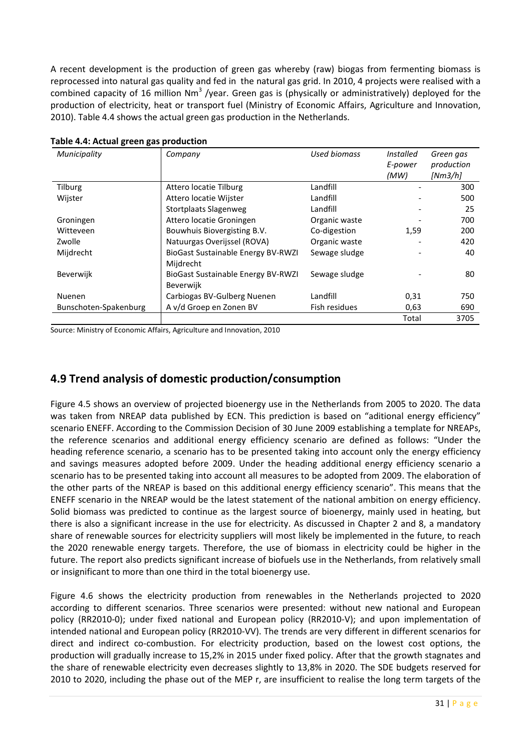A recent development is the production of green gas whereby (raw) biogas from fermenting biomass is reprocessed into natural gas quality and fed in the natural gas grid. In 2010, 4 projects were realised with a combined capacity of 16 million $Nm^3$ /year. Green gas is (physically or administratively) deployed for the production of electricity, heat or transport fuel (Ministry of Economic Affairs, Agriculture and Innovation, 2010). Table 4.4 shows the actual green gas production in the Netherlands.

**Table 4.4: Actual green gas production**

| *Municipality* | *Company* | *Used biomass* | *Installed E-power (MW)* | *Green gas production [Nm3/h]* |
|---|---|---|---|---|
| Tilburg | Attero locatie Tilburg | Landfill | - | 300 |
| Wijster | Attero locatie Wijster | Landfill | - | 500 |
| | Stortplaats Slagenweg | Landfill | - | 25 |
| Groningen | Attero locatie Groningen | Organic waste | - | 700 |
| Witteveen | Bouwhuis Biovergisting B.V. | Co-digestion | 1,59 | 200 |
| Zwolle | Natuurgas Overijssel (ROVA) | Organic waste | - | 420 |
| Mijdrecht | BioGast Sustainable Energy BV-RWZI Mijdrecht | Sewage sludge | - | 40 |
| Beverwijk | BioGast Sustainable Energy BV-RWZI Beverwijk | Sewage sludge | - | 80 |
| Nuenen | Carbiogas BV-Gulberg Nuenen | Landfill | 0,31 | 750 |
| Bunschoten-Spakenburg | A v/d Groep en Zonen BV | Fish residues | 0,63 | 690 |
| | | | Total | 3705 |

Source: Ministry of Economic Affairs, Agriculture and Innovation, 2010

## 4.9 Trend analysis of domestic production/consumption

Figure 4.5 shows an overview of projected bioenergy use in the Netherlands from 2005 to 2020. The data was taken from NREAP data published by ECN. This prediction is based on "aditional energy efficiency" scenario ENEFF. According to the Commission Decision of 30 June 2009 establishing a template for NREAPs, the reference scenarios and additional energy efficiency scenario are defined as follows: "Under the heading reference scenario, a scenario has to be presented taking into account only the energy efficiency and savings measures adopted before 2009. Under the heading additional energy efficiency scenario a scenario has to be presented taking into account all measures to be adopted from 2009. The elaboration of the other parts of the NREAP is based on this additional energy efficiency scenario". This means that the ENEFF scenario in the NREAP would be the latest statement of the national ambition on energy efficiency. Solid biomass was predicted to continue as the largest source of bioenergy, mainly used in heating, but there is also a significant increase in the use for electricity. As discussed in Chapter 2 and 8, a mandatory share of renewable sources for electricity suppliers will most likely be implemented in the future, to reach the 2020 renewable energy targets. Therefore, the use of biomass in electricity could be higher in the future. The report also predicts significant increase of biofuels use in the Netherlands, from relatively small or insignificant to more than one third in the total bioenergy use.

Figure 4.6 shows the electricity production from renewables in the Netherlands projected to 2020 according to different scenarios. Three scenarios were presented: without new national and European policy (RR2010-0); under fixed national and European policy (RR2010-V); and upon implementation of intended national and European policy (RR2010-VV). The trends are very different in different scenarios for direct and indirect co-combustion. For electricity production, based on the lowest cost options, the production will gradually increase to 15,2% in 2015 under fixed policy. After that the growth stagnates and the share of renewable electricity even decreases slightly to 13,8% in 2020. The SDE budgets reserved for 2010 to 2020, including the phase out of the MEP r, are insufficient to realise the long term targets of the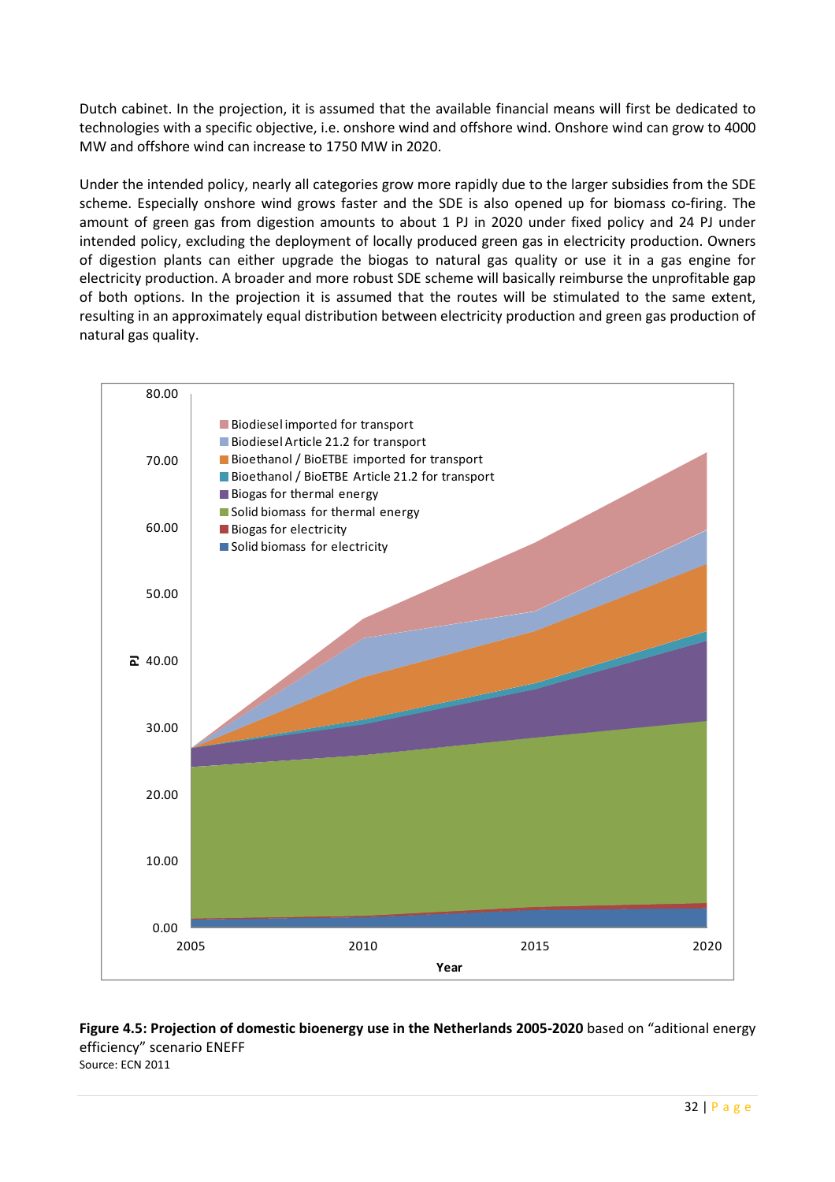Dutch cabinet. In the projection, it is assumed that the available financial means will first be dedicated to technologies with a specific objective, i.e. onshore wind and offshore wind. Onshore wind can grow to 4000 MW and offshore wind can increase to 1750 MW in 2020.

Under the intended policy, nearly all categories grow more rapidly due to the larger subsidies from the SDE scheme. Especially onshore wind grows faster and the SDE is also opened up for biomass co-firing. The amount of green gas from digestion amounts to about 1 PJ in 2020 under fixed policy and 24 PJ under intended policy, excluding the deployment of locally produced green gas in electricity production. Owners of digestion plants can either upgrade the biogas to natural gas quality or use it in a gas engine for electricity production. A broader and more robust SDE scheme will basically reimburse the unprofitable gap of both options. In the projection it is assumed that the routes will be stimulated to the same extent, resulting in an approximately equal distribution between electricity production and green gas production of natural gas quality.

**Figure 4.5: Projection of domestic bioenergy use in the Netherlands 2005-2020** based on "aditional energy efficiency" scenario ENEFF

Source: ECN 2011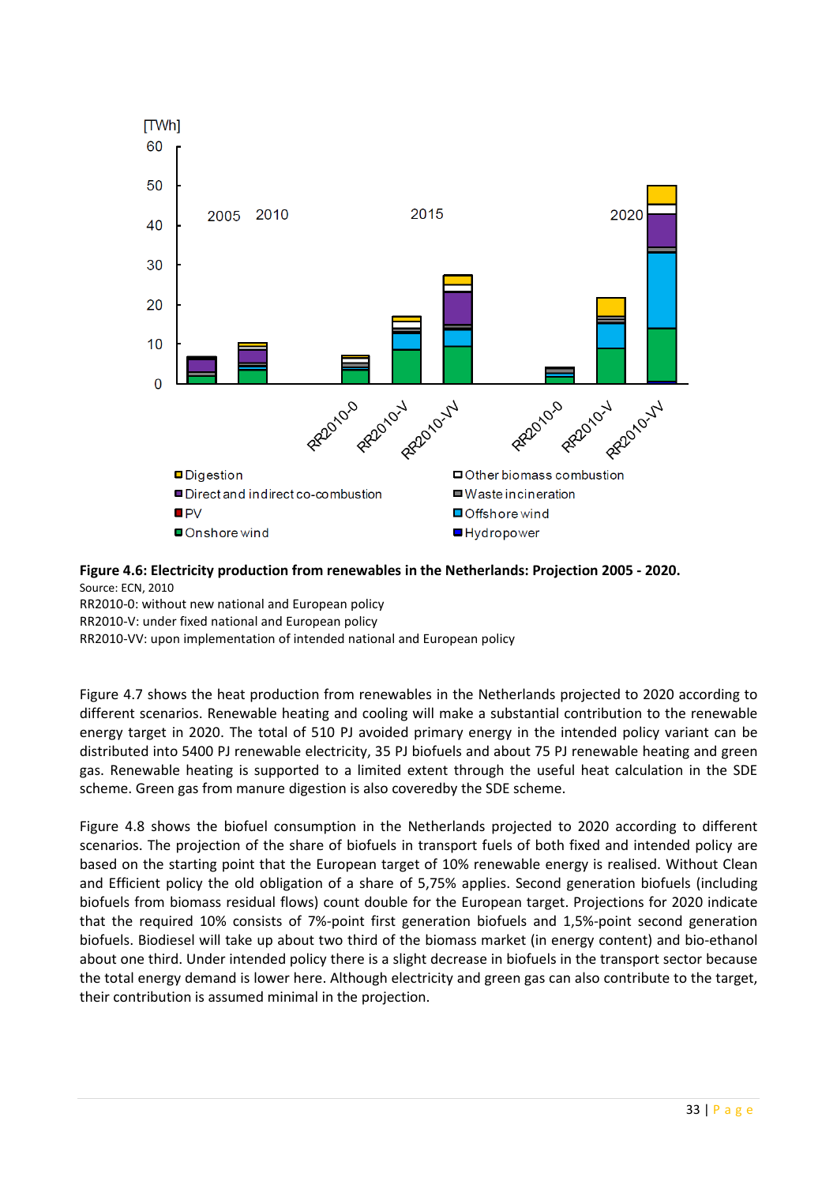**Figure 4.6: Electricity production from renewables in the Netherlands: Projection 2005 - 2020.**

Source: ECN, 2010

RR2010-0: without new national and European policy

RR2010-V: under fixed national and European policy

RR2010-VV: upon implementation of intended national and European policy

Figure 4.7 shows the heat production from renewables in the Netherlands projected to 2020 according to different scenarios. Renewable heating and cooling will make a substantial contribution to the renewable energy target in 2020. The total of 510 PJ avoided primary energy in the intended policy variant can be distributed into 5400 PJ renewable electricity, 35 PJ biofuels and about 75 PJ renewable heating and green gas. Renewable heating is supported to a limited extent through the useful heat calculation in the SDE scheme. Green gas from manure digestion is also coveredby the SDE scheme.

Figure 4.8 shows the biofuel consumption in the Netherlands projected to 2020 according to different scenarios. The projection of the share of biofuels in transport fuels of both fixed and intended policy are based on the starting point that the European target of 10% renewable energy is realised. Without Clean and Efficient policy the old obligation of a share of 5,75% applies. Second generation biofuels (including biofuels from biomass residual flows) count double for the European target. Projections for 2020 indicate that the required 10% consists of 7%-point first generation biofuels and 1,5%-point second generation biofuels. Biodiesel will take up about two third of the biomass market (in energy content) and bio-ethanol about one third. Under intended policy there is a slight decrease in biofuels in the transport sector because the total energy demand is lower here. Although electricity and green gas can also contribute to the target, their contribution is assumed minimal in the projection.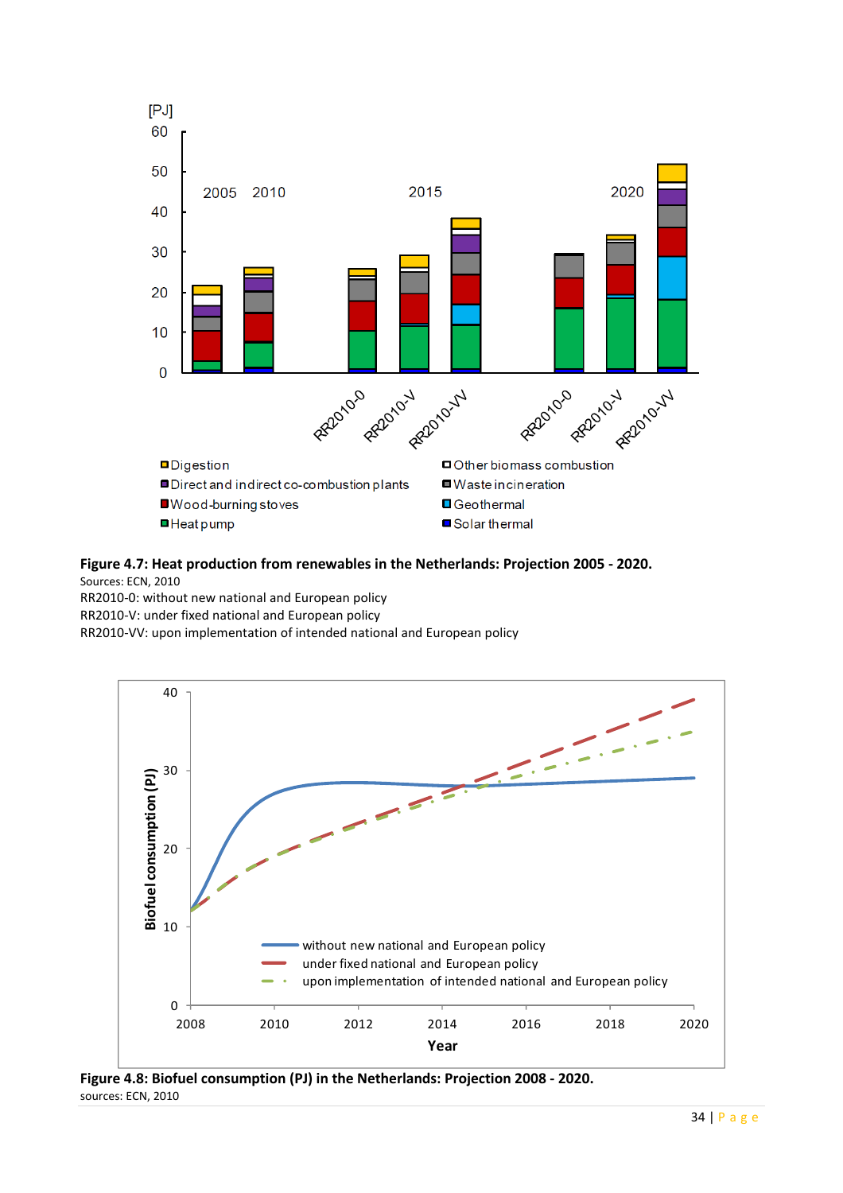**Figure 4.7: Heat production from renewables in the Netherlands: Projection 2005 - 2020.**

Sources: ECN, 2010

RR2010-0: without new national and European policy

RR2010-V: under fixed national and European policy

RR2010-VV: upon implementation of intended national and European policy

**Figure 4.8: Biofuel consumption (PJ) in the Netherlands: Projection 2008 - 2020.**

sources: ECN, 2010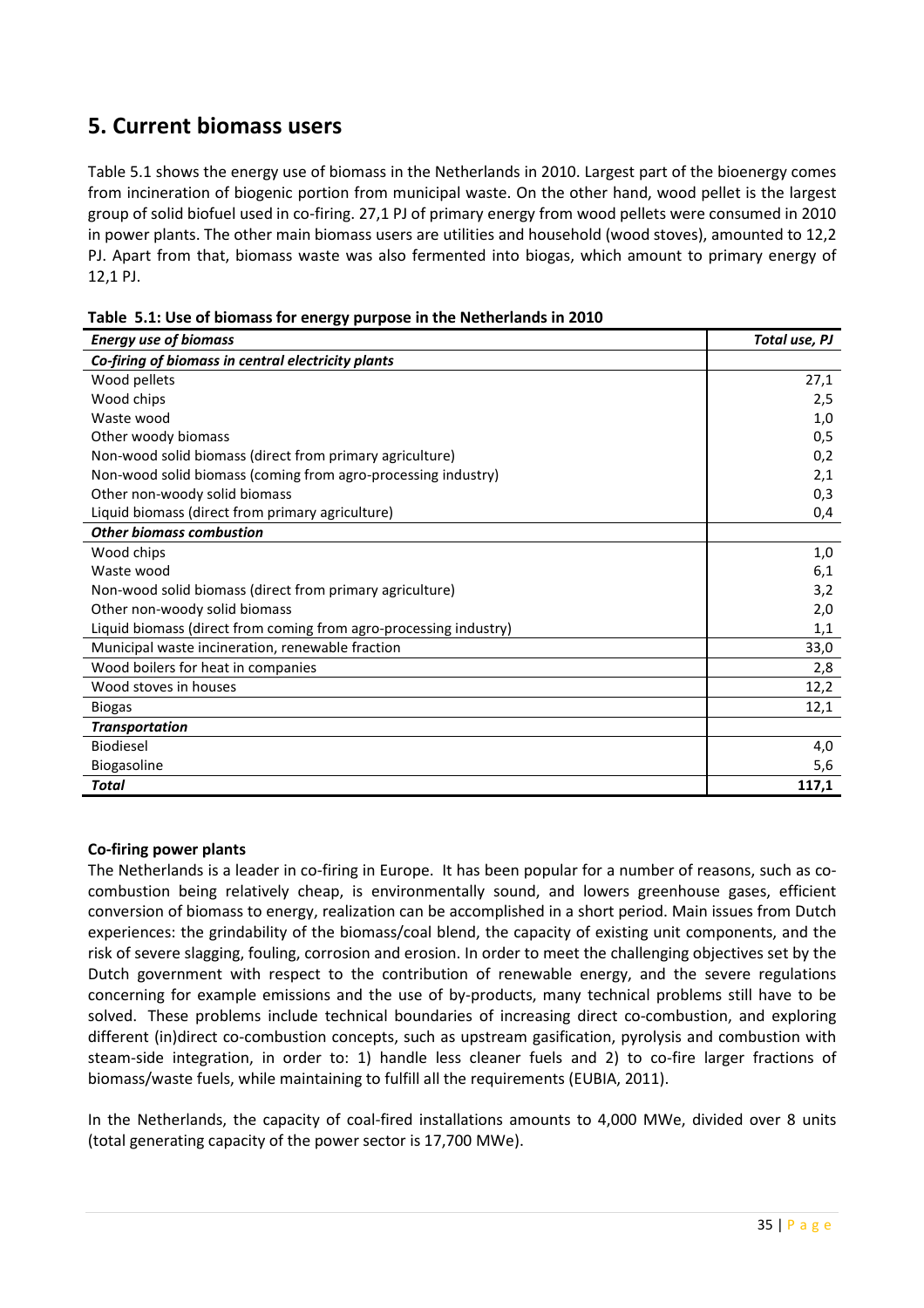# 5. Current biomass users

Table 5.1 shows the energy use of biomass in the Netherlands in 2010. Largest part of the bioenergy comes from incineration of biogenic portion from municipal waste. On the other hand, wood pellet is the largest group of solid biofuel used in co-firing. 27,1 PJ of primary energy from wood pellets were consumed in 2010 in power plants. The other main biomass users are utilities and household (wood stoves), amounted to 12,2 PJ. Apart from that, biomass waste was also fermented into biogas, which amount to primary energy of 12,1 PJ.

**Table 5.1: Use of biomass for energy purpose in the Netherlands in 2010**

| *Energy use of biomass* | *Total use, PJ* |
|---|---|
| ***Co-firing of biomass in central electricity plants*** | |
| Wood pellets | 27,1 |
| Wood chips | 2,5 |
| Waste wood | 1,0 |
| Other woody biomass | 0,5 |
| Non-wood solid biomass (direct from primary agriculture) | 0,2 |
| Non-wood solid biomass (coming from agro-processing industry) | 2,1 |
| Other non-woody solid biomass | 0,3 |
| Liquid biomass (direct from primary agriculture) | 0,4 |
| ***Other biomass combustion*** | |
| Wood chips | 1,0 |
| Waste wood | 6,1 |
| Non-wood solid biomass (direct from primary agriculture) | 3,2 |
| Other non-woody solid biomass | 2,0 |
| Liquid biomass (direct from coming from agro-processing industry) | 1,1 |
| Municipal waste incineration, renewable fraction | 33,0 |
| Wood boilers for heat in companies | 2,8 |
| Wood stoves in houses | 12,2 |
| Biogas | 12,1 |
| ***Transportation*** | |
| Biodiesel | 4,0 |
| Biogasoline | 5,6 |
| ***Total*** | **117,1** |

**Co-firing power plants**

The Netherlands is a leader in co-firing in Europe. It has been popular for a number of reasons, such as co-combustion being relatively cheap, is environmentally sound, and lowers greenhouse gases, efficient conversion of biomass to energy, realization can be accomplished in a short period. Main issues from Dutch experiences: the grindability of the biomass/coal blend, the capacity of existing unit components, and the risk of severe slagging, fouling, corrosion and erosion. In order to meet the challenging objectives set by the Dutch government with respect to the contribution of renewable energy, and the severe regulations concerning for example emissions and the use of by-products, many technical problems still have to be solved. These problems include technical boundaries of increasing direct co-combustion, and exploring different (in)direct co-combustion concepts, such as upstream gasification, pyrolysis and combustion with steam-side integration, in order to: 1) handle less cleaner fuels and 2) to co-fire larger fractions of biomass/waste fuels, while maintaining to fulfill all the requirements (EUBIA, 2011).

In the Netherlands, the capacity of coal-fired installations amounts to 4,000 MWe, divided over 8 units (total generating capacity of the power sector is 17,700 MWe).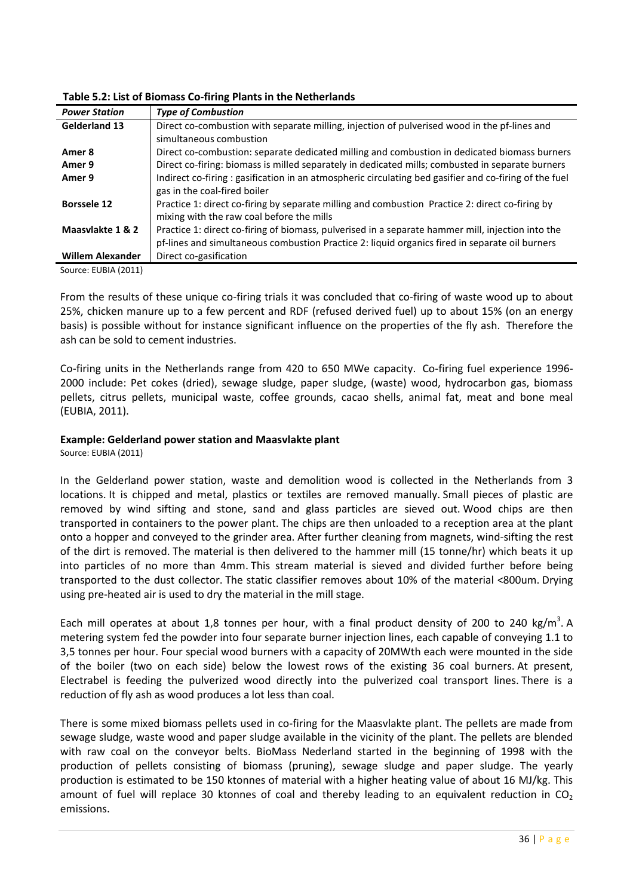**Table 5.2: List of Biomass Co-firing Plants in the Netherlands**

| *Power Station* | *Type of Combustion* |
|---|---|
| **Gelderland 13** | Direct co-combustion with separate milling, injection of pulverised wood in the pf-lines and simultaneous combustion |
| **Amer 8** | Direct co-combustion: separate dedicated milling and combustion in dedicated biomass burners |
| **Amer 9** | Direct co-firing: biomass is milled separately in dedicated mills; combusted in separate burners |
| **Amer 9** | Indirect co-firing : gasification in an atmospheric circulating bed gasifier and co-firing of the fuel gas in the coal-fired boiler |
| **Borssele 12** | Practice 1: direct co-firing by separate milling and combustion Practice 2: direct co-firing by mixing with the raw coal before the mills |
| **Maasvlakte 1 & 2** | Practice 1: direct co-firing of biomass, pulverised in a separate hammer mill, injection into the pf-lines and simultaneous combustion Practice 2: liquid organics fired in separate oil burners |
| **Willem Alexander** | Direct co-gasification |

Source: EUBIA (2011)

From the results of these unique co-firing trials it was concluded that co-firing of waste wood up to about 25%, chicken manure up to a few percent and RDF (refused derived fuel) up to about 15% (on an energy basis) is possible without for instance significant influence on the properties of the fly ash. Therefore the ash can be sold to cement industries.

Co-firing units in the Netherlands range from 420 to 650 MWe capacity. Co-firing fuel experience 1996-2000 include: Pet cokes (dried), sewage sludge, paper sludge, (waste) wood, hydrocarbon gas, biomass pellets, citrus pellets, municipal waste, coffee grounds, cacao shells, animal fat, meat and bone meal (EUBIA, 2011).

**Example: Gelderland power station and Maasvlakte plant**

Source: EUBIA (2011)

In the Gelderland power station, waste and demolition wood is collected in the Netherlands from 3 locations. It is chipped and metal, plastics or textiles are removed manually. Small pieces of plastic are removed by wind sifting and stone, sand and glass particles are sieved out. Wood chips are then transported in containers to the power plant. The chips are then unloaded to a reception area at the plant onto a hopper and conveyed to the grinder area. After further cleaning from magnets, wind-sifting the rest of the dirt is removed. The material is then delivered to the hammer mill (15 tonne/hr) which beats it up into particles of no more than 4mm. This stream material is sieved and divided further before being transported to the dust collector. The static classifier removes about 10% of the material <800um. Drying using pre-heated air is used to dry the material in the mill stage.

Each mill operates at about 1,8 tonnes per hour, with a final product density of 200 to 240 kg/m$^3$. A metering system fed the powder into four separate burner injection lines, each capable of conveying 1.1 to 3,5 tonnes per hour. Four special wood burners with a capacity of 20MWth each were mounted in the side of the boiler (two on each side) below the lowest rows of the existing 36 coal burners. At present, Electrabel is feeding the pulverized wood directly into the pulverized coal transport lines. There is a reduction of fly ash as wood produces a lot less than coal.

There is some mixed biomass pellets used in co-firing for the Maasvlakte plant. The pellets are made from sewage sludge, waste wood and paper sludge available in the vicinity of the plant. The pellets are blended with raw coal on the conveyor belts. BioMass Nederland started in the beginning of 1998 with the production of pellets consisting of biomass (pruning), sewage sludge and paper sludge. The yearly production is estimated to be 150 ktonnes of material with a higher heating value of about 16 MJ/kg. This amount of fuel will replace 30 ktonnes of coal and thereby leading to an equivalent reduction in $CO_2$ emissions.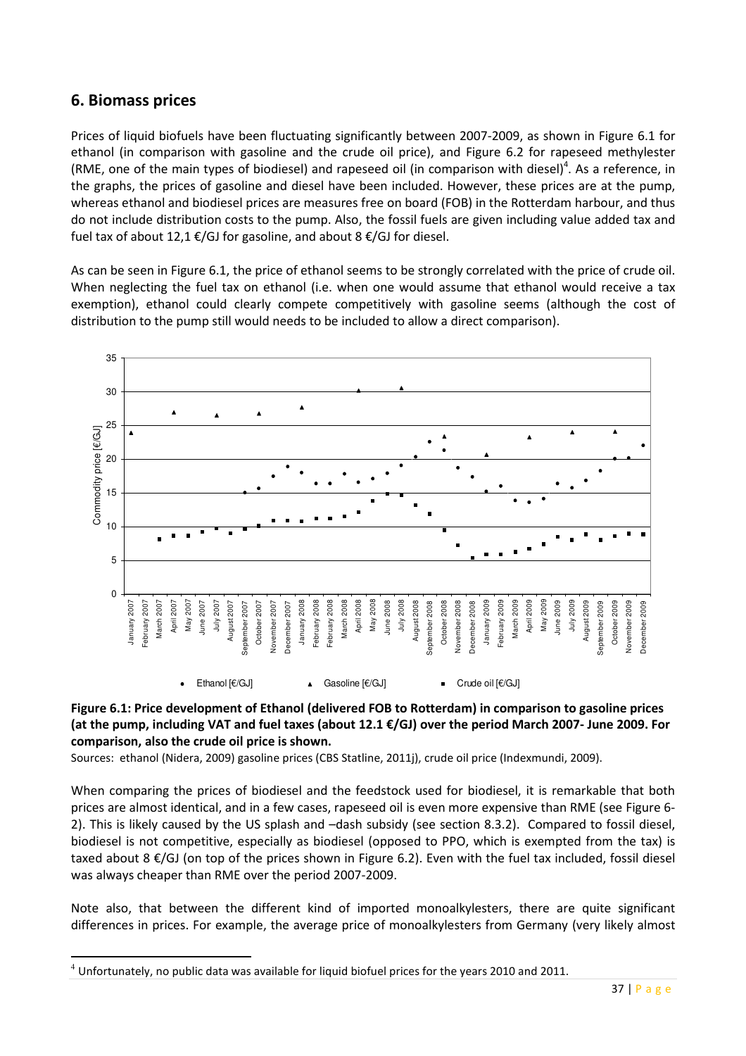## 6. Biomass prices

Prices of liquid biofuels have been fluctuating significantly between 2007-2009, as shown in Figure 6.1 for ethanol (in comparison with gasoline and the crude oil price), and Figure 6.2 for rapeseed methylester (RME, one of the main types of biodiesel) and rapeseed oil (in comparison with diesel)[4]. As a reference, in the graphs, the prices of gasoline and diesel have been included. However, these prices are at the pump, whereas ethanol and biodiesel prices are measures free on board (FOB) in the Rotterdam harbour, and thus do not include distribution costs to the pump. Also, the fossil fuels are given including value added tax and fuel tax of about 12,1 €/GJ for gasoline, and about 8 €/GJ for diesel.

As can be seen in Figure 6.1, the price of ethanol seems to be strongly correlated with the price of crude oil. When neglecting the fuel tax on ethanol (i.e. when one would assume that ethanol would receive a tax exemption), ethanol could clearly compete competitively with gasoline seems (although the cost of distribution to the pump still would needs to be included to allow a direct comparison).

**Figure 6.1: Price development of Ethanol (delivered FOB to Rotterdam) in comparison to gasoline prices (at the pump, including VAT and fuel taxes (about 12.1 €/GJ) over the period March 2007- June 2009. For comparison, also the crude oil price is shown.**

Sources: ethanol (Nidera, 2009) gasoline prices (CBS Statline, 2011j), crude oil price (Indexmundi, 2009).

When comparing the prices of biodiesel and the feedstock used for biodiesel, it is remarkable that both prices are almost identical, and in a few cases, rapeseed oil is even more expensive than RME (see Figure 6-2). This is likely caused by the US splash and –dash subsidy (see section 8.3.2). Compared to fossil diesel, biodiesel is not competitive, especially as biodiesel (opposed to PPO, which is exempted from the tax) is taxed about 8 €/GJ (on top of the prices shown in Figure 6.2). Even with the fuel tax included, fossil diesel was always cheaper than RME over the period 2007-2009.

Note also, that between the different kind of imported monoalkylesters, there are quite significant differences in prices. For example, the average price of monoalkylesters from Germany (very likely almost

[4] Unfortunately, no public data was available for liquid biofuel prices for the years 2010 and 2011.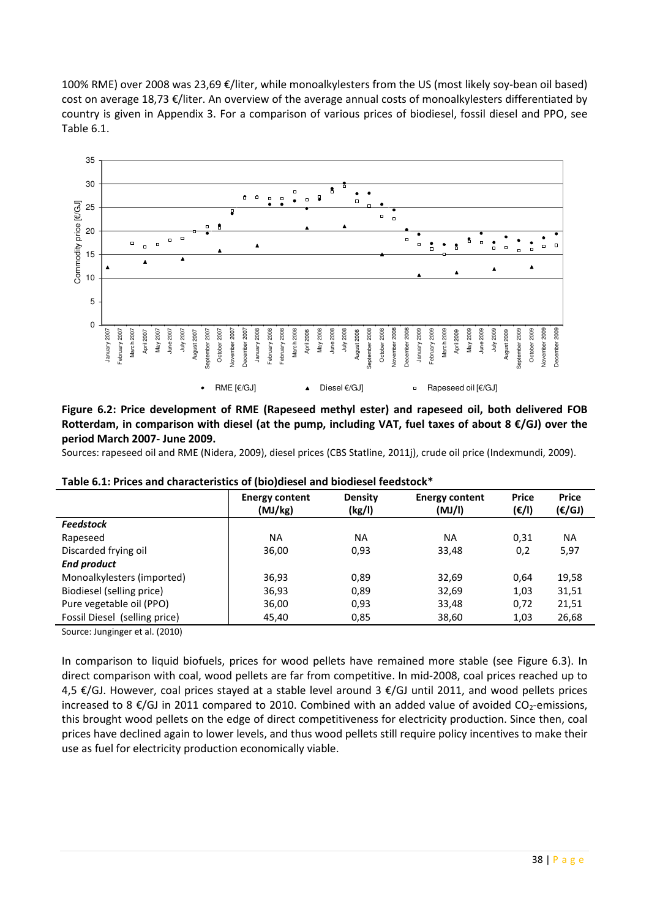100% RME) over 2008 was 23,69 €/liter, while monoalkylesters from the US (most likely soy-bean oil based) cost on average 18,73 €/liter. An overview of the average annual costs of monoalkylesters differentiated by country is given in Appendix 3. For a comparison of various prices of biodiesel, fossil diesel and PPO, see Table 6.1.

**Figure 6.2: Price development of RME (Rapeseed methyl ester) and rapeseed oil, both delivered FOB Rotterdam, in comparison with diesel (at the pump, including VAT, fuel taxes of about 8 €/GJ) over the period March 2007- June 2009.**

Sources: rapeseed oil and RME (Nidera, 2009), diesel prices (CBS Statline, 2011j), crude oil price (Indexmundi, 2009).

**Table 6.1: Prices and characteristics of (bio)diesel and biodiesel feedstock***

| | Energy content (MJ/kg) | Density (kg/l) | Energy content (MJ/l) | Price (€/l) | Price (€/GJ) |
|---|---|---|---|---|---|
| ***Feedstock*** | | | | | |
| Rapeseed | NA | NA | NA | 0,31 | NA |
| Discarded frying oil | 36,00 | 0,93 | 33,48 | 0,2 | 5,97 |
| ***End product*** | | | | | |
| Monoalkylesters (imported) | 36,93 | 0,89 | 32,69 | 0,64 | 19,58 |
| Biodiesel (selling price) | 36,93 | 0,89 | 32,69 | 1,03 | 31,51 |
| Pure vegetable oil (PPO) | 36,00 | 0,93 | 33,48 | 0,72 | 21,51 |
| Fossil Diesel (selling price) | 45,40 | 0,85 | 38,60 | 1,03 | 26,68 |

Source: Junginger et al. (2010)

In comparison to liquid biofuels, prices for wood pellets have remained more stable (see Figure 6.3). In direct comparison with coal, wood pellets are far from competitive. In mid-2008, coal prices reached up to 4,5 €/GJ. However, coal prices stayed at a stable level around 3 €/GJ until 2011, and wood pellets prices increased to 8 €/GJ in 2011 compared to 2010. Combined with an added value of avoided $CO_2$-emissions, this brought wood pellets on the edge of direct competitiveness for electricity production. Since then, coal prices have declined again to lower levels, and thus wood pellets still require policy incentives to make their use as fuel for electricity production economically viable.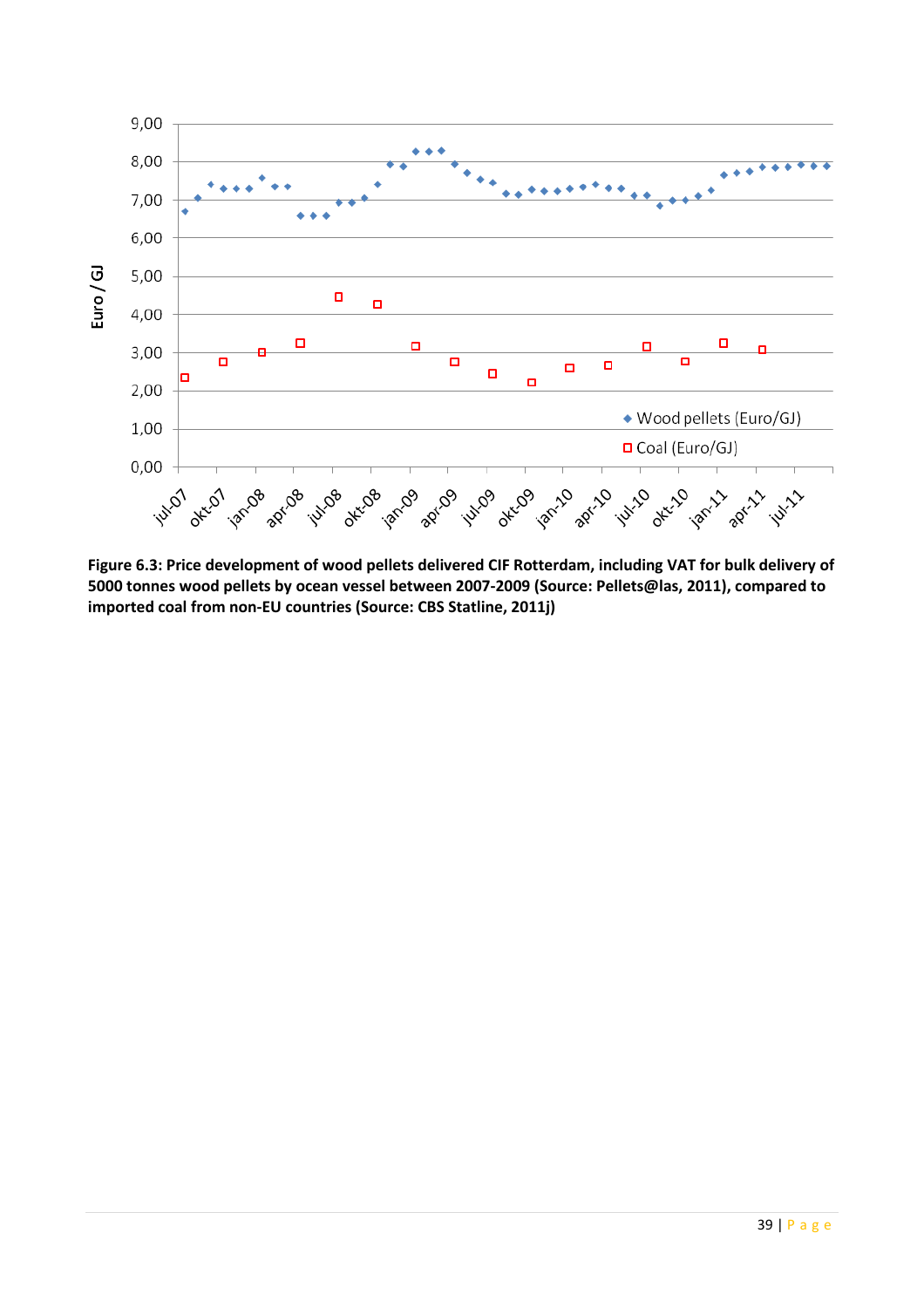**Figure 6.3: Price development of wood pellets delivered CIF Rotterdam, including VAT for bulk delivery of 5000 tonnes wood pellets by ocean vessel between 2007-2009 (Source: Pellets@las, 2011), compared to imported coal from non-EU countries (Source: CBS Statline, 2011j)**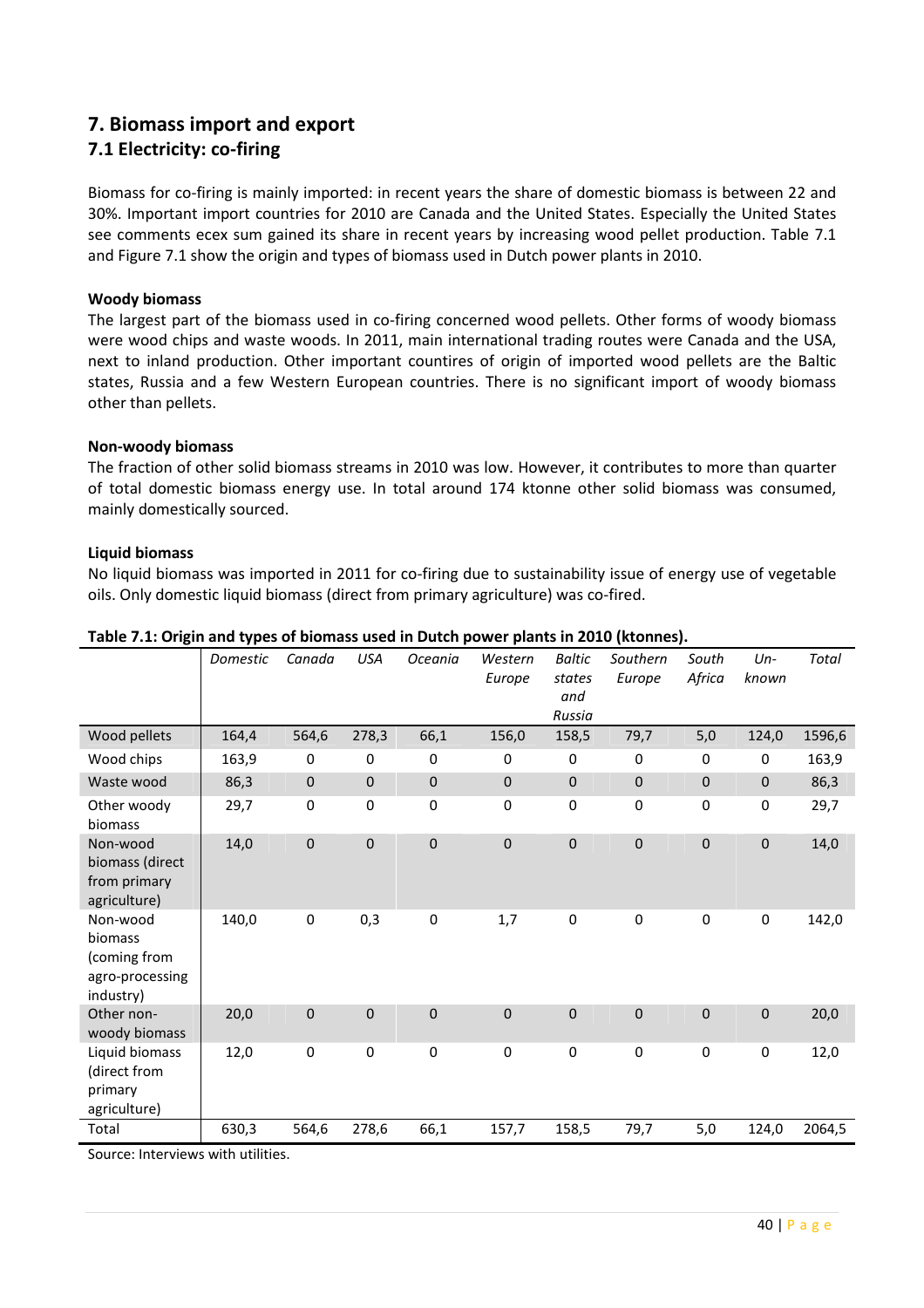# 7. Biomass import and export

## 7.1 Electricity: co-firing

Biomass for co-firing is mainly imported: in recent years the share of domestic biomass is between 22 and 30%. Important import countries for 2010 are Canada and the United States. Especially the United States see comments ecex sum gained its share in recent years by increasing wood pellet production. Table 7.1 and Figure 7.1 show the origin and types of biomass used in Dutch power plants in 2010.

**Woody biomass**

The largest part of the biomass used in co-firing concerned wood pellets. Other forms of woody biomass were wood chips and waste woods. In 2011, main international trading routes were Canada and the USA, next to inland production. Other important countires of origin of imported wood pellets are the Baltic states, Russia and a few Western European countries. There is no significant import of woody biomass other than pellets.

**Non-woody biomass**

The fraction of other solid biomass streams in 2010 was low. However, it contributes to more than quarter of total domestic biomass energy use. In total around 174 ktonne other solid biomass was consumed, mainly domestically sourced.

**Liquid biomass**

No liquid biomass was imported in 2011 for co-firing due to sustainability issue of energy use of vegetable oils. Only domestic liquid biomass (direct from primary agriculture) was co-fired.

**Table 7.1: Origin and types of biomass used in Dutch power plants in 2010 (ktonnes).**

| | *Domestic* | *Canada* | *USA* | *Oceania* | *Western Europe* | *Baltic states and Russia* | *Southern Europe* | *South Africa* | *Un-known* | *Total* |
|---|---|---|---|---|---|---|---|---|---|---|
| Wood pellets | 164,4 | 564,6 | 278,3 | 66,1 | 156,0 | 158,5 | 79,7 | 5,0 | 124,0 | 1596,6 |
| Wood chips | 163,9 | 0 | 0 | 0 | 0 | 0 | 0 | 0 | 0 | 163,9 |
| Waste wood | 86,3 | 0 | 0 | 0 | 0 | 0 | 0 | 0 | 0 | 86,3 |
| Other woody biomass | 29,7 | 0 | 0 | 0 | 0 | 0 | 0 | 0 | 0 | 29,7 |
| Non-wood biomass (direct from primary agriculture) | 14,0 | 0 | 0 | 0 | 0 | 0 | 0 | 0 | 0 | 14,0 |
| Non-wood biomass (coming from agro-processing industry) | 140,0 | 0 | 0,3 | 0 | 1,7 | 0 | 0 | 0 | 0 | 142,0 |
| Other non-woody biomass | 20,0 | 0 | 0 | 0 | 0 | 0 | 0 | 0 | 0 | 20,0 |
| Liquid biomass (direct from primary agriculture) | 12,0 | 0 | 0 | 0 | 0 | 0 | 0 | 0 | 0 | 12,0 |
| Total | 630,3 | 564,6 | 278,6 | 66,1 | 157,7 | 158,5 | 79,7 | 5,0 | 124,0 | 2064,5 |

Source: Interviews with utilities.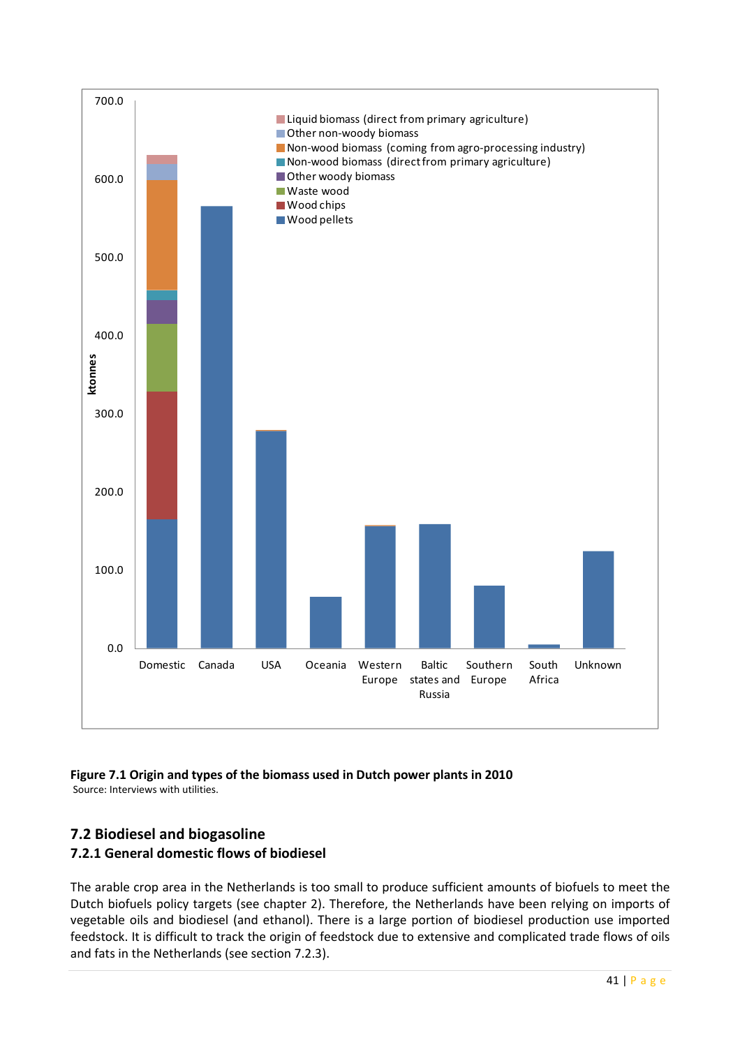**Figure 7.1 Origin and types of the biomass used in Dutch power plants in 2010**

Source: Interviews with utilities.

## 7.2 Biodiesel and biogasoline

### 7.2.1 General domestic flows of biodiesel

The arable crop area in the Netherlands is too small to produce sufficient amounts of biofuels to meet the Dutch biofuels policy targets (see chapter 2). Therefore, the Netherlands have been relying on imports of vegetable oils and biodiesel (and ethanol). There is a large portion of biodiesel production use imported feedstock. It is difficult to track the origin of feedstock due to extensive and complicated trade flows of oils and fats in the Netherlands (see section 7.2.3).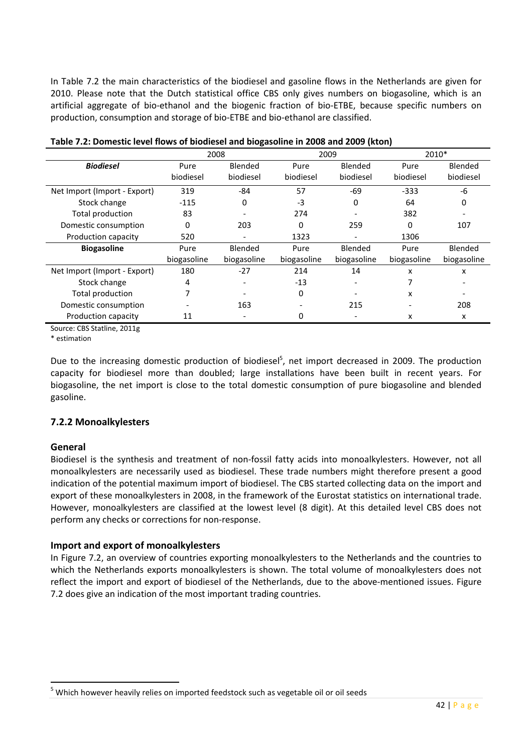In Table 7.2 the main characteristics of the biodiesel and gasoline flows in the Netherlands are given for 2010. Please note that the Dutch statistical office CBS only gives numbers on biogasoline, which is an artificial aggregate of bio-ethanol and the biogenic fraction of bio-ETBE, because specific numbers on production, consumption and storage of bio-ETBE and bio-ethanol are classified.

**Table 7.2: Domestic level flows of biodiesel and biogasoline in 2008 and 2009 (kton)**

| | 2008 | | 2009 | | 2010* | |
|---|---|---|---|---|---|---|
| ***Biodiesel*** | Pure biodiesel | Blended biodiesel | Pure biodiesel | Blended biodiesel | Pure biodiesel | Blended biodiesel |
| Net Import (Import - Export) | 319 | -84 | 57 | -69 | -333 | -6 |
| Stock change | -115 | 0 | -3 | 0 | 64 | 0 |
| Total production | 83 | - | 274 | - | 382 | - |
| Domestic consumption | 0 | 203 | 0 | 259 | 0 | 107 |
| Production capacity | 520 | - | 1323 | - | 1306 | |
| **Biogasoline** | Pure biogasoline | Blended biogasoline | Pure biogasoline | Blended biogasoline | Pure biogasoline | Blended biogasoline |
| Net Import (Import - Export) | 180 | -27 | 214 | 14 | x | x |
| Stock change | 4 | - | -13 | - | 7 | - |
| Total production | 7 | - | 0 | - | x | - |
| Domestic consumption | - | 163 | - | 215 | - | 208 |
| Production capacity | 11 | - | 0 | - | x | x |

Source: CBS Statline, 2011g

\* estimation

Due to the increasing domestic production of biodiesel[5], net import decreased in 2009. The production capacity for biodiesel more than doubled; large installations have been built in recent years. For biogasoline, the net import is close to the total domestic consumption of pure biogasoline and blended gasoline.

### 7.2.2 Monoalkylesters

#### General

Biodiesel is the synthesis and treatment of non-fossil fatty acids into monoalkylesters. However, not all monoalkylesters are necessarily used as biodiesel. These trade numbers might therefore present a good indication of the potential maximum import of biodiesel. The CBS started collecting data on the import and export of these monoalkylesters in 2008, in the framework of the Eurostat statistics on international trade. However, monoalkylesters are classified at the lowest level (8 digit). At this detailed level CBS does not perform any checks or corrections for non-response.

#### Import and export of monoalkylesters

In Figure 7.2, an overview of countries exporting monoalkylesters to the Netherlands and the countries to which the Netherlands exports monoalkylesters is shown. The total volume of monoalkylesters does not reflect the import and export of biodiesel of the Netherlands, due to the above-mentioned issues. Figure 7.2 does give an indication of the most important trading countries.

[5] Which however heavily relies on imported feedstock such as vegetable oil or oil seeds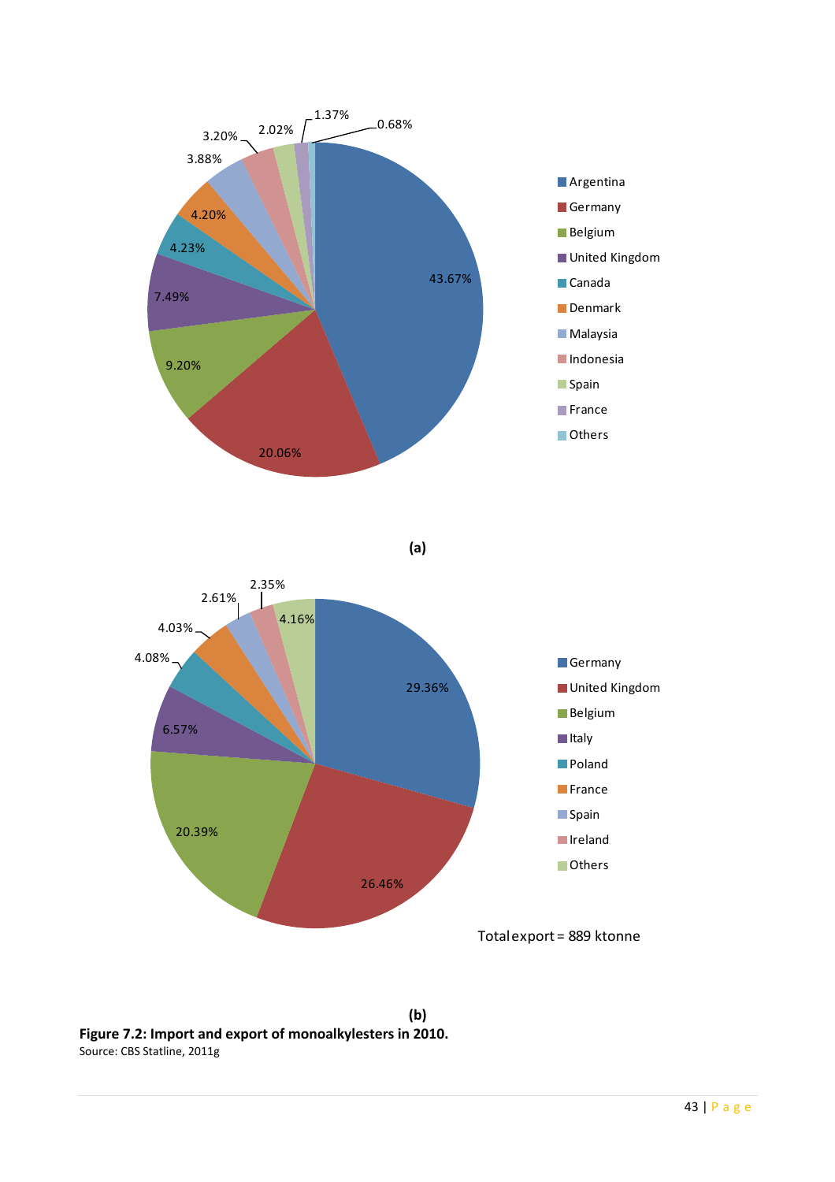| Country | Share |
|---|---|
| Argentina | 43.67% |
| Germany | 20.06% |
| Belgium | 9.20% |
| United Kingdom | 7.49% |
| Canada | 4.23% |
| Denmark | 4.20% |
| Malaysia | 3.88% |
| Indonesia | 3.20% |
| Spain | 2.02% |
| France | 1.37% |
| Others | 0.68% |

**(a)**

| Country | Share |
|---|---|
| Germany | 29.36% |
| United Kingdom | 26.46% |
| Belgium | 20.39% |
| Italy | 6.57% |
| Poland | 4.08% |
| France | 4.03% |
| Spain | 2.61% |
| Ireland | 2.35% |
| Others | 4.16% |

Total export = 889 ktonne

**(b)**

**Figure 7.2: Import and export of monoalkylesters in 2010.**

Source: CBS Statline, 2011g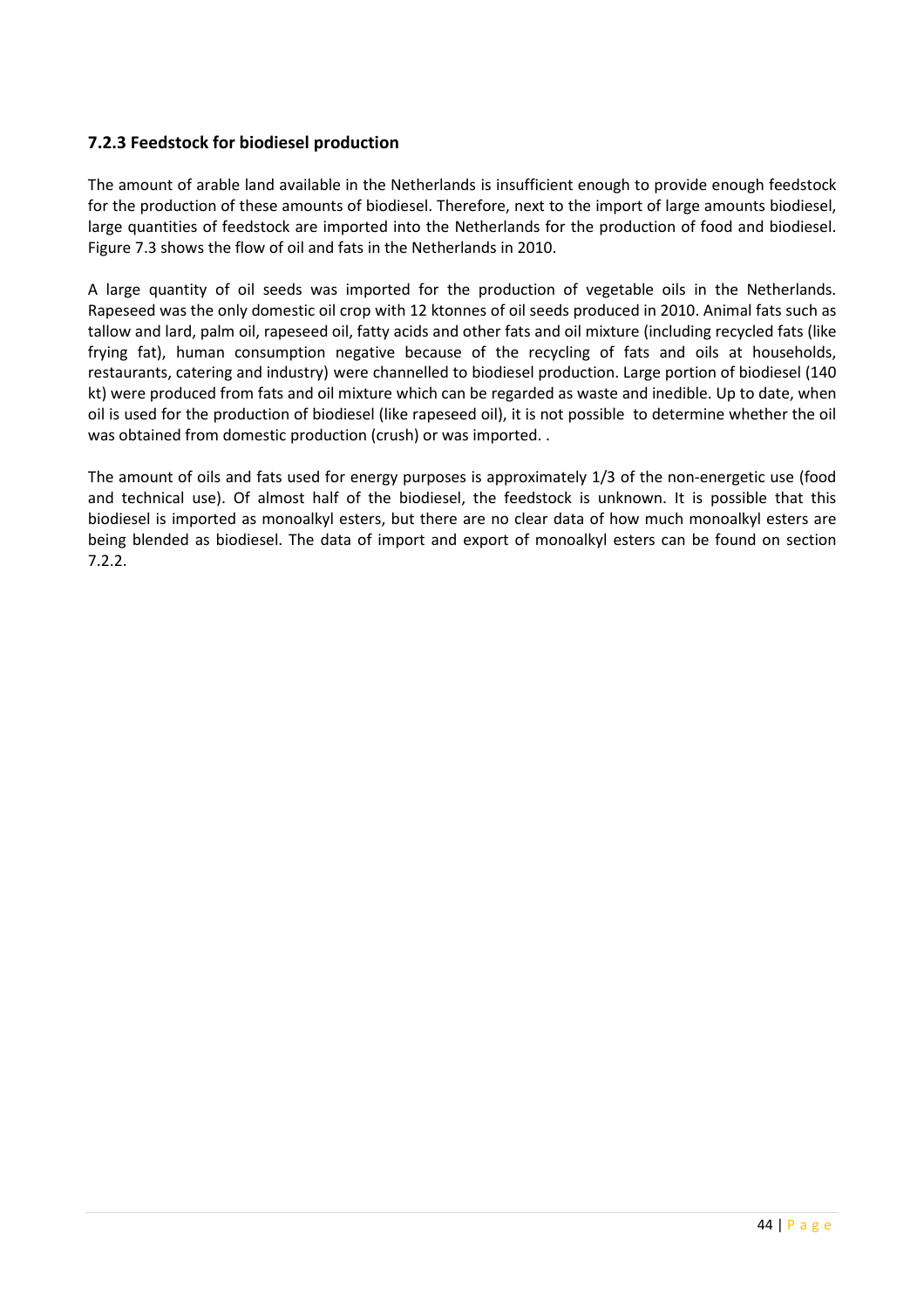### 7.2.3 Feedstock for biodiesel production

The amount of arable land available in the Netherlands is insufficient enough to provide enough feedstock for the production of these amounts of biodiesel. Therefore, next to the import of large amounts biodiesel, large quantities of feedstock are imported into the Netherlands for the production of food and biodiesel. Figure 7.3 shows the flow of oil and fats in the Netherlands in 2010.

A large quantity of oil seeds was imported for the production of vegetable oils in the Netherlands. Rapeseed was the only domestic oil crop with 12 ktonnes of oil seeds produced in 2010. Animal fats such as tallow and lard, palm oil, rapeseed oil, fatty acids and other fats and oil mixture (including recycled fats (like frying fat), human consumption negative because of the recycling of fats and oils at households, restaurants, catering and industry) were channelled to biodiesel production. Large portion of biodiesel (140 kt) were produced from fats and oil mixture which can be regarded as waste and inedible. Up to date, when oil is used for the production of biodiesel (like rapeseed oil), it is not possible to determine whether the oil was obtained from domestic production (crush) or was imported. .

The amount of oils and fats used for energy purposes is approximately 1/3 of the non-energetic use (food and technical use). Of almost half of the biodiesel, the feedstock is unknown. It is possible that this biodiesel is imported as monoalkyl esters, but there are no clear data of how much monoalkyl esters are being blended as biodiesel. The data of import and export of monoalkyl esters can be found on section 7.2.2.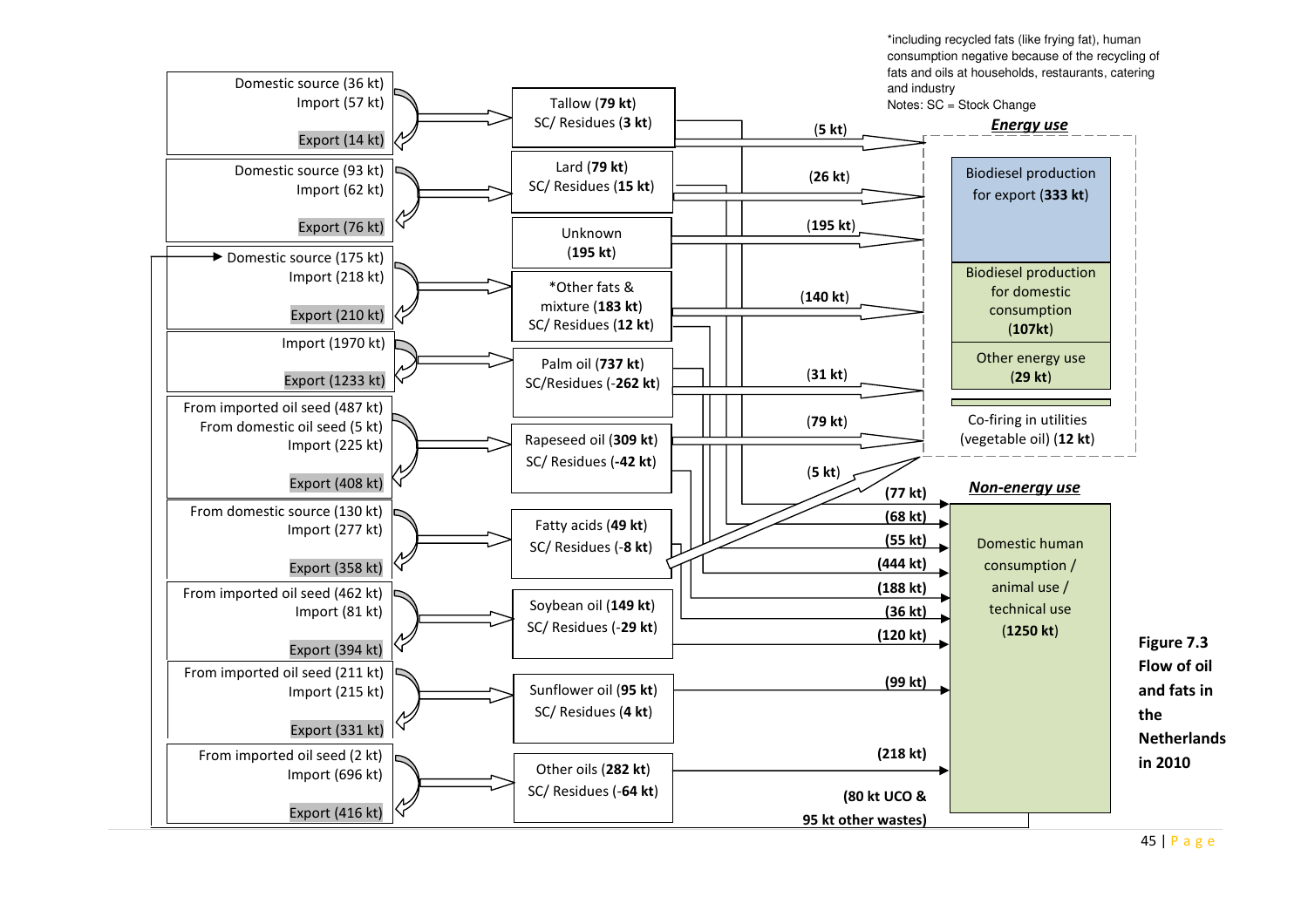*including recycled fats (like frying fat), human consumption negative because of the recycling of fats and oils at households, restaurants, catering and industry

Notes: SC = Stock Change

Domestic source (36 kt)
Import (57 kt)
Export (14 kt)

Tallow (**79 kt**)
SC/ Residues (**3 kt**)

Domestic source (93 kt)
Import (62 kt)
Export (76 kt)

Lard (**79 kt**)
SC/ Residues (**15 kt**)

Unknown
(**195 kt**)

Domestic source (175 kt)
Import (218 kt)
Export (210 kt)

*Other fats & mixture (**183 kt**)
SC/ Residues (**12 kt**)

Import (1970 kt)
Export (1233 kt)

Palm oil (**737 kt**)
SC/Residues (-**262 kt**)

From imported oil seed (487 kt)
From domestic oil seed (5 kt)
Import (225 kt)
Export (408 kt)

Rapeseed oil (**309 kt**)
SC/ Residues (**-42 kt**)

From domestic source (130 kt)
Import (277 kt)
Export (358 kt)

Fatty acids (**49 kt**)
SC/ Residues (-**8 kt**)

From imported oil seed (462 kt)
Import (81 kt)
Export (394 kt)

Soybean oil (**149 kt**)
SC/ Residues (-**29 kt**)

From imported oil seed (211 kt)
Import (215 kt)
Export (331 kt)

Sunflower oil (**95 kt**)
SC/ Residues (**4 kt**)

From imported oil seed (2 kt)
Import (696 kt)
Export (416 kt)

Other oils (**282 kt**)
SC/ Residues (-**64 kt**)

(**5 kt**)
(**26 kt**)
(**195 kt**)
(**140 kt**)
(**31 kt**)
(**79 kt**)
(**5 kt**)

***Energy use***

Biodiesel production for export (**333 kt**)

Biodiesel production for domestic consumption (**107kt**)

Other energy use (**29 kt**)

Co-firing in utilities (vegetable oil) (**12 kt**)

**(77 kt)**
**(68 kt)**
**(55 kt)**
**(444 kt)**
**(188 kt)**
**(36 kt)**
**(120 kt)**
**(99 kt)**
**(218 kt)**

***Non-energy use***

Domestic human consumption / animal use / technical use (**1250 kt**)

**(80 kt UCO & 95 kt other wastes)**

**Figure 7.3 Flow of oil and fats in the Netherlands in 2010**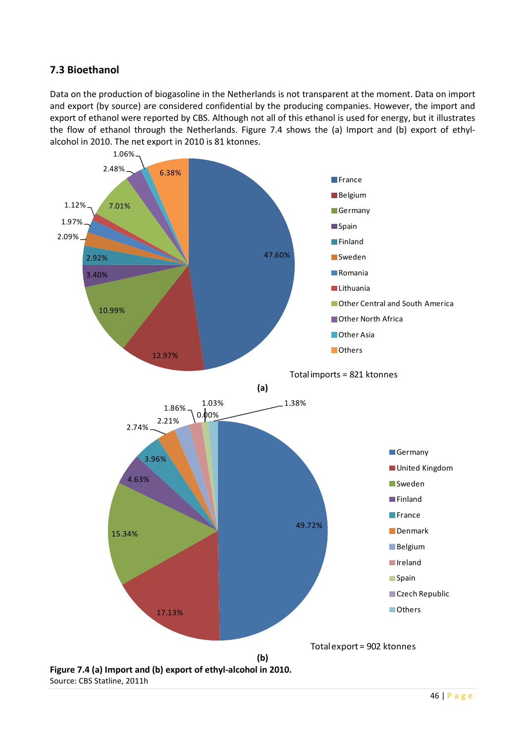### 7.3 Bioethanol

Data on the production of biogasoline in the Netherlands is not transparent at the moment. Data on import and export (by source) are considered confidential by the producing companies. However, the import and export of ethanol were reported by CBS. Although not all of this ethanol is used for energy, but it illustrates the flow of ethanol through the Netherlands. Figure 7.4 shows the (a) Import and (b) export of ethyl-alcohol in 2010. The net export in 2010 is 81 ktonnes.

(a)

**Figure 7.4 (a) Import and (b) export of ethyl-alcohol in 2010.**
Source: CBS Statline, 2011h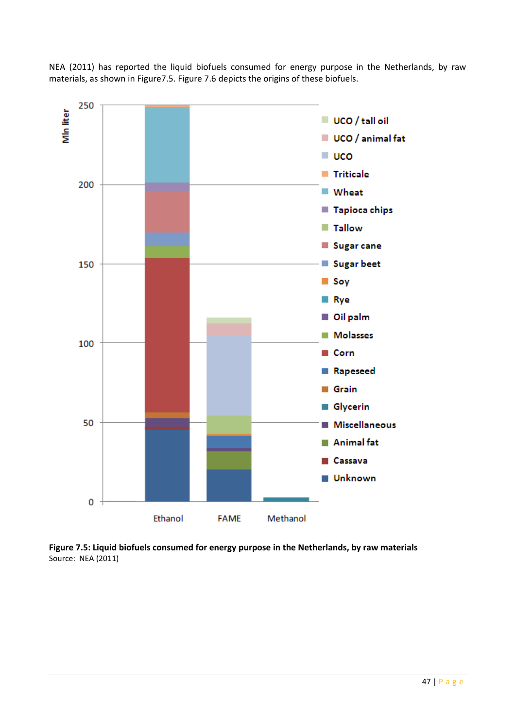NEA (2011) has reported the liquid biofuels consumed for energy purpose in the Netherlands, by raw materials, as shown in Figure7.5. Figure 7.6 depicts the origins of these biofuels.

**Figure 7.5: Liquid biofuels consumed for energy purpose in the Netherlands, by raw materials**
Source: NEA (2011)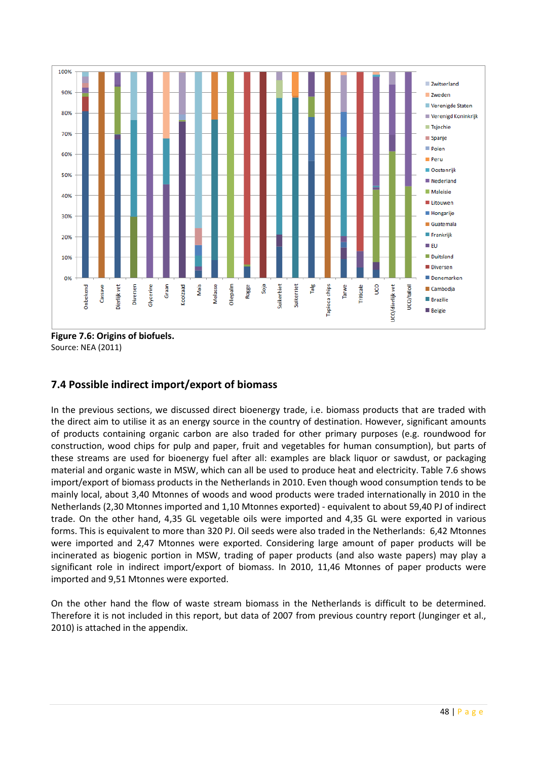**Figure 7.6: Origins of biofuels.**
Source: NEA (2011)

## 7.4 Possible indirect import/export of biomass

In the previous sections, we discussed direct bioenergy trade, i.e. biomass products that are traded with the direct aim to utilise it as an energy source in the country of destination. However, significant amounts of products containing organic carbon are also traded for other primary purposes (e.g. roundwood for construction, wood chips for pulp and paper, fruit and vegetables for human consumption), but parts of these streams are used for bioenergy fuel after all: examples are black liquor or sawdust, or packaging material and organic waste in MSW, which can all be used to produce heat and electricity. Table 7.6 shows import/export of biomass products in the Netherlands in 2010. Even though wood consumption tends to be mainly local, about 3,40 Mtonnes of woods and wood products were traded internationally in 2010 in the Netherlands (2,30 Mtonnes imported and 1,10 Mtonnes exported) - equivalent to about 59,40 PJ of indirect trade. On the other hand, 4,35 GL vegetable oils were imported and 4,35 GL were exported in various forms. This is equivalent to more than 320 PJ. Oil seeds were also traded in the Netherlands: 6,42 Mtonnes were imported and 2,47 Mtonnes were exported. Considering large amount of paper products will be incinerated as biogenic portion in MSW, trading of paper products (and also waste papers) may play a significant role in indirect import/export of biomass. In 2010, 11,46 Mtonnes of paper products were imported and 9,51 Mtonnes were exported.

On the other hand the flow of waste stream biomass in the Netherlands is difficult to be determined. Therefore it is not included in this report, but data of 2007 from previous country report (Junginger et al., 2010) is attached in the appendix.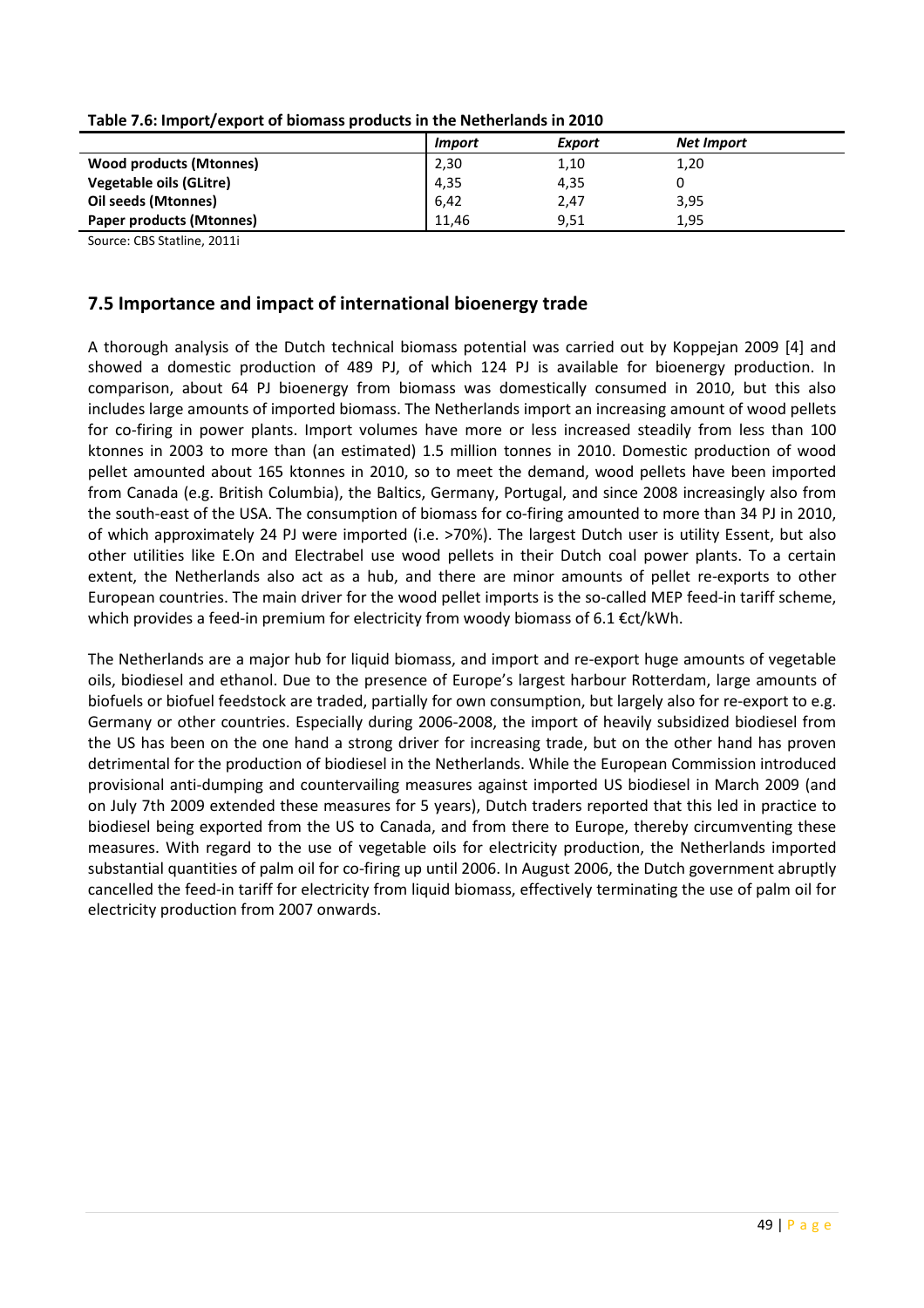**Table 7.6: Import/export of biomass products in the Netherlands in 2010**

| | *Import* | *Export* | *Net Import* |
|---|---|---|---|
| **Wood products (Mtonnes)** | 2,30 | 1,10 | 1,20 |
| **Vegetable oils (GLitre)** | 4,35 | 4,35 | 0 |
| **Oil seeds (Mtonnes)** | 6,42 | 2,47 | 3,95 |
| **Paper products (Mtonnes)** | 11,46 | 9,51 | 1,95 |

Source: CBS Statline, 2011i

## 7.5 Importance and impact of international bioenergy trade

A thorough analysis of the Dutch technical biomass potential was carried out by Koppejan 2009 [4] and showed a domestic production of 489 PJ, of which 124 PJ is available for bioenergy production. In comparison, about 64 PJ bioenergy from biomass was domestically consumed in 2010, but this also includes large amounts of imported biomass. The Netherlands import an increasing amount of wood pellets for co-firing in power plants. Import volumes have more or less increased steadily from less than 100 ktonnes in 2003 to more than (an estimated) 1.5 million tonnes in 2010. Domestic production of wood pellet amounted about 165 ktonnes in 2010, so to meet the demand, wood pellets have been imported from Canada (e.g. British Columbia), the Baltics, Germany, Portugal, and since 2008 increasingly also from the south-east of the USA. The consumption of biomass for co-firing amounted to more than 34 PJ in 2010, of which approximately 24 PJ were imported (i.e. >70%). The largest Dutch user is utility Essent, but also other utilities like E.On and Electrabel use wood pellets in their Dutch coal power plants. To a certain extent, the Netherlands also act as a hub, and there are minor amounts of pellet re-exports to other European countries. The main driver for the wood pellet imports is the so-called MEP feed-in tariff scheme, which provides a feed-in premium for electricity from woody biomass of 6.1 €ct/kWh.

The Netherlands are a major hub for liquid biomass, and import and re-export huge amounts of vegetable oils, biodiesel and ethanol. Due to the presence of Europe's largest harbour Rotterdam, large amounts of biofuels or biofuel feedstock are traded, partially for own consumption, but largely also for re-export to e.g. Germany or other countries. Especially during 2006-2008, the import of heavily subsidized biodiesel from the US has been on the one hand a strong driver for increasing trade, but on the other hand has proven detrimental for the production of biodiesel in the Netherlands. While the European Commission introduced provisional anti-dumping and countervailing measures against imported US biodiesel in March 2009 (and on July 7th 2009 extended these measures for 5 years), Dutch traders reported that this led in practice to biodiesel being exported from the US to Canada, and from there to Europe, thereby circumventing these measures. With regard to the use of vegetable oils for electricity production, the Netherlands imported substantial quantities of palm oil for co-firing up until 2006. In August 2006, the Dutch government abruptly cancelled the feed-in tariff for electricity from liquid biomass, effectively terminating the use of palm oil for electricity production from 2007 onwards.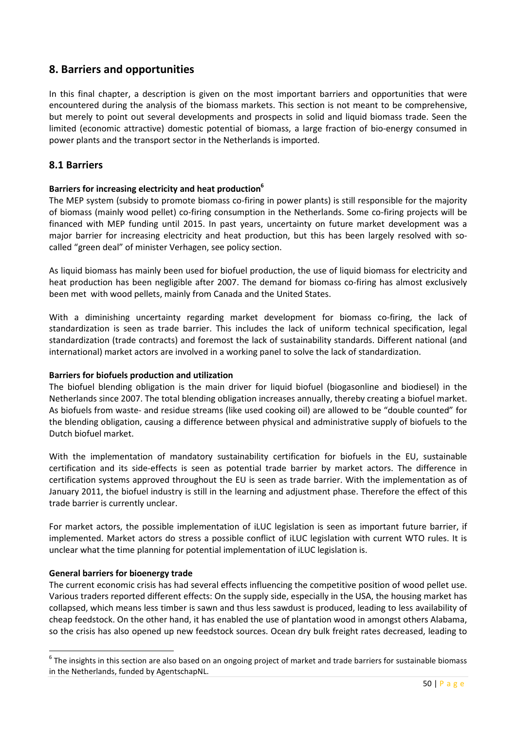## 8. Barriers and opportunities

In this final chapter, a description is given on the most important barriers and opportunities that were encountered during the analysis of the biomass markets. This section is not meant to be comprehensive, but merely to point out several developments and prospects in solid and liquid biomass trade. Seen the limited (economic attractive) domestic potential of biomass, a large fraction of bio-energy consumed in power plants and the transport sector in the Netherlands is imported.

### 8.1 Barriers

**Barriers for increasing electricity and heat production[6]**

The MEP system (subsidy to promote biomass co-firing in power plants) is still responsible for the majority of biomass (mainly wood pellet) co-firing consumption in the Netherlands. Some co-firing projects will be financed with MEP funding until 2015. In past years, uncertainty on future market development was a major barrier for increasing electricity and heat production, but this has been largely resolved with so-called "green deal" of minister Verhagen, see policy section.

As liquid biomass has mainly been used for biofuel production, the use of liquid biomass for electricity and heat production has been negligible after 2007. The demand for biomass co-firing has almost exclusively been met with wood pellets, mainly from Canada and the United States.

With a diminishing uncertainty regarding market development for biomass co-firing, the lack of standardization is seen as trade barrier. This includes the lack of uniform technical specification, legal standardization (trade contracts) and foremost the lack of sustainability standards. Different national (and international) market actors are involved in a working panel to solve the lack of standardization.

**Barriers for biofuels production and utilization**

The biofuel blending obligation is the main driver for liquid biofuel (biogasonline and biodiesel) in the Netherlands since 2007. The total blending obligation increases annually, thereby creating a biofuel market. As biofuels from waste- and residue streams (like used cooking oil) are allowed to be "double counted" for the blending obligation, causing a difference between physical and administrative supply of biofuels to the Dutch biofuel market.

With the implementation of mandatory sustainability certification for biofuels in the EU, sustainable certification and its side-effects is seen as potential trade barrier by market actors. The difference in certification systems approved throughout the EU is seen as trade barrier. With the implementation as of January 2011, the biofuel industry is still in the learning and adjustment phase. Therefore the effect of this trade barrier is currently unclear.

For market actors, the possible implementation of iLUC legislation is seen as important future barrier, if implemented. Market actors do stress a possible conflict of iLUC legislation with current WTO rules. It is unclear what the time planning for potential implementation of iLUC legislation is.

**General barriers for bioenergy trade**

The current economic crisis has had several effects influencing the competitive position of wood pellet use. Various traders reported different effects: On the supply side, especially in the USA, the housing market has collapsed, which means less timber is sawn and thus less sawdust is produced, leading to less availability of cheap feedstock. On the other hand, it has enabled the use of plantation wood in amongst others Alabama, so the crisis has also opened up new feedstock sources. Ocean dry bulk freight rates decreased, leading to

[6] The insights in this section are also based on an ongoing project of market and trade barriers for sustainable biomass in the Netherlands, funded by AgentschapNL.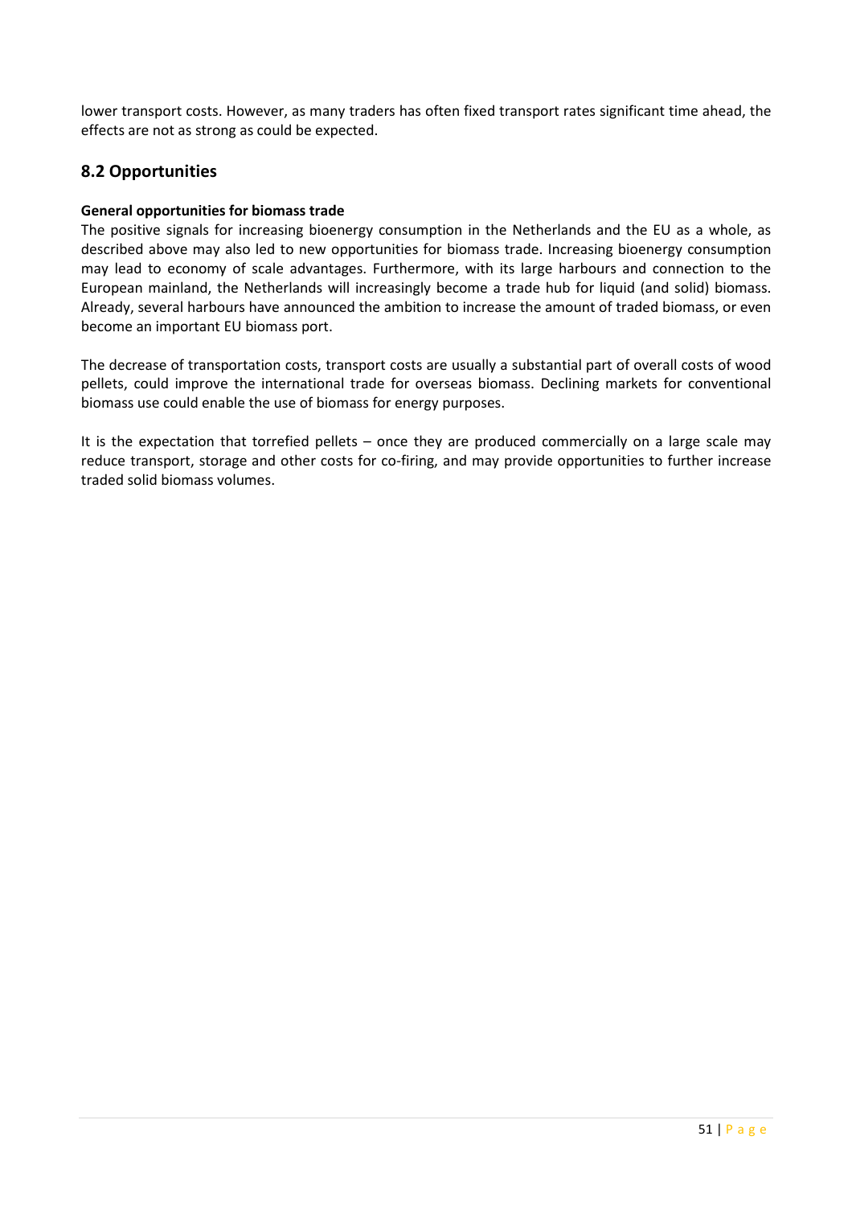lower transport costs. However, as many traders has often fixed transport rates significant time ahead, the effects are not as strong as could be expected.

## 8.2 Opportunities

**General opportunities for biomass trade**

The positive signals for increasing bioenergy consumption in the Netherlands and the EU as a whole, as described above may also led to new opportunities for biomass trade. Increasing bioenergy consumption may lead to economy of scale advantages. Furthermore, with its large harbours and connection to the European mainland, the Netherlands will increasingly become a trade hub for liquid (and solid) biomass. Already, several harbours have announced the ambition to increase the amount of traded biomass, or even become an important EU biomass port.

The decrease of transportation costs, transport costs are usually a substantial part of overall costs of wood pellets, could improve the international trade for overseas biomass. Declining markets for conventional biomass use could enable the use of biomass for energy purposes.

It is the expectation that torrefied pellets – once they are produced commercially on a large scale may reduce transport, storage and other costs for co-firing, and may provide opportunities to further increase traded solid biomass volumes.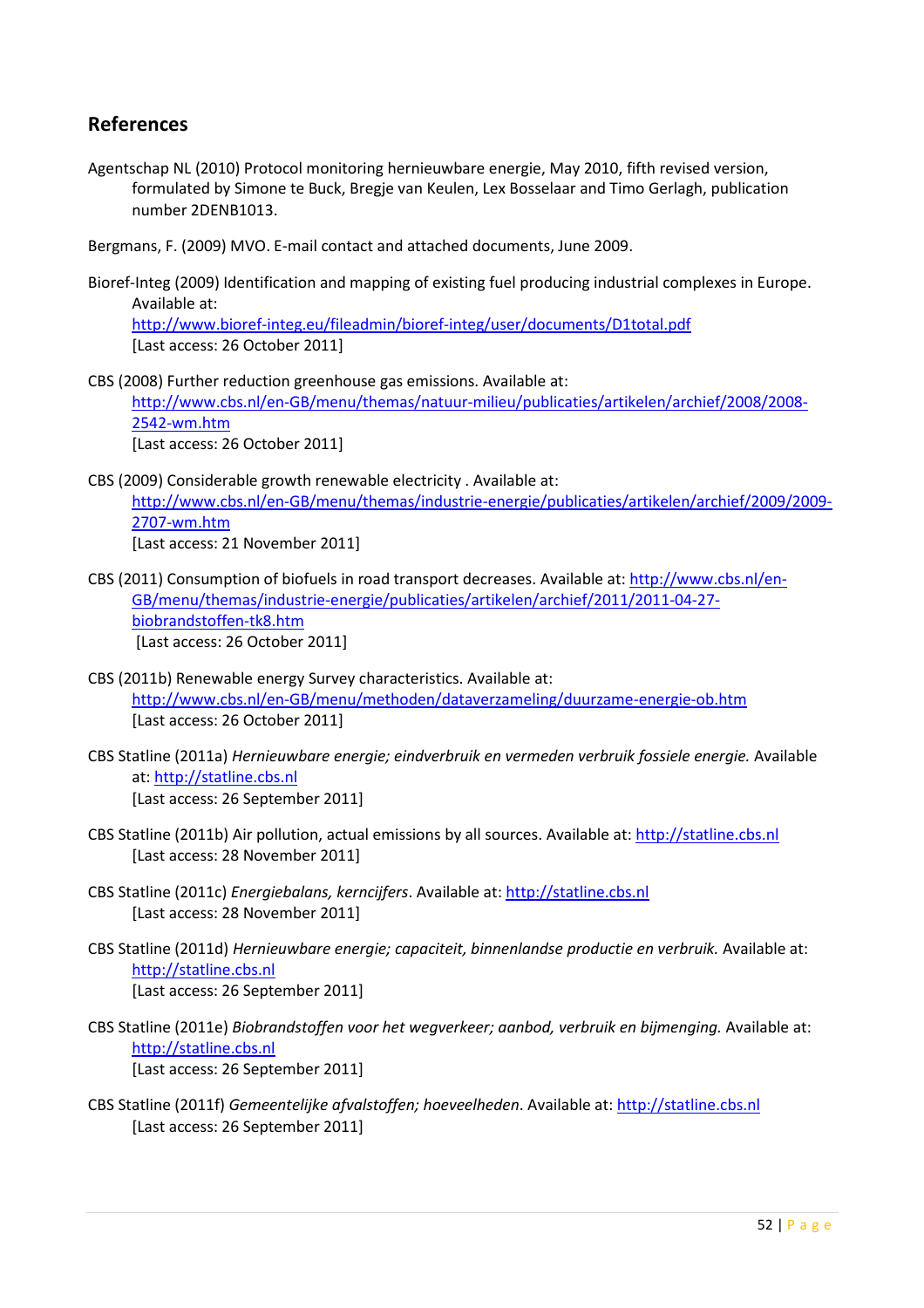## References

Agentschap NL (2010) Protocol monitoring hernieuwbare energie, May 2010, fifth revised version, formulated by Simone te Buck, Bregje van Keulen, Lex Bosselaar and Timo Gerlagh, publication number 2DENB1013.

Bergmans, F. (2009) MVO. E-mail contact and attached documents, June 2009.

Bioref-Integ (2009) Identification and mapping of existing fuel producing industrial complexes in Europe. Available at: http://www.bioref-integ.eu/fileadmin/bioref-integ/user/documents/D1total.pdf [Last access: 26 October 2011]

CBS (2008) Further reduction greenhouse gas emissions. Available at: http://www.cbs.nl/en-GB/menu/themas/natuur-milieu/publicaties/artikelen/archief/2008/2008-2542-wm.htm [Last access: 26 October 2011]

CBS (2009) Considerable growth renewable electricity . Available at: http://www.cbs.nl/en-GB/menu/themas/industrie-energie/publicaties/artikelen/archief/2009/2009-2707-wm.htm [Last access: 21 November 2011]

CBS (2011) Consumption of biofuels in road transport decreases. Available at: http://www.cbs.nl/en-GB/menu/themas/industrie-energie/publicaties/artikelen/archief/2011/2011-04-27-biobrandstoffen-tk8.htm [Last access: 26 October 2011]

CBS (2011b) Renewable energy Survey characteristics. Available at: http://www.cbs.nl/en-GB/menu/methoden/dataverzameling/duurzame-energie-ob.htm [Last access: 26 October 2011]

CBS Statline (2011a) *Hernieuwbare energie; eindverbruik en vermeden verbruik fossiele energie.* Available at: http://statline.cbs.nl [Last access: 26 September 2011]

CBS Statline (2011b) Air pollution, actual emissions by all sources. Available at: http://statline.cbs.nl [Last access: 28 November 2011]

CBS Statline (2011c) *Energiebalans, kerncijfers*. Available at: http://statline.cbs.nl [Last access: 28 November 2011]

CBS Statline (2011d) *Hernieuwbare energie; capaciteit, binnenlandse productie en verbruik.* Available at: http://statline.cbs.nl [Last access: 26 September 2011]

CBS Statline (2011e) *Biobrandstoffen voor het wegverkeer; aanbod, verbruik en bijmenging.* Available at: http://statline.cbs.nl [Last access: 26 September 2011]

CBS Statline (2011f) *Gemeentelijke afvalstoffen; hoeveelheden*. Available at: http://statline.cbs.nl [Last access: 26 September 2011]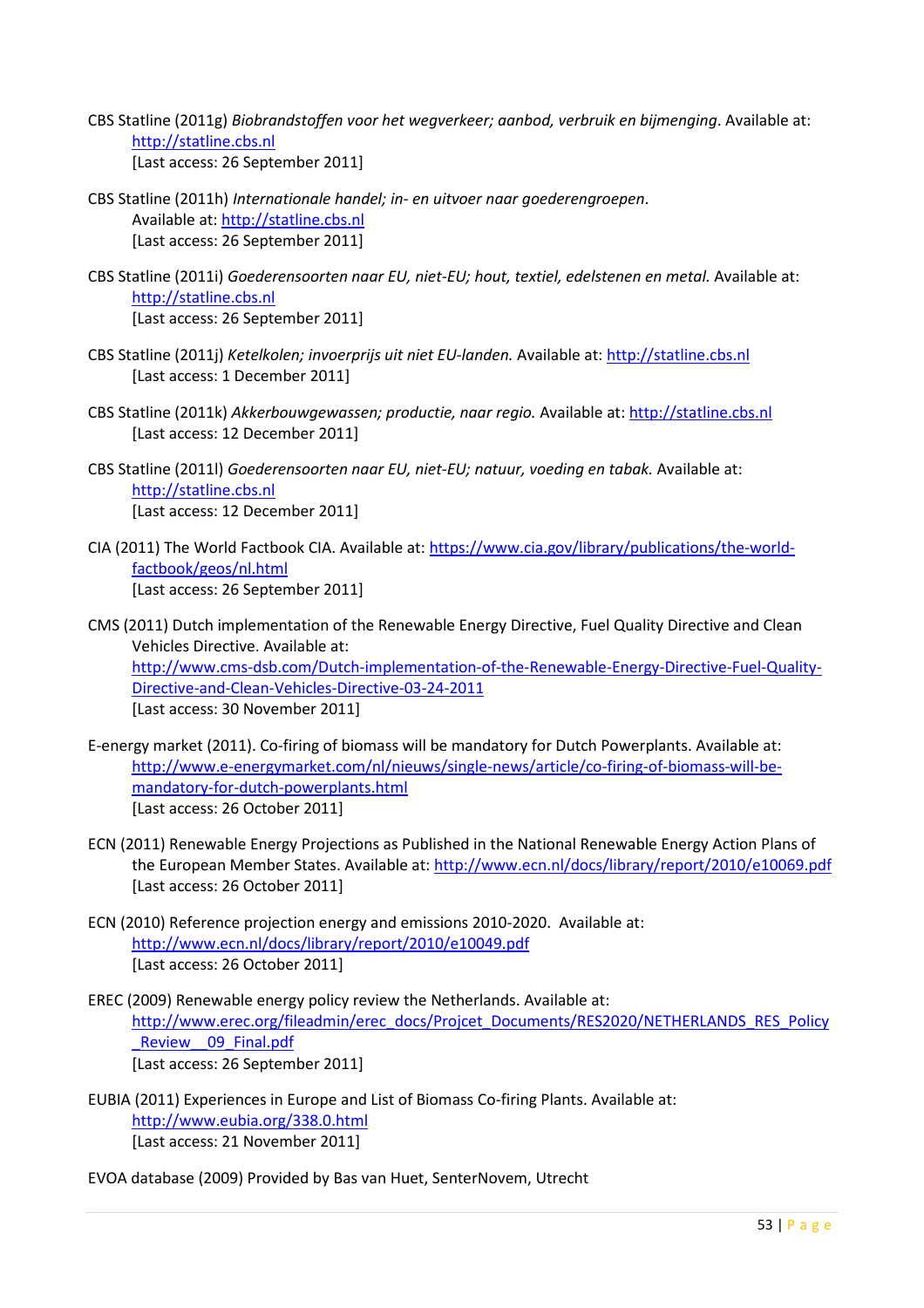CBS Statline (2011g) *Biobrandstoffen voor het wegverkeer; aanbod, verbruik en bijmenging*. Available at: http://statline.cbs.nl
[Last access: 26 September 2011]

CBS Statline (2011h) *Internationale handel; in- en uitvoer naar goederengroepen*. Available at: http://statline.cbs.nl
[Last access: 26 September 2011]

CBS Statline (2011i) *Goederensoorten naar EU, niet-EU; hout, textiel, edelstenen en metal.* Available at: http://statline.cbs.nl
[Last access: 26 September 2011]

CBS Statline (2011j) *Ketelkolen; invoerprijs uit niet EU-landen.* Available at: http://statline.cbs.nl
[Last access: 1 December 2011]

CBS Statline (2011k) *Akkerbouwgewassen; productie, naar regio.* Available at: http://statline.cbs.nl
[Last access: 12 December 2011]

CBS Statline (2011l) *Goederensoorten naar EU, niet-EU; natuur, voeding en tabak.* Available at: http://statline.cbs.nl
[Last access: 12 December 2011]

CIA (2011) The World Factbook CIA. Available at: https://www.cia.gov/library/publications/the-world-factbook/geos/nl.html
[Last access: 26 September 2011]

CMS (2011) Dutch implementation of the Renewable Energy Directive, Fuel Quality Directive and Clean Vehicles Directive. Available at:
http://www.cms-dsb.com/Dutch-implementation-of-the-Renewable-Energy-Directive-Fuel-Quality-Directive-and-Clean-Vehicles-Directive-03-24-2011
[Last access: 30 November 2011]

E-energy market (2011). Co-firing of biomass will be mandatory for Dutch Powerplants. Available at:
http://www.e-energymarket.com/nl/nieuws/single-news/article/co-firing-of-biomass-will-be-mandatory-for-dutch-powerplants.html
[Last access: 26 October 2011]

ECN (2011) Renewable Energy Projections as Published in the National Renewable Energy Action Plans of the European Member States. Available at: http://www.ecn.nl/docs/library/report/2010/e10069.pdf
[Last access: 26 October 2011]

ECN (2010) Reference projection energy and emissions 2010-2020. Available at:
http://www.ecn.nl/docs/library/report/2010/e10049.pdf
[Last access: 26 October 2011]

EREC (2009) Renewable energy policy review the Netherlands. Available at:
http://www.erec.org/fileadmin/erec_docs/Projcet_Documents/RES2020/NETHERLANDS_RES_Policy_Review__09_Final.pdf
[Last access: 26 September 2011]

EUBIA (2011) Experiences in Europe and List of Biomass Co-firing Plants. Available at:
http://www.eubia.org/338.0.html
[Last access: 21 November 2011]

EVOA database (2009) Provided by Bas van Huet, SenterNovem, Utrecht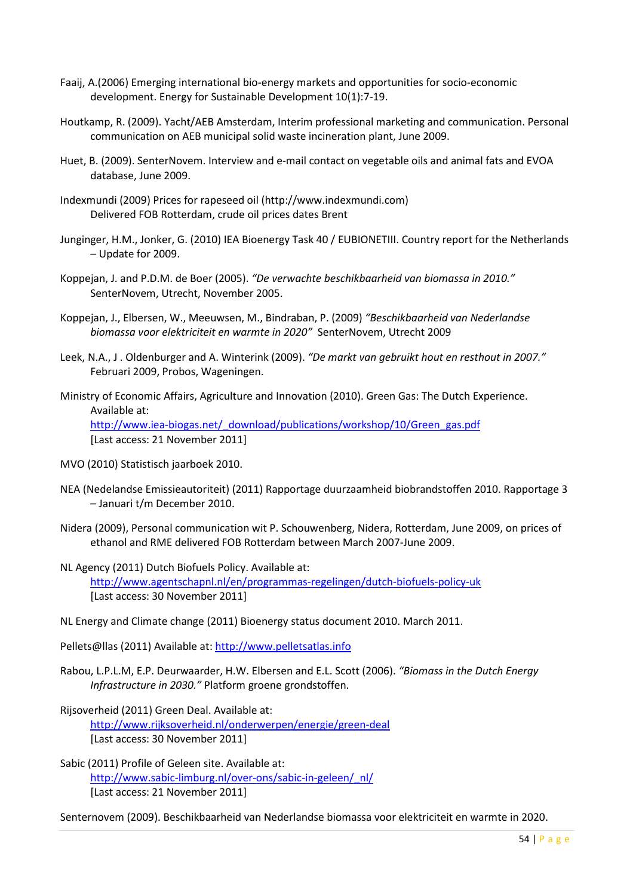Faaij, A.(2006) Emerging international bio-energy markets and opportunities for socio-economic development. Energy for Sustainable Development 10(1):7-19.

Houtkamp, R. (2009). Yacht/AEB Amsterdam, Interim professional marketing and communication. Personal communication on AEB municipal solid waste incineration plant, June 2009.

Huet, B. (2009). SenterNovem. Interview and e-mail contact on vegetable oils and animal fats and EVOA database, June 2009.

Indexmundi (2009) Prices for rapeseed oil (http://www.indexmundi.com) Delivered FOB Rotterdam, crude oil prices dates Brent

Junginger, H.M., Jonker, G. (2010) IEA Bioenergy Task 40 / EUBIONETIII. Country report for the Netherlands – Update for 2009.

Koppejan, J. and P.D.M. de Boer (2005). *"De verwachte beschikbaarheid van biomassa in 2010."* SenterNovem, Utrecht, November 2005.

Koppejan, J., Elbersen, W., Meeuwsen, M., Bindraban, P. (2009) *"Beschikbaarheid van Nederlandse biomassa voor elektriciteit en warmte in 2020"* SenterNovem, Utrecht 2009

Leek, N.A., J . Oldenburger and A. Winterink (2009). *"De markt van gebruikt hout en resthout in 2007."* Februari 2009, Probos, Wageningen.

Ministry of Economic Affairs, Agriculture and Innovation (2010). Green Gas: The Dutch Experience. Available at: http://www.iea-biogas.net/_download/publications/workshop/10/Green_gas.pdf [Last access: 21 November 2011]

MVO (2010) Statistisch jaarboek 2010.

NEA (Nedelandse Emissieautoriteit) (2011) Rapportage duurzaamheid biobrandstoffen 2010. Rapportage 3 – Januari t/m December 2010.

Nidera (2009), Personal communication wit P. Schouwenberg, Nidera, Rotterdam, June 2009, on prices of ethanol and RME delivered FOB Rotterdam between March 2007-June 2009.

NL Agency (2011) Dutch Biofuels Policy. Available at: http://www.agentschapnl.nl/en/programmas-regelingen/dutch-biofuels-policy-uk [Last access: 30 November 2011]

NL Energy and Climate change (2011) Bioenergy status document 2010. March 2011.

Pellets@llas (2011) Available at: http://www.pelletsatlas.info

Rabou, L.P.L.M, E.P. Deurwaarder, H.W. Elbersen and E.L. Scott (2006). *"Biomass in the Dutch Energy Infrastructure in 2030."* Platform groene grondstoffen.

Rijsoverheid (2011) Green Deal. Available at: http://www.rijksoverheid.nl/onderwerpen/energie/green-deal [Last access: 30 November 2011]

Sabic (2011) Profile of Geleen site. Available at: http://www.sabic-limburg.nl/over-ons/sabic-in-geleen/_nl/ [Last access: 21 November 2011]

Senternovem (2009). Beschikbaarheid van Nederlandse biomassa voor elektriciteit en warmte in 2020.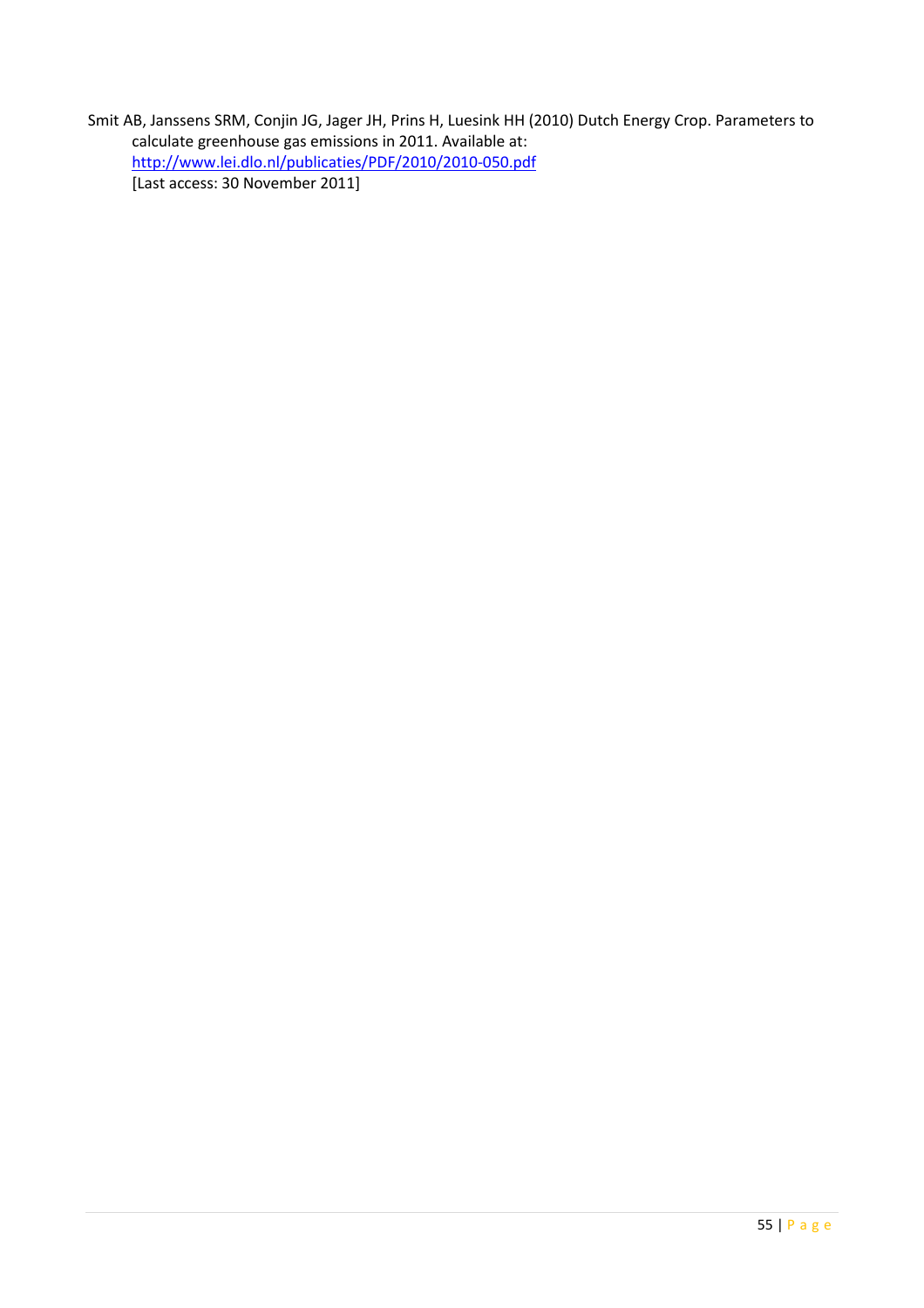Smit AB, Janssens SRM, Conjin JG, Jager JH, Prins H, Luesink HH (2010) Dutch Energy Crop. Parameters to calculate greenhouse gas emissions in 2011. Available at: http://www.lei.dlo.nl/publicaties/PDF/2010/2010-050.pdf [Last access: 30 November 2011]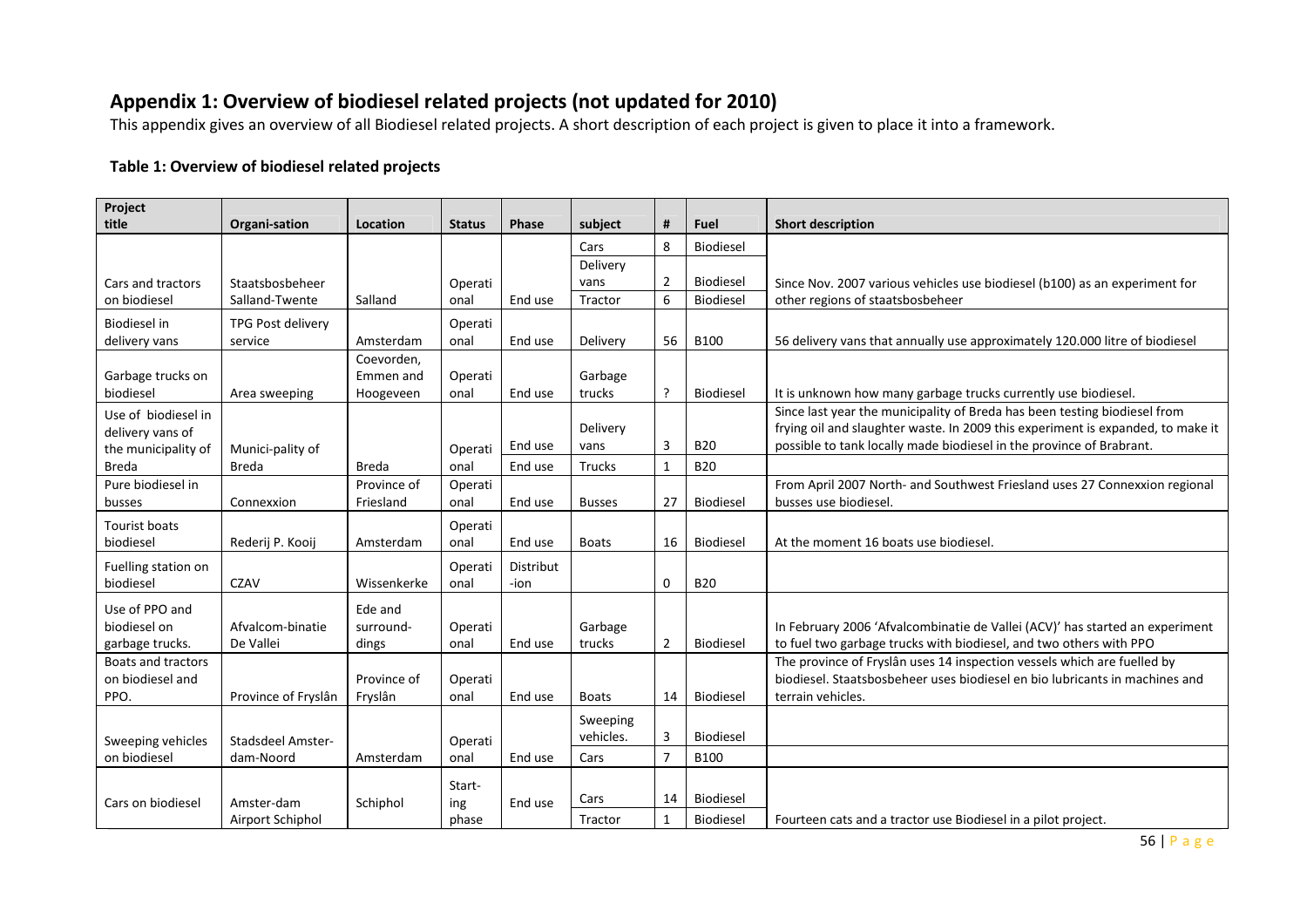## Appendix 1: Overview of biodiesel related projects (not updated for 2010)

This appendix gives an overview of all Biodiesel related projects. A short description of each project is given to place it into a framework.

### Table 1: Overview of biodiesel related projects

| Project title | Organi-sation | Location | Status | Phase | subject | # | Fuel | Short description |
|---|---|---|---|---|---|---|---|---|
| Cars and tractors on biodiesel | Staatsbosbeheer Salland-Twente | Salland | Operational | End use | Cars | 8 | Biodiesel | Since Nov. 2007 various vehicles use biodiesel (b100) as an experiment for other regions of staatsbosbeheer |
| | | | | | Delivery vans | 2 | Biodiesel | |
| | | | | | Tractor | 6 | Biodiesel | |
| Biodiesel in delivery vans | TPG Post delivery service | Amsterdam | Operational | End use | Delivery | 56 | B100 | 56 delivery vans that annually use approximately 120.000 litre of biodiesel |
| Garbage trucks on biodiesel | Area sweeping | Coevorden, Emmen and Hoogeveen | Operational | End use | Garbage trucks | ? | Biodiesel | It is unknown how many garbage trucks currently use biodiesel. |
| Use of biodiesel in delivery vans of the municipality of Breda | Munici-pality of Breda | Breda | Operational | End use | Delivery vans | 3 | B20 | Since last year the municipality of Breda has been testing biodiesel from frying oil and slaughter waste. In 2009 this experiment is expanded, to make it possible to tank locally made biodiesel in the province of Brabrant. |
| | | | | End use | Trucks | 1 | B20 | |
| Pure biodiesel in busses | Connexxion | Province of Friesland | Operational | End use | Busses | 27 | Biodiesel | From April 2007 North- and Southwest Friesland uses 27 Connexxion regional busses use biodiesel. |
| Tourist boats biodiesel | Rederij P. Kooij | Amsterdam | Operational | End use | Boats | 16 | Biodiesel | At the moment 16 boats use biodiesel. |
| Fuelling station on biodiesel | CZAV | Wissenkerke | Operational | Distribution | | 0 | B20 | |
| Use of PPO and biodiesel on garbage trucks. | Afvalcom-binatie De Vallei | Ede and surround-dings | Operational | End use | Garbage trucks | 2 | Biodiesel | In February 2006 'Afvalcombinatie de Vallei (ACV)' has started an experiment to fuel two garbage trucks with biodiesel, and two others with PPO |
| Boats and tractors on biodiesel and PPO. | Province of Fryslân | Province of Fryslân | Operational | End use | Boats | 14 | Biodiesel | The province of Fryslân uses 14 inspection vessels which are fuelled by biodiesel. Staatsbosbeheer uses biodiesel en bio lubricants in machines and terrain vehicles. |
| Sweeping vehicles on biodiesel | Stadsdeel Amster-dam-Noord | Amsterdam | Operational | End use | Sweeping vehicles. | 3 | Biodiesel | |
| | | | | | Cars | 7 | B100 | |
| Cars on biodiesel | Amster-dam Airport Schiphol | Schiphol | Start-ing phase | End use | Cars | 14 | Biodiesel | Fourteen cats and a tractor use Biodiesel in a pilot project. |
| | | | | | Tractor | 1 | Biodiesel | |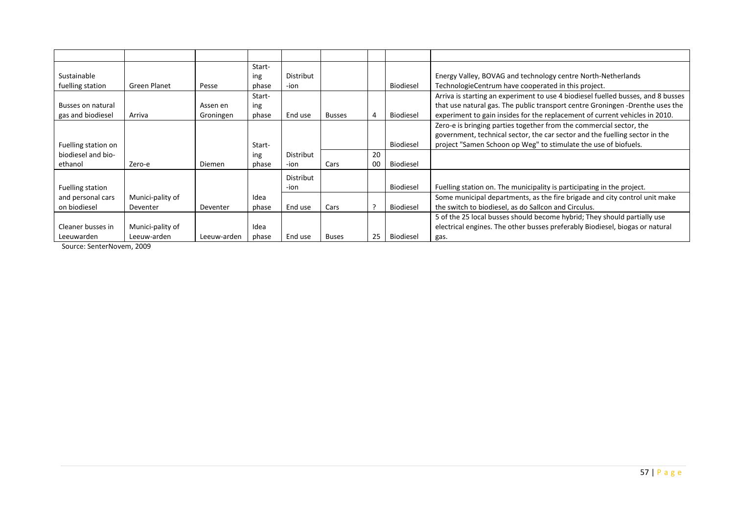| | | | | | | | | |
|---|---|---|---|---|---|---|---|---|
| Sustainable fuelling station | Green Planet | Pesse | Start-ing phase | Distribut-ion | | | Biodiesel | Energy Valley, BOVAG and technology centre North-Netherlands TechnologieCentrum have cooperated in this project. |
| Busses on natural gas and biodiesel | Arriva | Assen en Groningen | Start-ing phase | End use | Busses | 4 | Biodiesel | Arriva is starting an experiment to use 4 biodiesel fuelled busses, and 8 busses that use natural gas. The public transport centre Groningen -Drenthe uses the experiment to gain insides for the replacement of current vehicles in 2010. |
| Fuelling station on biodiesel and bio-ethanol | Zero-e | Diemen | Start-ing phase | | | | Biodiesel | Zero-e is bringing parties together from the commercial sector, the government, technical sector, the car sector and the fuelling sector in the project "Samen Schoon op Weg" to stimulate the use of biofuels. |
| | | | | Distribut-ion | Cars | 2000 | Biodiesel | |
| Fuelling station and personal cars on biodiesel | Munici-pality of Deventer | Deventer | Idea phase | Distribut-ion | | | Biodiesel | Fuelling station on. The municipality is participating in the project. |
| | | | | End use | Cars | ? | Biodiesel | Some municipal departments, as the fire brigade and city control unit make the switch to biodiesel, as do Sallcon and Circulus. |
| Cleaner busses in Leeuwarden | Munici-pality of Leeuw-arden | Leeuw-arden | Idea phase | End use | Buses | 25 | Biodiesel | 5 of the 25 local busses should become hybrid; They should partially use electrical engines. The other busses preferably Biodiesel, biogas or natural gas. |

Source: SenterNovem, 2009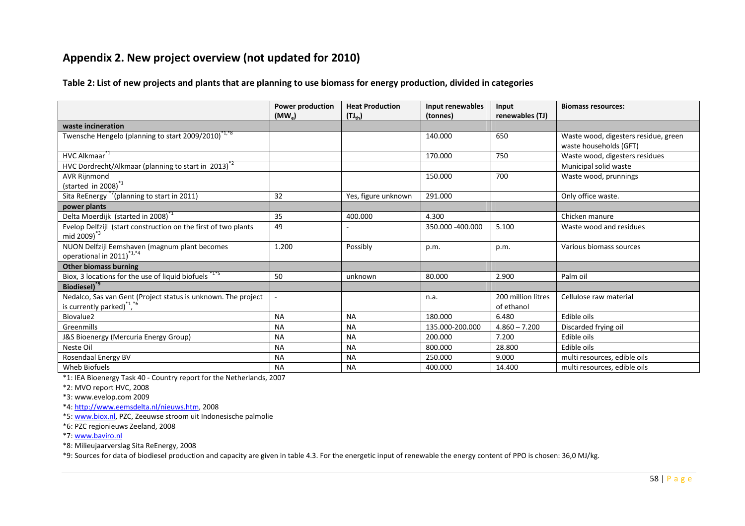## Appendix 2. New project overview (not updated for 2010)

**Table 2: List of new projects and plants that are planning to use biomass for energy production, divided in categories**

| | Power production ($MW_e$) | Heat Production ($TJ_{th}$) | Input renewables (tonnes) | Input renewables (TJ) | Biomass resources: |
|---|---|---|---|---|---|
| **waste incineration** | | | | | |
| Twensche Hengelo (planning to start 2009/2010)[*1,*8] | | | 140.000 | 650 | Waste wood, digesters residue, green waste households (GFT) |
| HVC Alkmaar[*1] | | | 170.000 | 750 | Waste wood, digesters residues |
| HVC Dordrecht/Alkmaar (planning to start in 2013)[*2] | | | | | Municipal solid waste |
| AVR Rijnmond (started in 2008)[*1] | | | 150.000 | 700 | Waste wood, prunnings |
| Sita ReEnergy[*7](planning to start in 2011) | 32 | Yes, figure unknown | 291.000 | | Only office waste. |
| **power plants** | | | | | |
| Delta Moerdijk (started in 2008)[*1] | 35 | 400.000 | 4.300 | | Chicken manure |
| Evelop Delfzijl (start construction on the first of two plants mid 2009)[*3] | 49 | - | 350.000 -400.000 | 5.100 | Waste wood and residues |
| NUON Delfzijl Eemshaven (magnum plant becomes operational in 2011)[*1,*4] | 1.200 | Possibly | p.m. | p.m. | Various biomass sources |
| **Other biomass burning** | | | | | |
| Biox, 3 locations for the use of liquid biofuels[*1*5] | 50 | unknown | 80.000 | 2.900 | Palm oil |
| **Biodiesel)**[*9] | | | | | |
| Nedalco, Sas van Gent (Project status is unknown. The project is currently parked)[*1,*6] | - | | n.a. | 200 million litres of ethanol | Cellulose raw material |
| Biovalue2 | NA | NA | 180.000 | 6.480 | Edible oils |
| Greenmills | NA | NA | 135.000-200.000 | 4.860 – 7.200 | Discarded frying oil |
| J&S Bioenergy (Mercuria Energy Group) | NA | NA | 200.000 | 7.200 | Edible oils |
| Neste Oil | NA | NA | 800.000 | 28.800 | Edible oils |
| Rosendaal Energy BV | NA | NA | 250.000 | 9.000 | multi resources, edible oils |
| Wheb Biofuels | NA | NA | 400.000 | 14.400 | multi resources, edible oils |

*1: IEA Bioenergy Task 40 - Country report for the Netherlands, 2007

*2: MVO report HVC, 2008

*3: www.evelop.com 2009

*4: http://www.eemsdelta.nl/nieuws.htm, 2008

*5: www.biox.nl, PZC, Zeeuwse stroom uit Indonesische palmolie

*6: PZC regionieuws Zeeland, 2008

*7: www.baviro.nl

*8: Milieujaarverslag Sita ReEnergy, 2008

*9: Sources for data of biodiesel production and capacity are given in table 4.3. For the energetic input of renewable the energy content of PPO is chosen: 36,0 MJ/kg.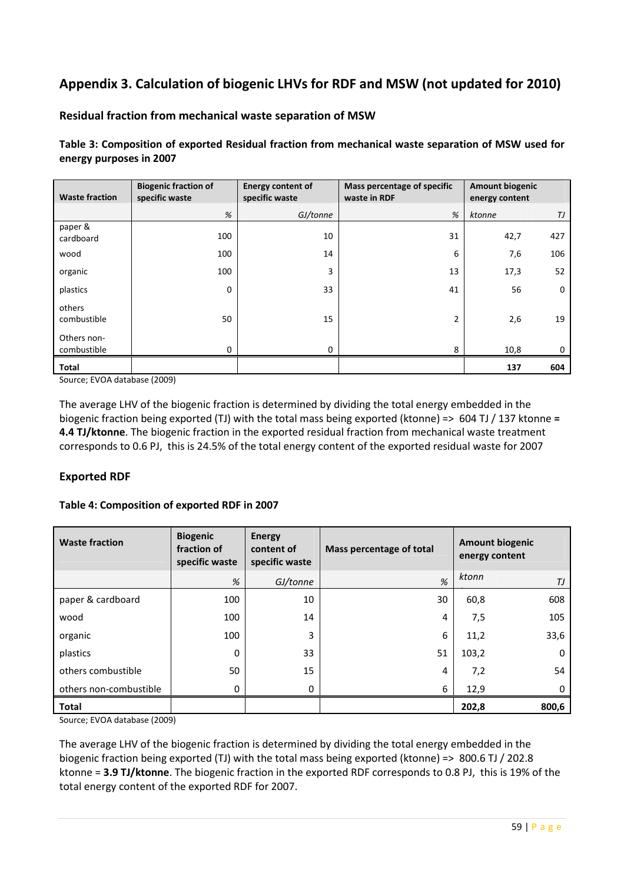# Appendix 3. Calculation of biogenic LHVs for RDF and MSW (not updated for 2010)

## Residual fraction from mechanical waste separation of MSW

**Table 3: Composition of exported Residual fraction from mechanical waste separation of MSW used for energy purposes in 2007**

| Waste fraction | Biogenic fraction of specific waste | Energy content of specific waste | Mass percentage of specific waste in RDF | Amount biogenic energy content | |
|---|---|---|---|---|---|
| | % | GJ/tonne | % | ktonne | TJ |
| paper & cardboard | 100 | 10 | 31 | 42,7 | 427 |
| wood | 100 | 14 | 6 | 7,6 | 106 |
| organic | 100 | 3 | 13 | 17,3 | 52 |
| plastics | 0 | 33 | 41 | 56 | 0 |
| others combustible | 50 | 15 | 2 | 2,6 | 19 |
| Others non-combustible | 0 | 0 | 8 | 10,8 | 0 |
| **Total** | | | | **137** | **604** |

Source; EVOA database (2009)

The average LHV of the biogenic fraction is determined by dividing the total energy embedded in the biogenic fraction being exported (TJ) with the total mass being exported (ktonne) => 604 TJ / 137 ktonne **= 4.4 TJ/ktonne**. The biogenic fraction in the exported residual fraction from mechanical waste treatment corresponds to 0.6 PJ, this is 24.5% of the total energy content of the exported residual waste for 2007

## Exported RDF

**Table 4: Composition of exported RDF in 2007**

| Waste fraction | Biogenic fraction of specific waste | Energy content of specific waste | Mass percentage of total | Amount biogenic energy content | |
|---|---|---|---|---|---|
| | % | GJ/tonne | % | ktonn | TJ |
| paper & cardboard | 100 | 10 | 30 | 60,8 | 608 |
| wood | 100 | 14 | 4 | 7,5 | 105 |
| organic | 100 | 3 | 6 | 11,2 | 33,6 |
| plastics | 0 | 33 | 51 | 103,2 | 0 |
| others combustible | 50 | 15 | 4 | 7,2 | 54 |
| others non-combustible | 0 | 0 | 6 | 12,9 | 0 |
| **Total** | | | | **202,8** | **800,6** |

Source; EVOA database (2009)

The average LHV of the biogenic fraction is determined by dividing the total energy embedded in the biogenic fraction being exported (TJ) with the total mass being exported (ktonne) => 800.6 TJ / 202.8 ktonne = **3.9 TJ/ktonne**. The biogenic fraction in the exported RDF corresponds to 0.8 PJ, this is 19% of the total energy content of the exported RDF for 2007.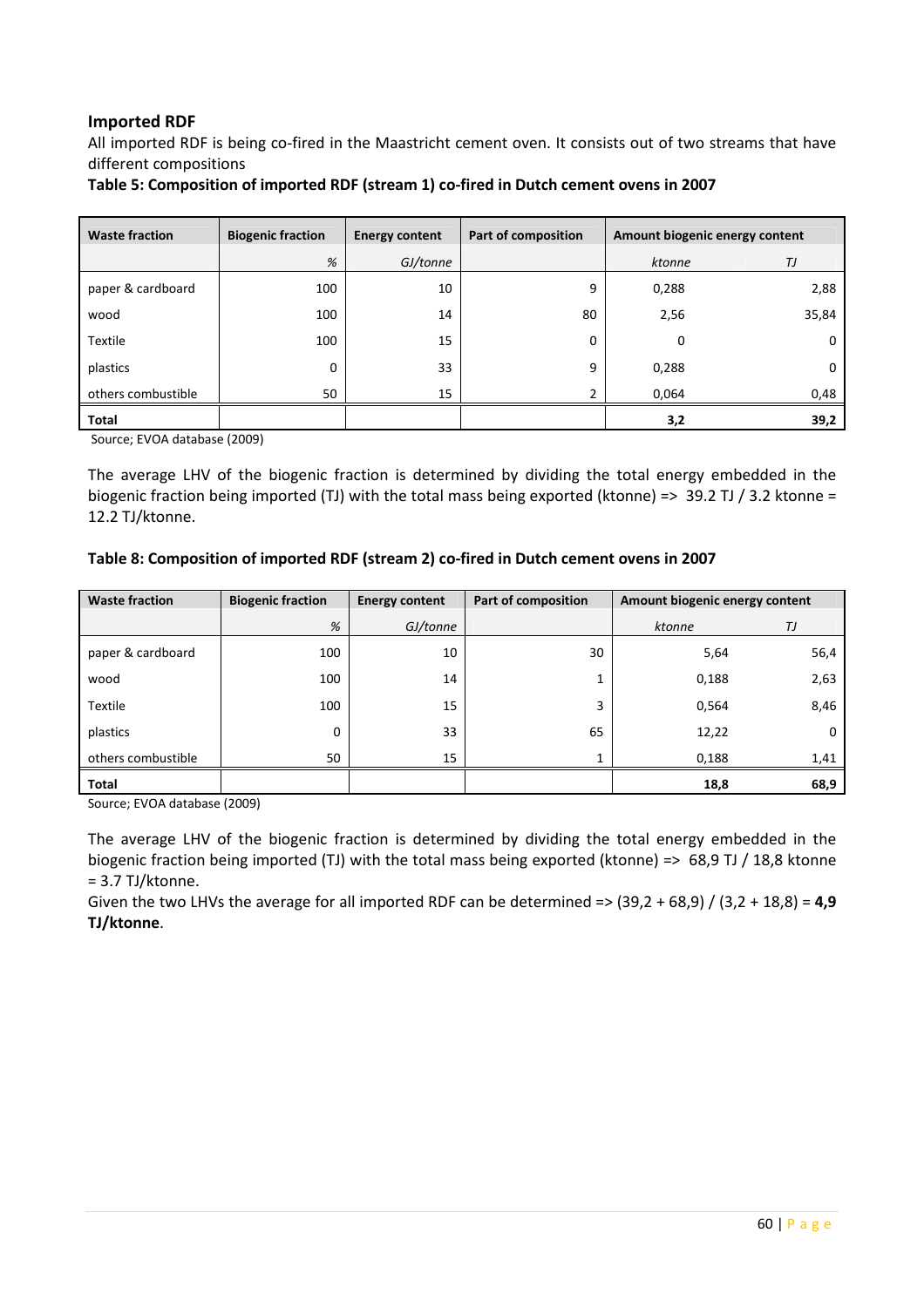### Imported RDF

All imported RDF is being co-fired in the Maastricht cement oven. It consists out of two streams that have different compositions

**Table 5: Composition of imported RDF (stream 1) co-fired in Dutch cement ovens in 2007**

| Waste fraction | Biogenic fraction | Energy content | Part of composition | Amount biogenic energy content | |
|---|---|---|---|---|---|
| | % | GJ/tonne | | ktonne | TJ |
| paper & cardboard | 100 | 10 | 9 | 0,288 | 2,88 |
| wood | 100 | 14 | 80 | 2,56 | 35,84 |
| Textile | 100 | 15 | 0 | 0 | 0 |
| plastics | 0 | 33 | 9 | 0,288 | 0 |
| others combustible | 50 | 15 | 2 | 0,064 | 0,48 |
| **Total** | | | | **3,2** | **39,2** |

Source; EVOA database (2009)

The average LHV of the biogenic fraction is determined by dividing the total energy embedded in the biogenic fraction being imported (TJ) with the total mass being exported (ktonne) => 39.2 TJ / 3.2 ktonne = 12.2 TJ/ktonne.

**Table 8: Composition of imported RDF (stream 2) co-fired in Dutch cement ovens in 2007**

| Waste fraction | Biogenic fraction | Energy content | Part of composition | Amount biogenic energy content | |
|---|---|---|---|---|---|
| | % | GJ/tonne | | ktonne | TJ |
| paper & cardboard | 100 | 10 | 30 | 5,64 | 56,4 |
| wood | 100 | 14 | 1 | 0,188 | 2,63 |
| Textile | 100 | 15 | 3 | 0,564 | 8,46 |
| plastics | 0 | 33 | 65 | 12,22 | 0 |
| others combustible | 50 | 15 | 1 | 0,188 | 1,41 |
| **Total** | | | | **18,8** | **68,9** |

Source; EVOA database (2009)

The average LHV of the biogenic fraction is determined by dividing the total energy embedded in the biogenic fraction being imported (TJ) with the total mass being exported (ktonne) => 68,9 TJ / 18,8 ktonne = 3.7 TJ/ktonne.

Given the two LHVs the average for all imported RDF can be determined => (39,2 + 68,9) / (3,2 + 18,8) = **4,9 TJ/ktonne**.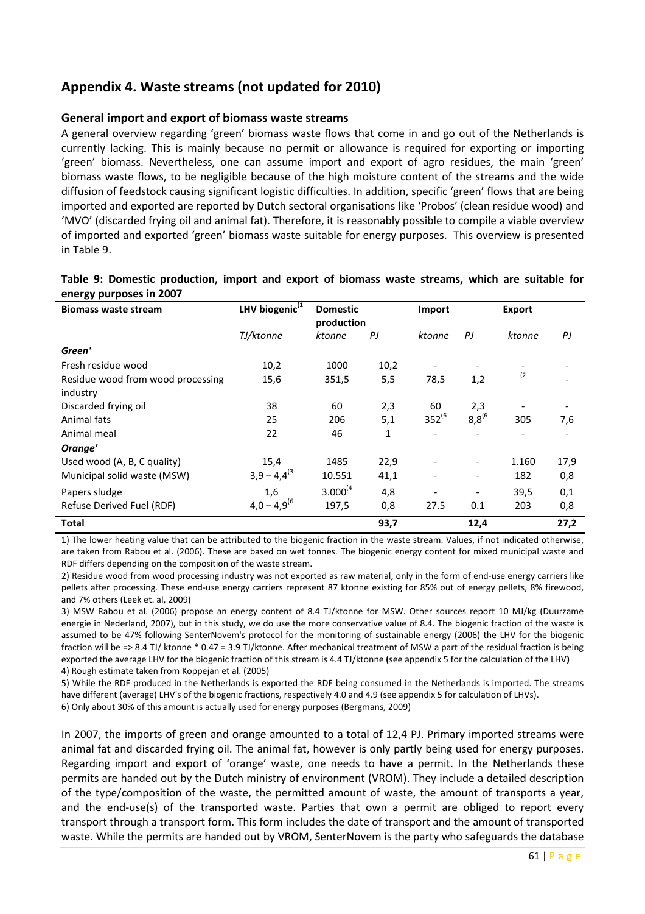## Appendix 4. Waste streams (not updated for 2010)

### General import and export of biomass waste streams

A general overview regarding 'green' biomass waste flows that come in and go out of the Netherlands is currently lacking. This is mainly because no permit or allowance is required for exporting or importing 'green' biomass. Nevertheless, one can assume import and export of agro residues, the main 'green' biomass waste flows, to be negligible because of the high moisture content of the streams and the wide diffusion of feedstock causing significant logistic difficulties. In addition, specific 'green' flows that are being imported and exported are reported by Dutch sectoral organisations like 'Probos' (clean residue wood) and 'MVO' (discarded frying oil and animal fat). Therefore, it is reasonably possible to compile a viable overview of imported and exported 'green' biomass waste suitable for energy purposes. This overview is presented in Table 9.

**Table 9: Domestic production, import and export of biomass waste streams, which are suitable for energy purposes in 2007**

| Biomass waste stream | LHV biogenic[1 | Domestic production | | Import | | Export | |
|---|---|---|---|---|---|---|---|
| | *TJ/ktonne* | *ktonne* | *PJ* | *ktonne* | *PJ* | *ktonne* | *PJ* |
| ***Green'*** | | | | | | | |
| Fresh residue wood | 10,2 | 1000 | 10,2 | - | - | - | - |
| Residue wood from wood processing industry | 15,6 | 351,5 | 5,5 | 78,5 | 1,2 | [2 | - |
| Discarded frying oil | 38 | 60 | 2,3 | 60 | 2,3 | - | - |
| Animal fats | 25 | 206 | 5,1 | 352[6 | 8,8[6 | 305 | 7,6 |
| Animal meal | 22 | 46 | 1 | - | - | - | - |
| ***Orange'*** | | | | | | | |
| Used wood (A, B, C quality) | 15,4 | 1485 | 22,9 | - | - | 1.160 | 17,9 |
| Municipal solid waste (MSW) | 3,9 – 4,4[3 | 10.551 | 41,1 | - | - | 182 | 0,8 |
| Papers sludge | 1,6 | 3.000[4 | 4,8 | - | - | 39,5 | 0,1 |
| Refuse Derived Fuel (RDF) | 4,0 – 4,9[6 | 197,5 | 0,8 | 27.5 | 0.1 | 203 | 0,8 |
| **Total** | | | **93,7** | | **12,4** | | **27,2** |

1) The lower heating value that can be attributed to the biogenic fraction in the waste stream. Values, if not indicated otherwise, are taken from Rabou et al. (2006). These are based on wet tonnes. The biogenic energy content for mixed municipal waste and RDF differs depending on the composition of the waste stream.

2) Residue wood from wood processing industry was not exported as raw material, only in the form of end-use energy carriers like pellets after processing. These end-use energy carriers represent 87 ktonne existing for 85% out of energy pellets, 8% firewood, and 7% others (Leek et. al, 2009)

3) MSW Rabou et al. (2006) propose an energy content of 8.4 TJ/ktonne for MSW. Other sources report 10 MJ/kg (Duurzame energie in Nederland, 2007), but in this study, we do use the more conservative value of 8.4. The biogenic fraction of the waste is assumed to be 47% following SenterNovem's protocol for the monitoring of sustainable energy (2006) the LHV for the biogenic fraction will be => 8.4 TJ/ ktonne * 0.47 = 3.9 TJ/ktonne. After mechanical treatment of MSW a part of the residual fraction is being exported the average LHV for the biogenic fraction of this stream is 4.4 TJ/ktonne **(**see appendix 5 for the calculation of the LHV**)**

4) Rough estimate taken from Koppejan et al. (2005)

5) While the RDF produced in the Netherlands is exported the RDF being consumed in the Netherlands is imported. The streams have different (average) LHV's of the biogenic fractions, respectively 4.0 and 4.9 (see appendix 5 for calculation of LHVs).

6) Only about 30% of this amount is actually used for energy purposes (Bergmans, 2009)

In 2007, the imports of green and orange amounted to a total of 12,4 PJ. Primary imported streams were animal fat and discarded frying oil. The animal fat, however is only partly being used for energy purposes. Regarding import and export of 'orange' waste, one needs to have a permit. In the Netherlands these permits are handed out by the Dutch ministry of environment (VROM). They include a detailed description of the type/composition of the waste, the permitted amount of waste, the amount of transports a year, and the end-use(s) of the transported waste. Parties that own a permit are obliged to report every transport through a transport form. This form includes the date of transport and the amount of transported waste. While the permits are handed out by VROM, SenterNovem is the party who safeguards the database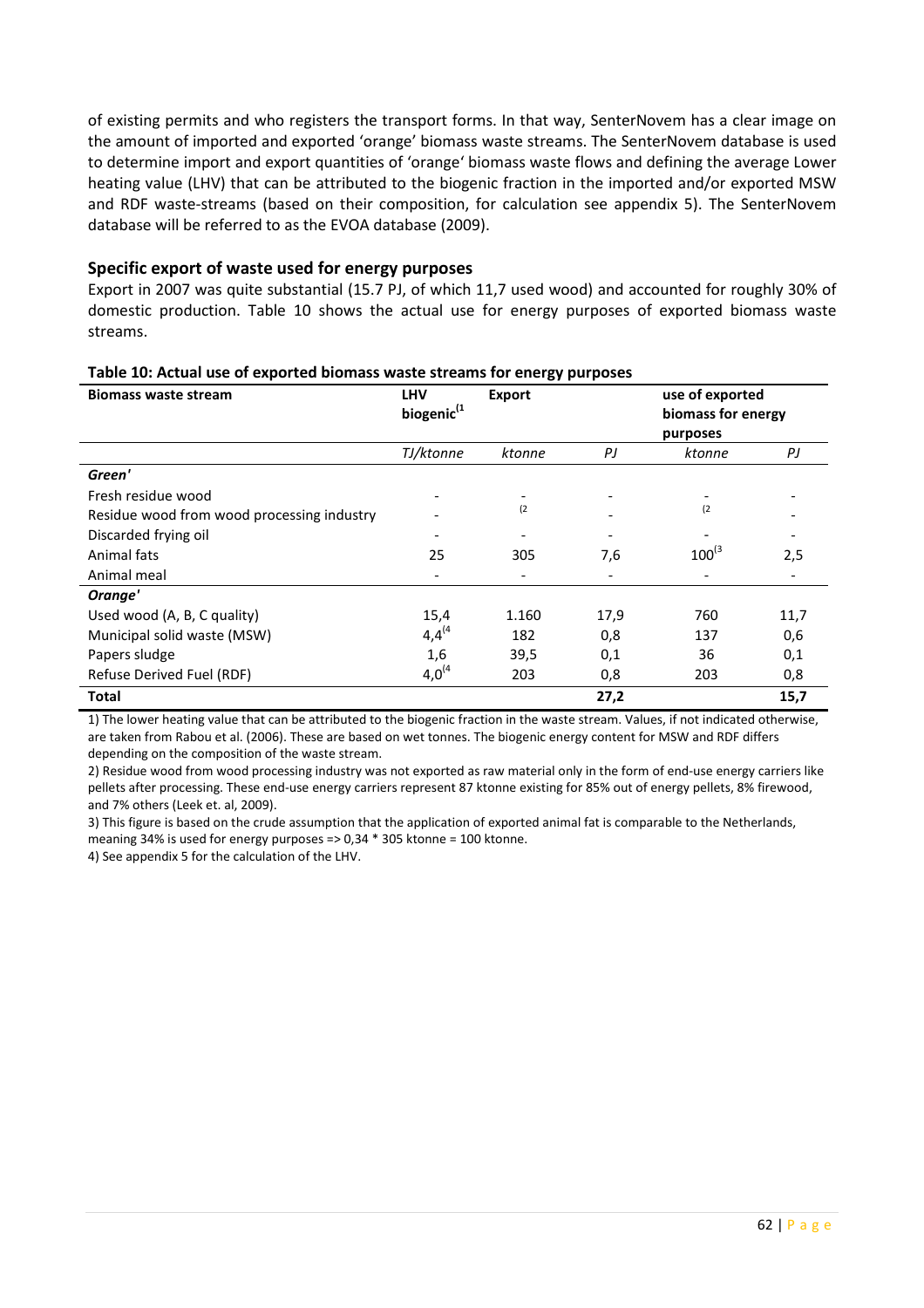of existing permits and who registers the transport forms. In that way, SenterNovem has a clear image on the amount of imported and exported 'orange' biomass waste streams. The SenterNovem database is used to determine import and export quantities of 'orange' biomass waste flows and defining the average Lower heating value (LHV) that can be attributed to the biogenic fraction in the imported and/or exported MSW and RDF waste-streams (based on their composition, for calculation see appendix 5). The SenterNovem database will be referred to as the EVOA database (2009).

### Specific export of waste used for energy purposes

Export in 2007 was quite substantial (15.7 PJ, of which 11,7 used wood) and accounted for roughly 30% of domestic production. Table 10 shows the actual use for energy purposes of exported biomass waste streams.

**Table 10: Actual use of exported biomass waste streams for energy purposes**

| Biomass waste stream | LHV biogenic[1] | Export | | use of exported biomass for energy purposes | |
|---|---|---|---|---|---|
| | *TJ/ktonne* | *ktonne* | *PJ* | *ktonne* | *PJ* |
| ***Green'*** | | | | | |
| Fresh residue wood | - | - | - | - | - |
| Residue wood from wood processing industry | - | [2] | - | [2] | - |
| Discarded frying oil | - | - | - | - | - |
| Animal fats | 25 | 305 | 7,6 | 100[3] | 2,5 |
| Animal meal | - | - | - | - | - |
| ***Orange'*** | | | | | |
| Used wood (A, B, C quality) | 15,4 | 1.160 | 17,9 | 760 | 11,7 |
| Municipal solid waste (MSW) | 4,4[4] | 182 | 0,8 | 137 | 0,6 |
| Papers sludge | 1,6 | 39,5 | 0,1 | 36 | 0,1 |
| Refuse Derived Fuel (RDF) | 4,0[4] | 203 | 0,8 | 203 | 0,8 |
| **Total** | | | **27,2** | | **15,7** |

1) The lower heating value that can be attributed to the biogenic fraction in the waste stream. Values, if not indicated otherwise, are taken from Rabou et al. (2006). These are based on wet tonnes. The biogenic energy content for MSW and RDF differs depending on the composition of the waste stream.

2) Residue wood from wood processing industry was not exported as raw material only in the form of end-use energy carriers like pellets after processing. These end-use energy carriers represent 87 ktonne existing for 85% out of energy pellets, 8% firewood, and 7% others (Leek et. al, 2009).

3) This figure is based on the crude assumption that the application of exported animal fat is comparable to the Netherlands, meaning 34% is used for energy purposes => 0,34 * 305 ktonne = 100 ktonne.

4) See appendix 5 for the calculation of the LHV.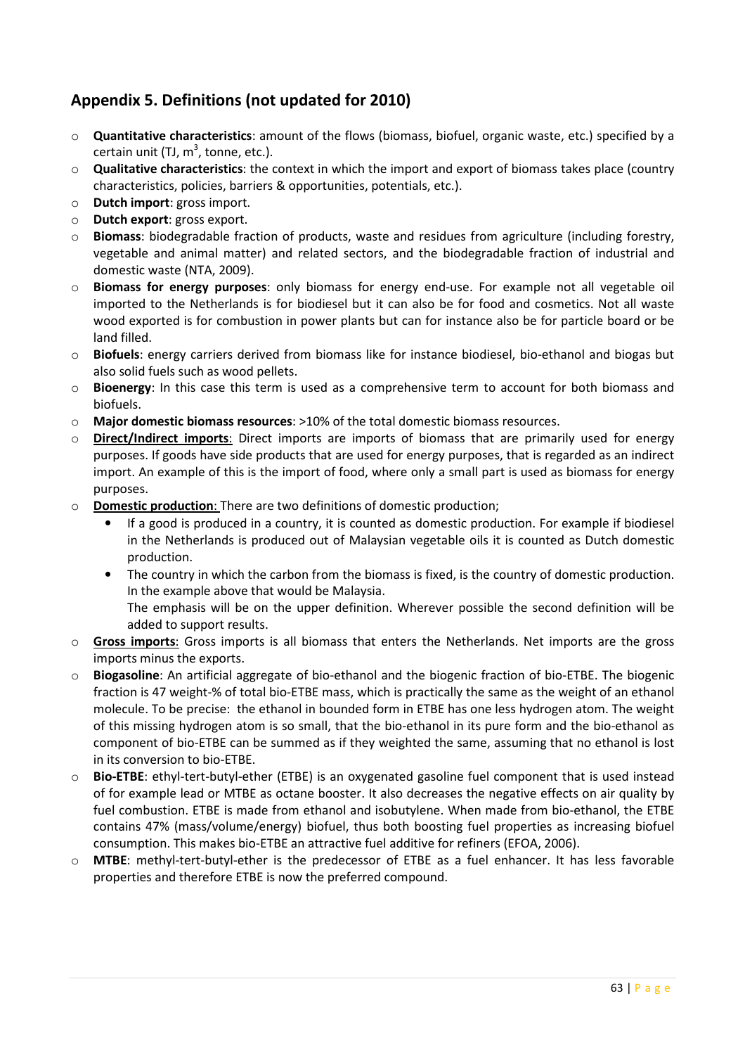## Appendix 5. Definitions (not updated for 2010)

- **Quantitative characteristics**: amount of the flows (biomass, biofuel, organic waste, etc.) specified by a certain unit (TJ, $m^3$, tonne, etc.).
- **Qualitative characteristics**: the context in which the import and export of biomass takes place (country characteristics, policies, barriers & opportunities, potentials, etc.).
- **Dutch import**: gross import.
- **Dutch export**: gross export.
- **Biomass**: biodegradable fraction of products, waste and residues from agriculture (including forestry, vegetable and animal matter) and related sectors, and the biodegradable fraction of industrial and domestic waste (NTA, 2009).
- **Biomass for energy purposes**: only biomass for energy end-use. For example not all vegetable oil imported to the Netherlands is for biodiesel but it can also be for food and cosmetics. Not all waste wood exported is for combustion in power plants but can for instance also be for particle board or be land filled.
- **Biofuels**: energy carriers derived from biomass like for instance biodiesel, bio-ethanol and biogas but also solid fuels such as wood pellets.
- **Bioenergy**: In this case this term is used as a comprehensive term to account for both biomass and biofuels.
- **Major domestic biomass resources**: >10% of the total domestic biomass resources.
- **<u>Direct/Indirect imports</u>**: Direct imports are imports of biomass that are primarily used for energy purposes. If goods have side products that are used for energy purposes, that is regarded as an indirect import. An example of this is the import of food, where only a small part is used as biomass for energy purposes.
- **<u>Domestic production</u>**: There are two definitions of domestic production;
  - If a good is produced in a country, it is counted as domestic production. For example if biodiesel in the Netherlands is produced out of Malaysian vegetable oils it is counted as Dutch domestic production.
  - The country in which the carbon from the biomass is fixed, is the country of domestic production. In the example above that would be Malaysia.

    The emphasis will be on the upper definition. Wherever possible the second definition will be added to support results.
- **<u>Gross imports</u>**: Gross imports is all biomass that enters the Netherlands. Net imports are the gross imports minus the exports.
- **Biogasoline**: An artificial aggregate of bio-ethanol and the biogenic fraction of bio-ETBE. The biogenic fraction is 47 weight-% of total bio-ETBE mass, which is practically the same as the weight of an ethanol molecule. To be precise: the ethanol in bounded form in ETBE has one less hydrogen atom. The weight of this missing hydrogen atom is so small, that the bio-ethanol in its pure form and the bio-ethanol as component of bio-ETBE can be summed as if they weighted the same, assuming that no ethanol is lost in its conversion to bio-ETBE.
- **Bio-ETBE**: ethyl-tert-butyl-ether (ETBE) is an oxygenated gasoline fuel component that is used instead of for example lead or MTBE as octane booster. It also decreases the negative effects on air quality by fuel combustion. ETBE is made from ethanol and isobutylene. When made from bio-ethanol, the ETBE contains 47% (mass/volume/energy) biofuel, thus both boosting fuel properties as increasing biofuel consumption. This makes bio-ETBE an attractive fuel additive for refiners (EFOA, 2006).
- **MTBE**: methyl-tert-butyl-ether is the predecessor of ETBE as a fuel enhancer. It has less favorable properties and therefore ETBE is now the preferred compound.